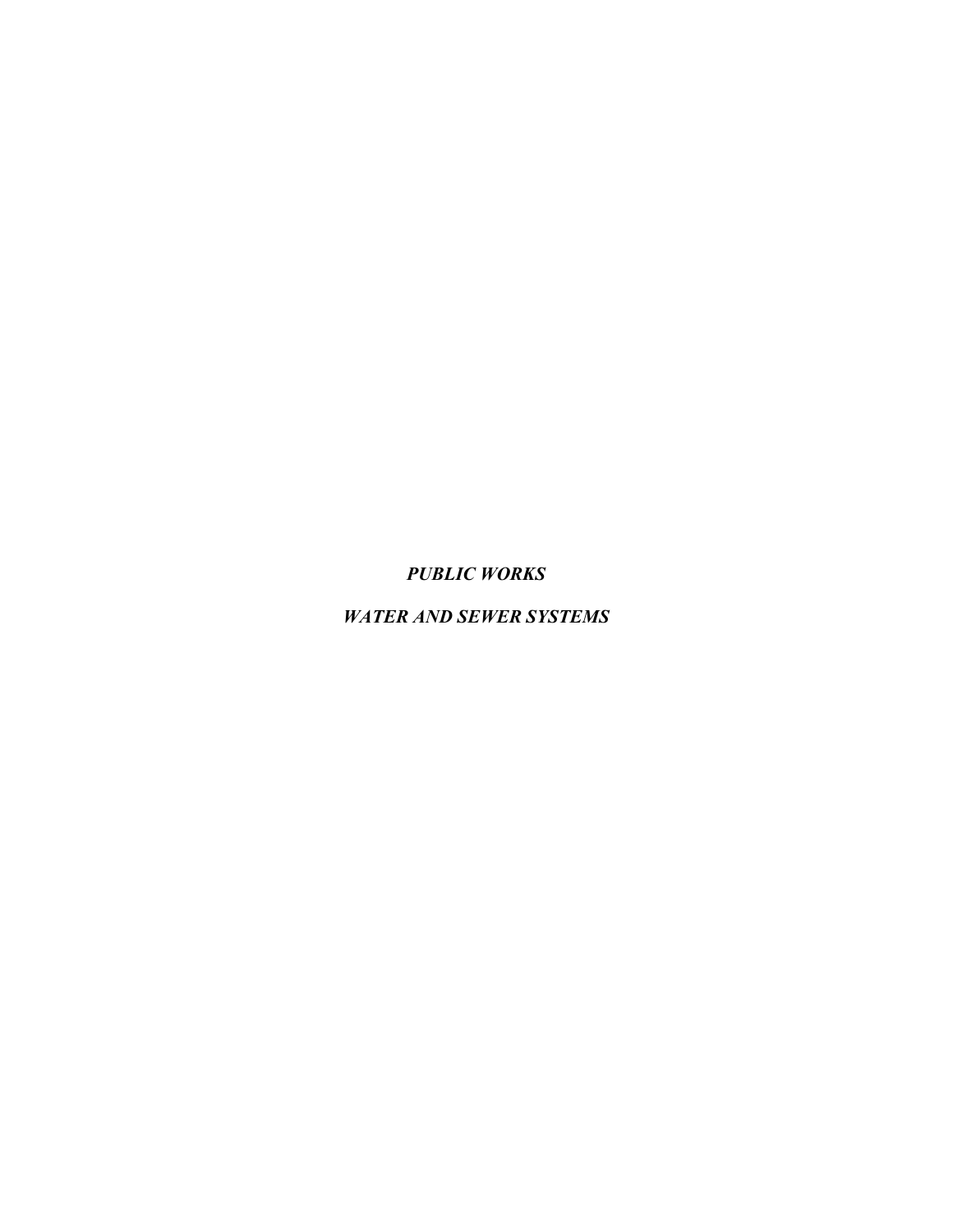# *PUBLIC WORKS*

## *WATER AND SEWER SYSTEMS*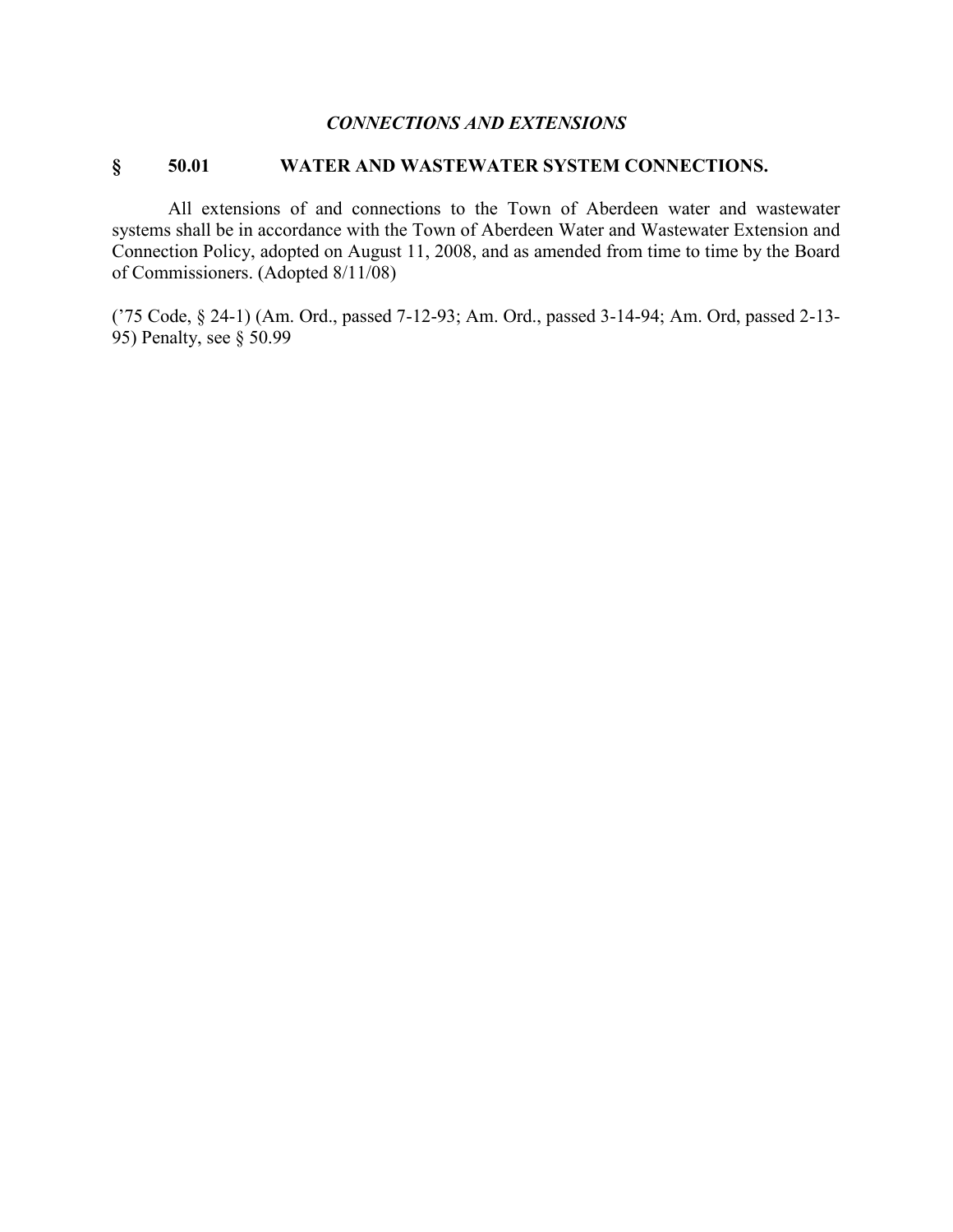### *CONNECTIONS AND EXTENSIONS*

### § 50.01 WATER AND WASTEWATER SYSTEM CONNECTIONS.

All extensions of and connections to the Town of Aberdeen water and wastewater systems shall be in accordance with the Town of Aberdeen Water and Wastewater Extension and Connection Policy, adopted on August 11, 2008, and as amended from time to time by the Board of Commissioners. (Adopted 8/11/08)

('75 Code, § 24-1) (Am. Ord., passed 7-12-93; Am. Ord., passed 3-14-94; Am. Ord, passed 2-13-95) Penalty, see § 50.99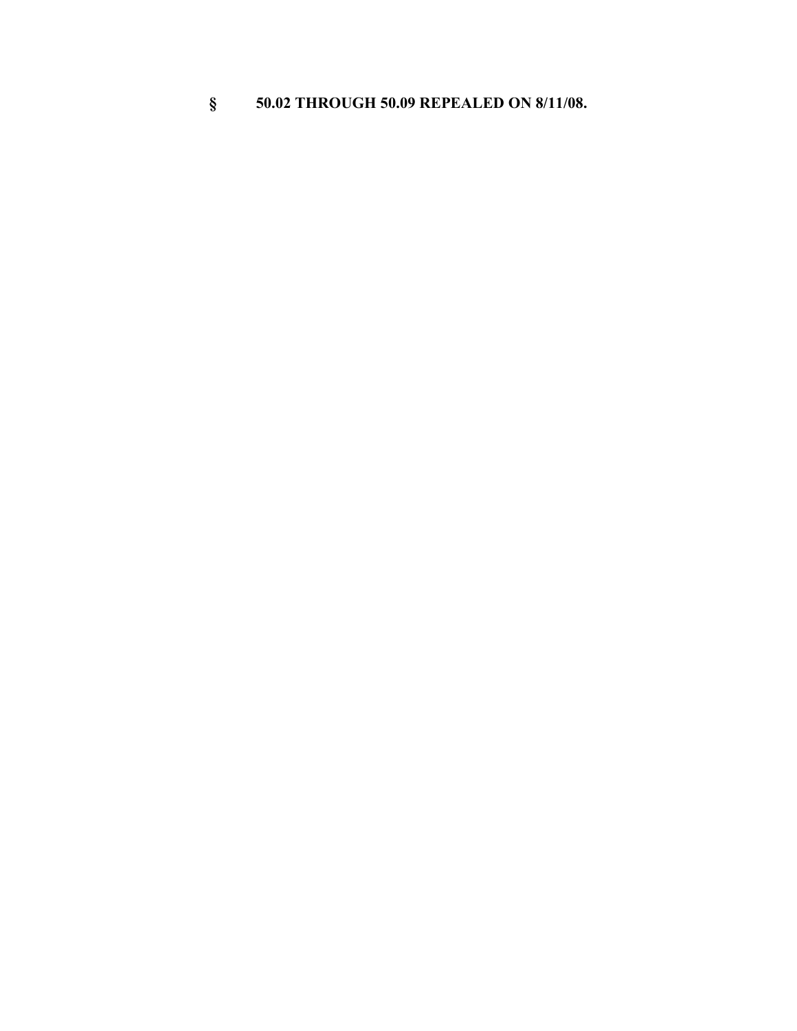**§ 50.02 THROUGH 50.09 REPEALED ON 8/11/08.**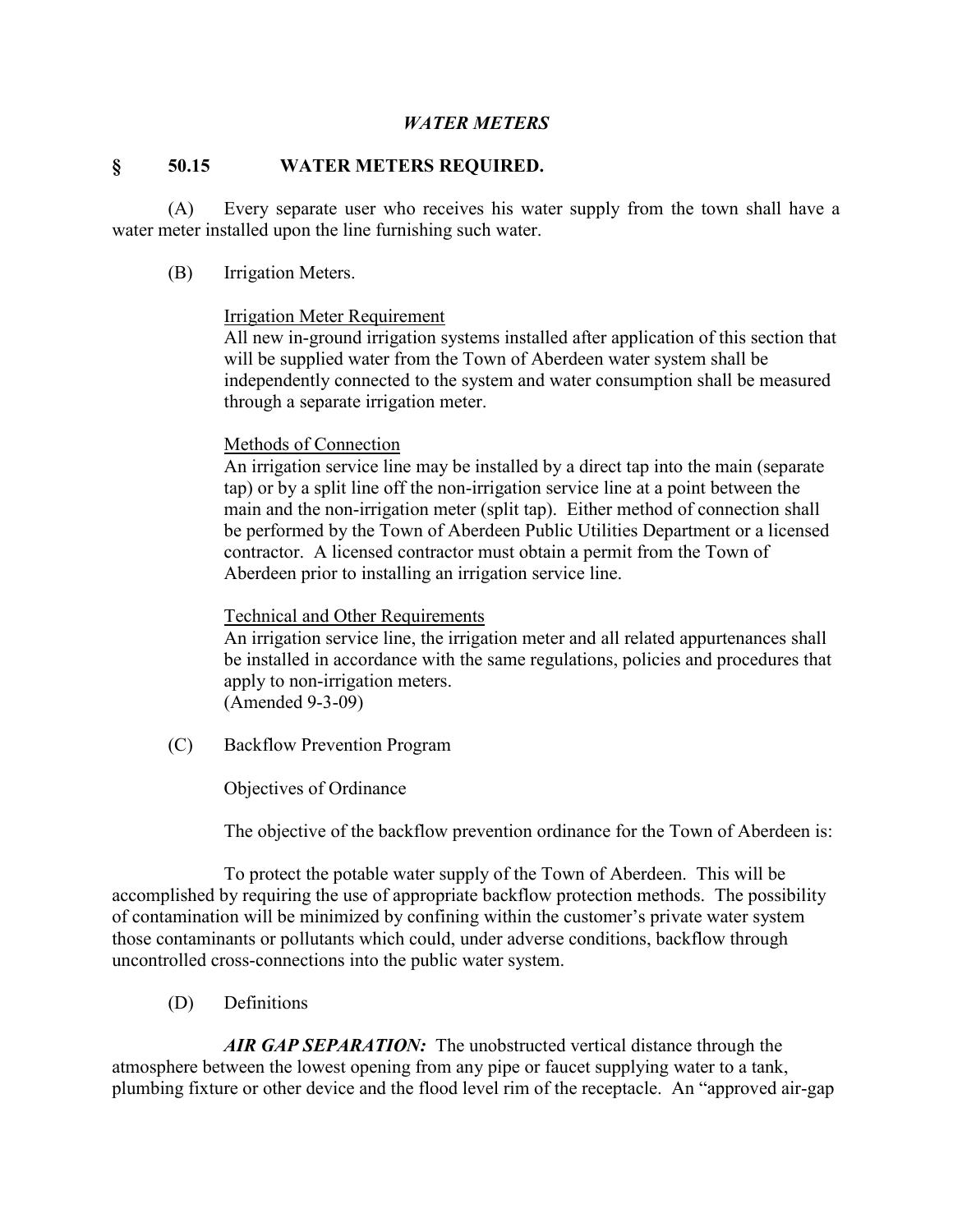## *WATER METERS*

### § 50.15 WATER METERS REQUIRED.

(A) Every separate user who receives his water supply from the town shall have a water meter installed upon the line furnishing such water.

(B) Irrigation Meters.

<u>Irrigation Meter Requirement</u>
All new in-ground irrigation systems installed after application of this section that will be supplied water from the Town of Aberdeen water system shall be independently connected to the system and water consumption shall be measured through a separate irrigation meter.

<u>Methods of Connection</u>
An irrigation service line may be installed by a direct tap into the main (separate tap) or by a split line off the non-irrigation service line at a point between the main and the non-irrigation meter (split tap). Either method of connection shall be performed by the Town of Aberdeen Public Utilities Department or a licensed contractor. A licensed contractor must obtain a permit from the Town of Aberdeen prior to installing an irrigation service line.

<u>Technical and Other Requirements</u>
An irrigation service line, the irrigation meter and all related appurtenances shall be installed in accordance with the same regulations, policies and procedures that apply to non-irrigation meters.
(Amended 9-3-09)

(C) Backflow Prevention Program

Objectives of Ordinance

The objective of the backflow prevention ordinance for the Town of Aberdeen is:

To protect the potable water supply of the Town of Aberdeen. This will be accomplished by requiring the use of appropriate backflow protection methods. The possibility of contamination will be minimized by confining within the customer's private water system those contaminants or pollutants which could, under adverse conditions, backflow through uncontrolled cross-connections into the public water system.

(D) Definitions

***AIR GAP SEPARATION:*** The unobstructed vertical distance through the atmosphere between the lowest opening from any pipe or faucet supplying water to a tank, plumbing fixture or other device and the flood level rim of the receptacle. An "approved air-gap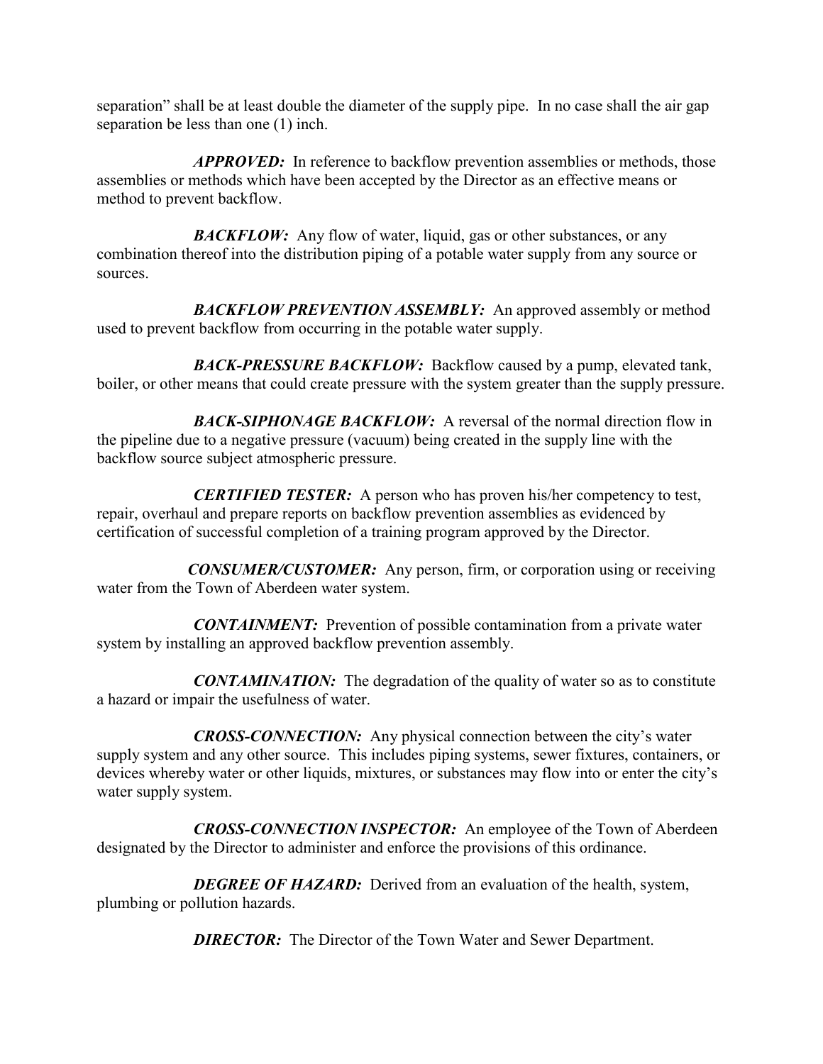separation" shall be at least double the diameter of the supply pipe. In no case shall the air gap separation be less than one (1) inch.

***APPROVED:*** In reference to backflow prevention assemblies or methods, those assemblies or methods which have been accepted by the Director as an effective means or method to prevent backflow.

***BACKFLOW:*** Any flow of water, liquid, gas or other substances, or any combination thereof into the distribution piping of a potable water supply from any source or sources.

***BACKFLOW PREVENTION ASSEMBLY:*** An approved assembly or method used to prevent backflow from occurring in the potable water supply.

***BACK-PRESSURE BACKFLOW:*** Backflow caused by a pump, elevated tank, boiler, or other means that could create pressure with the system greater than the supply pressure.

***BACK-SIPHONAGE BACKFLOW:*** A reversal of the normal direction flow in the pipeline due to a negative pressure (vacuum) being created in the supply line with the backflow source subject atmospheric pressure.

***CERTIFIED TESTER:*** A person who has proven his/her competency to test, repair, overhaul and prepare reports on backflow prevention assemblies as evidenced by certification of successful completion of a training program approved by the Director.

***CONSUMER/CUSTOMER:*** Any person, firm, or corporation using or receiving water from the Town of Aberdeen water system.

***CONTAINMENT:*** Prevention of possible contamination from a private water system by installing an approved backflow prevention assembly.

***CONTAMINATION:*** The degradation of the quality of water so as to constitute a hazard or impair the usefulness of water.

***CROSS-CONNECTION:*** Any physical connection between the city's water supply system and any other source. This includes piping systems, sewer fixtures, containers, or devices whereby water or other liquids, mixtures, or substances may flow into or enter the city's water supply system.

***CROSS-CONNECTION INSPECTOR:*** An employee of the Town of Aberdeen designated by the Director to administer and enforce the provisions of this ordinance.

***DEGREE OF HAZARD:*** Derived from an evaluation of the health, system, plumbing or pollution hazards.

***DIRECTOR:*** The Director of the Town Water and Sewer Department.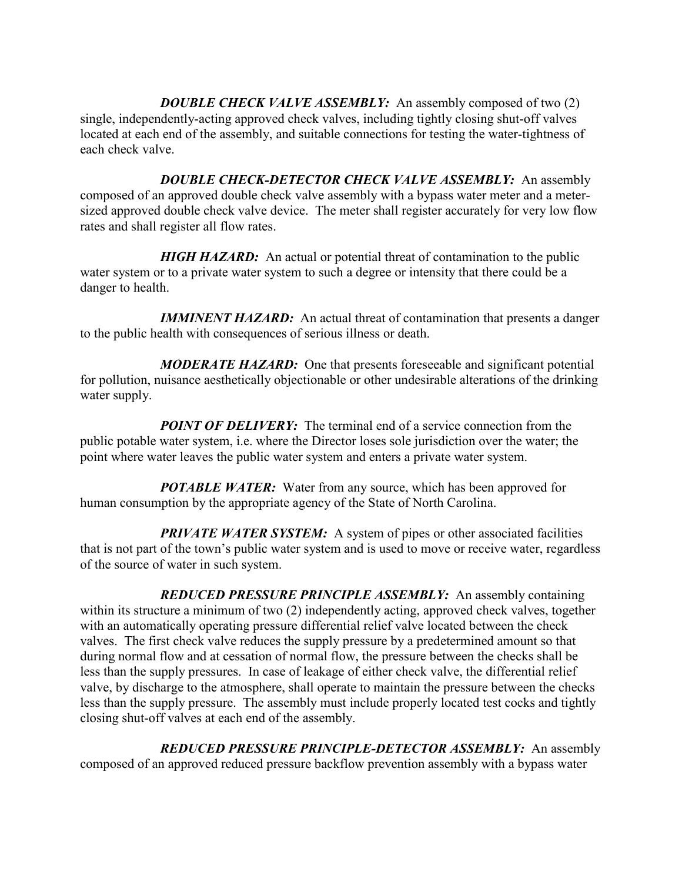***DOUBLE CHECK VALVE ASSEMBLY:*** An assembly composed of two (2) single, independently-acting approved check valves, including tightly closing shut-off valves located at each end of the assembly, and suitable connections for testing the water-tightness of each check valve.

***DOUBLE CHECK-DETECTOR CHECK VALVE ASSEMBLY:*** An assembly composed of an approved double check valve assembly with a bypass water meter and a meter-sized approved double check valve device. The meter shall register accurately for very low flow rates and shall register all flow rates.

***HIGH HAZARD:*** An actual or potential threat of contamination to the public water system or to a private water system to such a degree or intensity that there could be a danger to health.

***IMMINENT HAZARD:*** An actual threat of contamination that presents a danger to the public health with consequences of serious illness or death.

***MODERATE HAZARD:*** One that presents foreseeable and significant potential for pollution, nuisance aesthetically objectionable or other undesirable alterations of the drinking water supply.

***POINT OF DELIVERY:*** The terminal end of a service connection from the public potable water system, i.e. where the Director loses sole jurisdiction over the water; the point where water leaves the public water system and enters a private water system.

***POTABLE WATER:*** Water from any source, which has been approved for human consumption by the appropriate agency of the State of North Carolina.

***PRIVATE WATER SYSTEM:*** A system of pipes or other associated facilities that is not part of the town's public water system and is used to move or receive water, regardless of the source of water in such system.

***REDUCED PRESSURE PRINCIPLE ASSEMBLY:*** An assembly containing within its structure a minimum of two (2) independently acting, approved check valves, together with an automatically operating pressure differential relief valve located between the check valves. The first check valve reduces the supply pressure by a predetermined amount so that during normal flow and at cessation of normal flow, the pressure between the checks shall be less than the supply pressures. In case of leakage of either check valve, the differential relief valve, by discharge to the atmosphere, shall operate to maintain the pressure between the checks less than the supply pressure. The assembly must include properly located test cocks and tightly closing shut-off valves at each end of the assembly.

***REDUCED PRESSURE PRINCIPLE-DETECTOR ASSEMBLY:*** An assembly composed of an approved reduced pressure backflow prevention assembly with a bypass water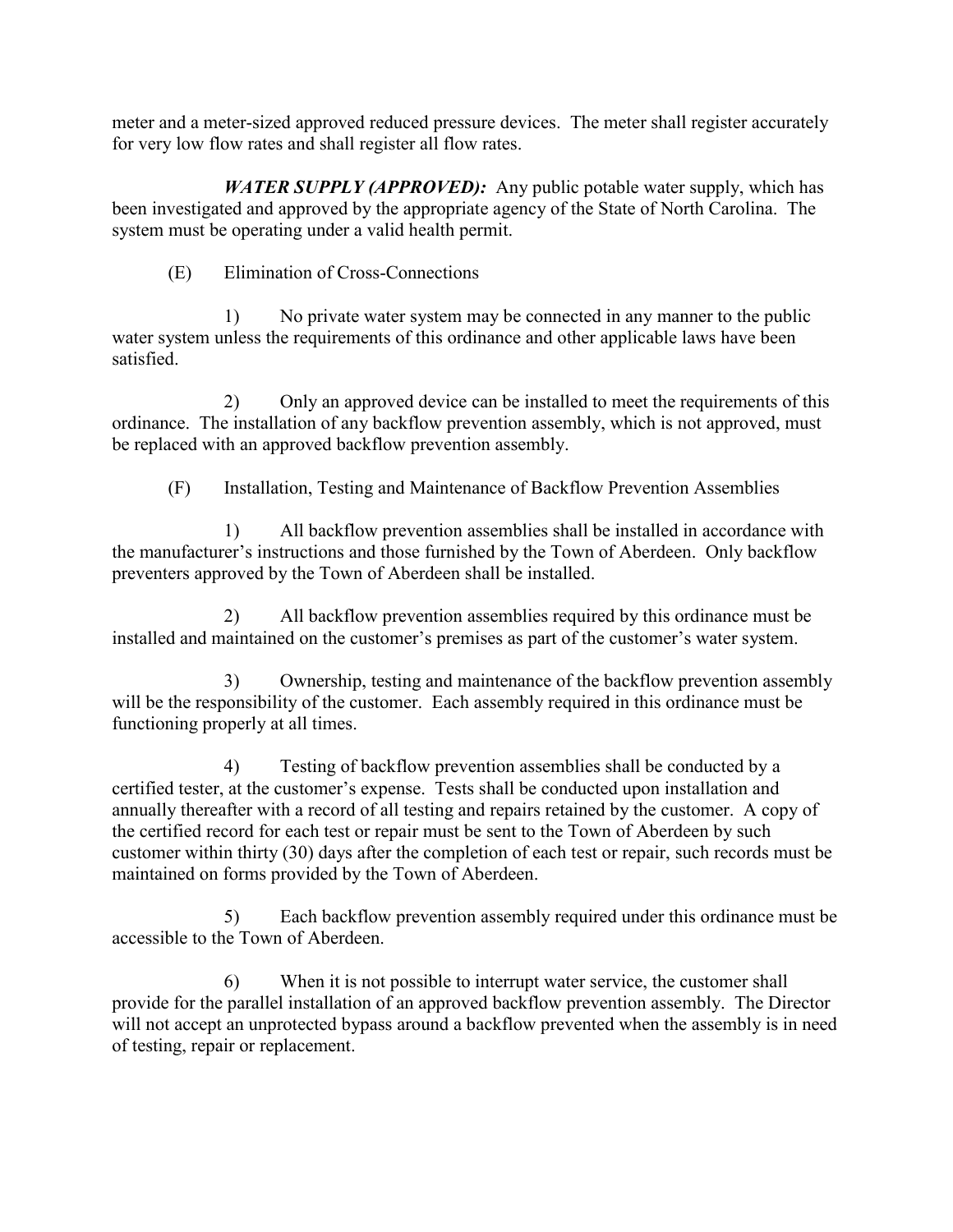meter and a meter-sized approved reduced pressure devices. The meter shall register accurately for very low flow rates and shall register all flow rates.

***WATER SUPPLY (APPROVED):*** Any public potable water supply, which has been investigated and approved by the appropriate agency of the State of North Carolina. The system must be operating under a valid health permit.

(E) Elimination of Cross-Connections

1) No private water system may be connected in any manner to the public water system unless the requirements of this ordinance and other applicable laws have been satisfied.

2) Only an approved device can be installed to meet the requirements of this ordinance. The installation of any backflow prevention assembly, which is not approved, must be replaced with an approved backflow prevention assembly.

(F) Installation, Testing and Maintenance of Backflow Prevention Assemblies

1) All backflow prevention assemblies shall be installed in accordance with the manufacturer's instructions and those furnished by the Town of Aberdeen. Only backflow preventers approved by the Town of Aberdeen shall be installed.

2) All backflow prevention assemblies required by this ordinance must be installed and maintained on the customer's premises as part of the customer's water system.

3) Ownership, testing and maintenance of the backflow prevention assembly will be the responsibility of the customer. Each assembly required in this ordinance must be functioning properly at all times.

4) Testing of backflow prevention assemblies shall be conducted by a certified tester, at the customer's expense. Tests shall be conducted upon installation and annually thereafter with a record of all testing and repairs retained by the customer. A copy of the certified record for each test or repair must be sent to the Town of Aberdeen by such customer within thirty (30) days after the completion of each test or repair, such records must be maintained on forms provided by the Town of Aberdeen.

5) Each backflow prevention assembly required under this ordinance must be accessible to the Town of Aberdeen.

6) When it is not possible to interrupt water service, the customer shall provide for the parallel installation of an approved backflow prevention assembly. The Director will not accept an unprotected bypass around a backflow prevented when the assembly is in need of testing, repair or replacement.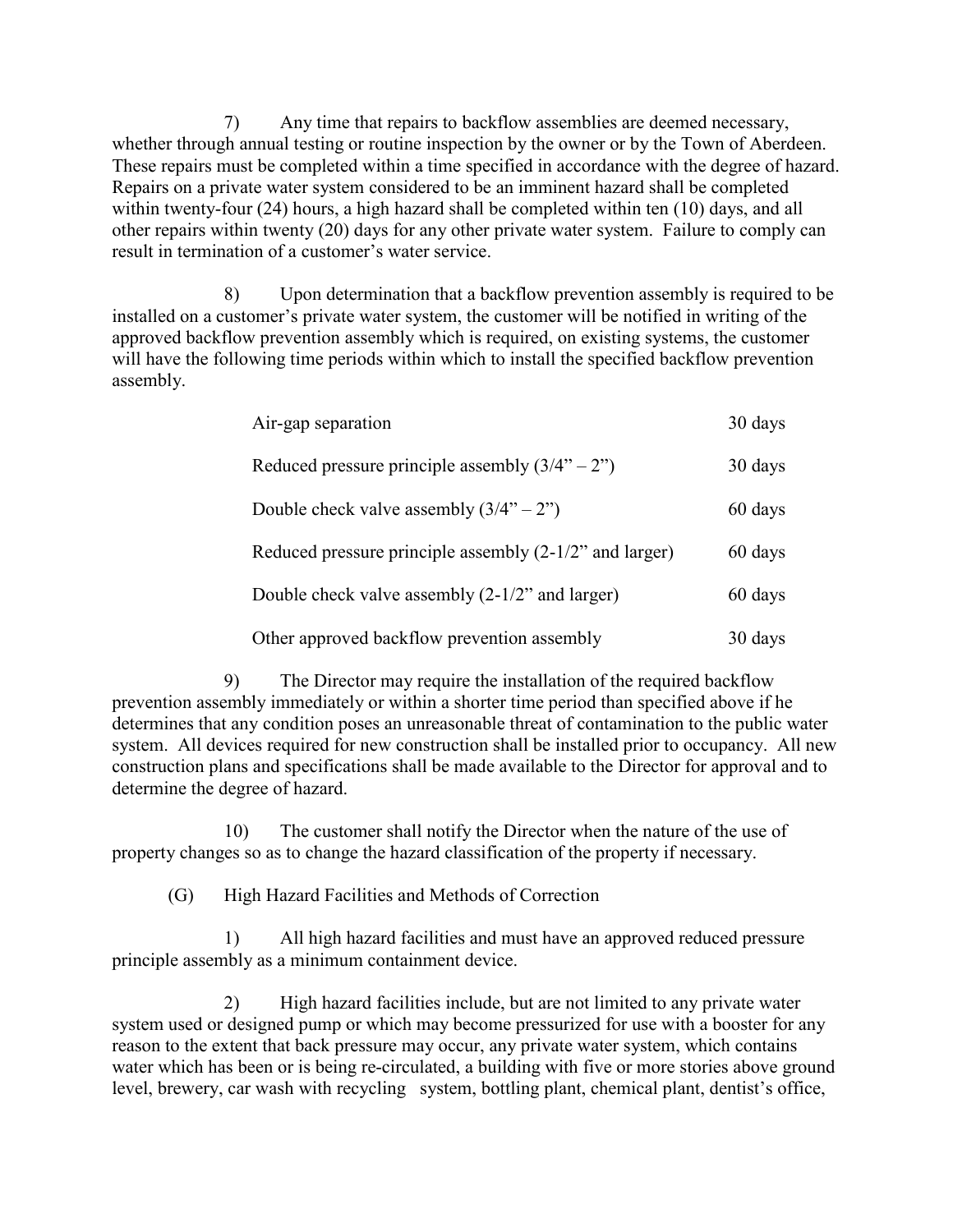7) Any time that repairs to backflow assemblies are deemed necessary, whether through annual testing or routine inspection by the owner or by the Town of Aberdeen. These repairs must be completed within a time specified in accordance with the degree of hazard. Repairs on a private water system considered to be an imminent hazard shall be completed within twenty-four (24) hours, a high hazard shall be completed within ten (10) days, and all other repairs within twenty (20) days for any other private water system. Failure to comply can result in termination of a customer's water service.

8) Upon determination that a backflow prevention assembly is required to be installed on a customer's private water system, the customer will be notified in writing of the approved backflow prevention assembly which is required, on existing systems, the customer will have the following time periods within which to install the specified backflow prevention assembly.

| | |
|---|---|
| Air-gap separation | 30 days |
| Reduced pressure principle assembly (3/4" – 2") | 30 days |
| Double check valve assembly (3/4" – 2") | 60 days |
| Reduced pressure principle assembly (2-1/2" and larger) | 60 days |
| Double check valve assembly (2-1/2" and larger) | 60 days |
| Other approved backflow prevention assembly | 30 days |

9) The Director may require the installation of the required backflow prevention assembly immediately or within a shorter time period than specified above if he determines that any condition poses an unreasonable threat of contamination to the public water system. All devices required for new construction shall be installed prior to occupancy. All new construction plans and specifications shall be made available to the Director for approval and to determine the degree of hazard.

10) The customer shall notify the Director when the nature of the use of property changes so as to change the hazard classification of the property if necessary.

(G) High Hazard Facilities and Methods of Correction

1) All high hazard facilities and must have an approved reduced pressure principle assembly as a minimum containment device.

2) High hazard facilities include, but are not limited to any private water system used or designed pump or which may become pressurized for use with a booster for any reason to the extent that back pressure may occur, any private water system, which contains water which has been or is being re-circulated, a building with five or more stories above ground level, brewery, car wash with recycling system, bottling plant, chemical plant, dentist's office,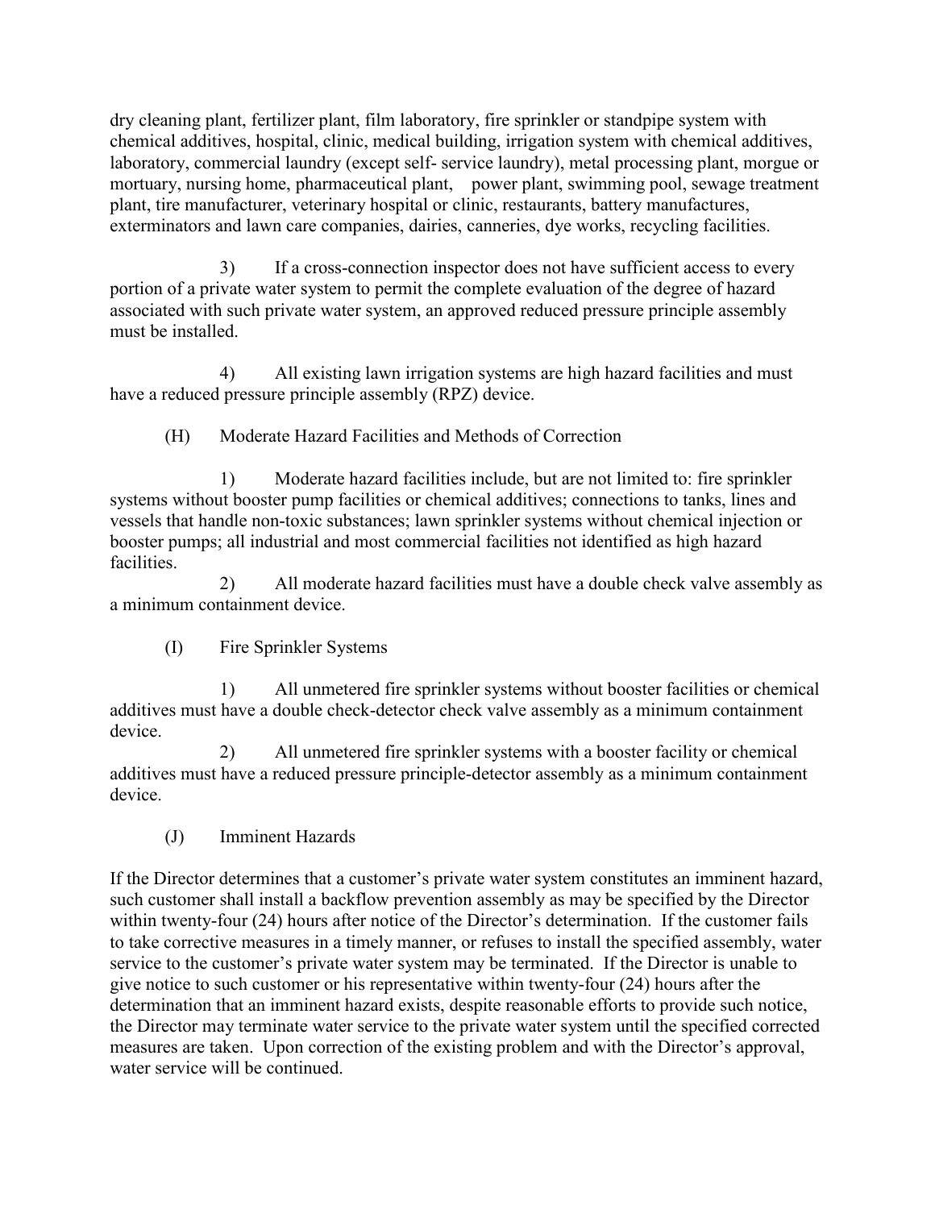dry cleaning plant, fertilizer plant, film laboratory, fire sprinkler or standpipe system with chemical additives, hospital, clinic, medical building, irrigation system with chemical additives, laboratory, commercial laundry (except self- service laundry), metal processing plant, morgue or mortuary, nursing home, pharmaceutical plant, power plant, swimming pool, sewage treatment plant, tire manufacturer, veterinary hospital or clinic, restaurants, battery manufactures, exterminators and lawn care companies, dairies, canneries, dye works, recycling facilities.

3) If a cross-connection inspector does not have sufficient access to every portion of a private water system to permit the complete evaluation of the degree of hazard associated with such private water system, an approved reduced pressure principle assembly must be installed.

4) All existing lawn irrigation systems are high hazard facilities and must have a reduced pressure principle assembly (RPZ) device.

(H) Moderate Hazard Facilities and Methods of Correction

1) Moderate hazard facilities include, but are not limited to: fire sprinkler systems without booster pump facilities or chemical additives; connections to tanks, lines and vessels that handle non-toxic substances; lawn sprinkler systems without chemical injection or booster pumps; all industrial and most commercial facilities not identified as high hazard facilities.

2) All moderate hazard facilities must have a double check valve assembly as a minimum containment device.

(I) Fire Sprinkler Systems

1) All unmetered fire sprinkler systems without booster facilities or chemical additives must have a double check-detector check valve assembly as a minimum containment device.

2) All unmetered fire sprinkler systems with a booster facility or chemical additives must have a reduced pressure principle-detector assembly as a minimum containment device.

(J) Imminent Hazards

If the Director determines that a customer's private water system constitutes an imminent hazard, such customer shall install a backflow prevention assembly as may be specified by the Director within twenty-four (24) hours after notice of the Director's determination. If the customer fails to take corrective measures in a timely manner, or refuses to install the specified assembly, water service to the customer's private water system may be terminated. If the Director is unable to give notice to such customer or his representative within twenty-four (24) hours after the determination that an imminent hazard exists, despite reasonable efforts to provide such notice, the Director may terminate water service to the private water system until the specified corrected measures are taken. Upon correction of the existing problem and with the Director's approval, water service will be continued.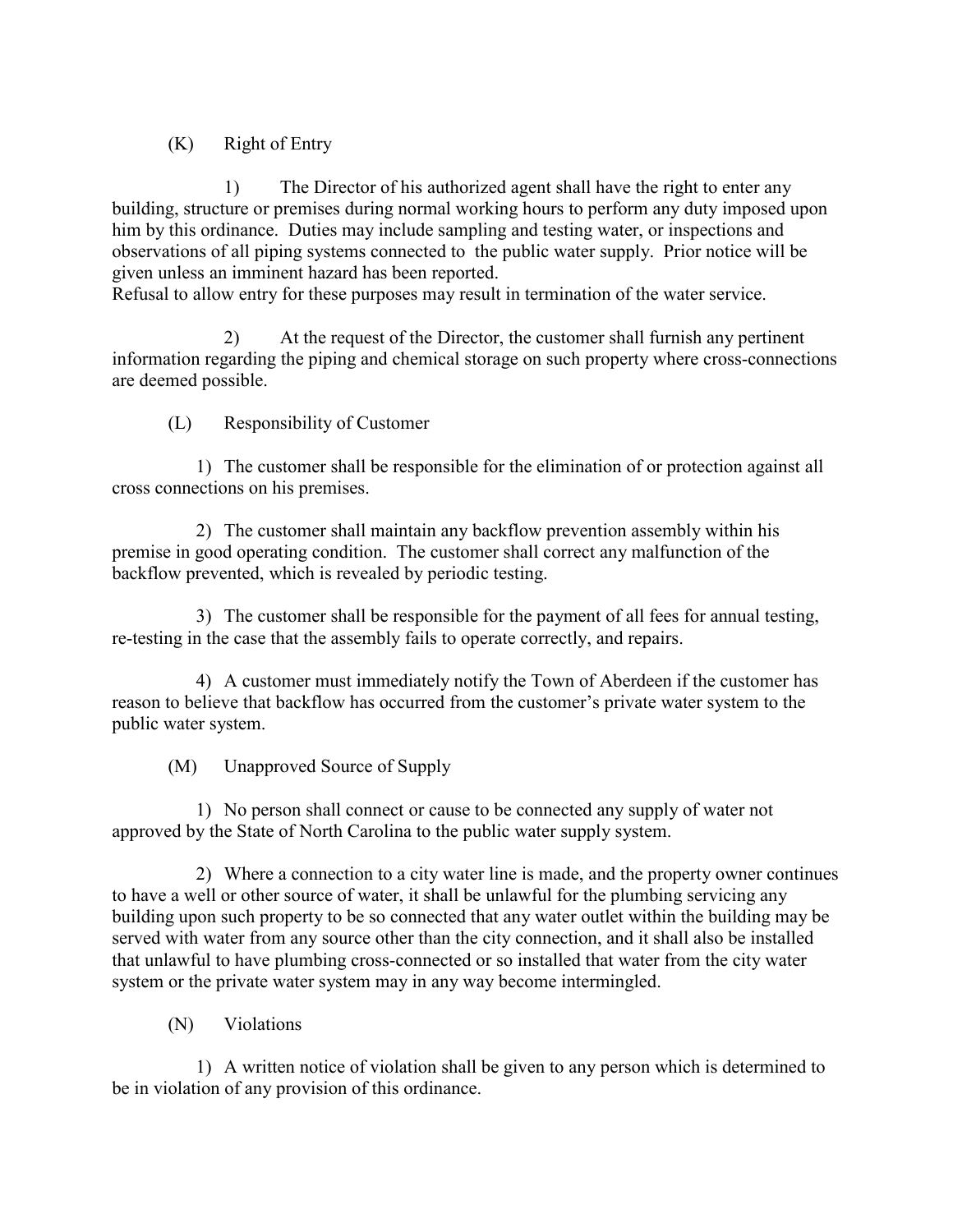(K) Right of Entry

1) The Director of his authorized agent shall have the right to enter any building, structure or premises during normal working hours to perform any duty imposed upon him by this ordinance. Duties may include sampling and testing water, or inspections and observations of all piping systems connected to the public water supply. Prior notice will be given unless an imminent hazard has been reported.
Refusal to allow entry for these purposes may result in termination of the water service.

2) At the request of the Director, the customer shall furnish any pertinent information regarding the piping and chemical storage on such property where cross-connections are deemed possible.

(L) Responsibility of Customer

1) The customer shall be responsible for the elimination of or protection against all cross connections on his premises.

2) The customer shall maintain any backflow prevention assembly within his premise in good operating condition. The customer shall correct any malfunction of the backflow prevented, which is revealed by periodic testing.

3) The customer shall be responsible for the payment of all fees for annual testing, re-testing in the case that the assembly fails to operate correctly, and repairs.

4) A customer must immediately notify the Town of Aberdeen if the customer has reason to believe that backflow has occurred from the customer's private water system to the public water system.

(M) Unapproved Source of Supply

1) No person shall connect or cause to be connected any supply of water not approved by the State of North Carolina to the public water supply system.

2) Where a connection to a city water line is made, and the property owner continues to have a well or other source of water, it shall be unlawful for the plumbing servicing any building upon such property to be so connected that any water outlet within the building may be served with water from any source other than the city connection, and it shall also be installed that unlawful to have plumbing cross-connected or so installed that water from the city water system or the private water system may in any way become intermingled.

(N) Violations

1) A written notice of violation shall be given to any person which is determined to be in violation of any provision of this ordinance.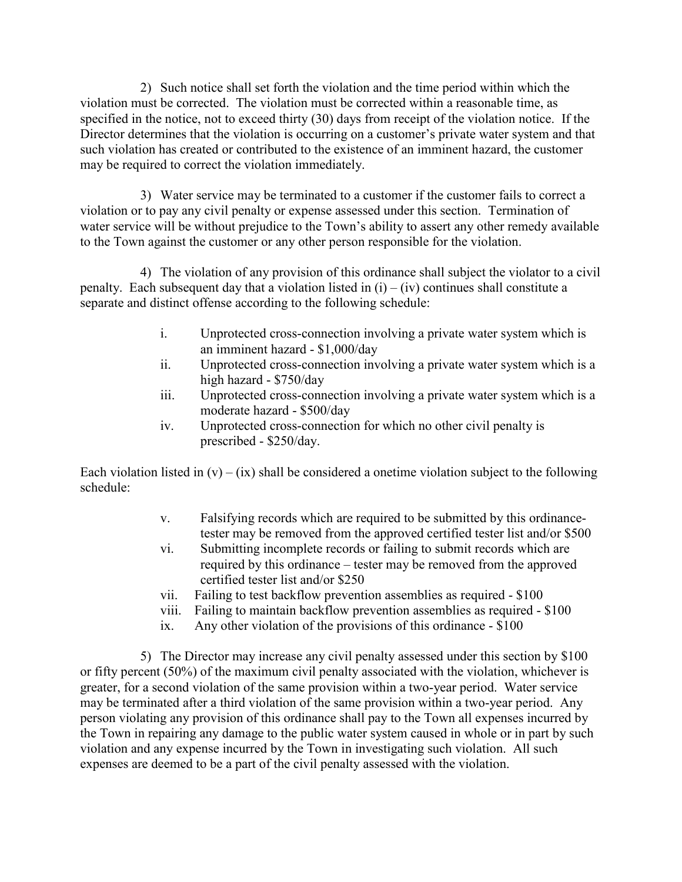2) Such notice shall set forth the violation and the time period within which the violation must be corrected. The violation must be corrected within a reasonable time, as specified in the notice, not to exceed thirty (30) days from receipt of the violation notice. If the Director determines that the violation is occurring on a customer's private water system and that such violation has created or contributed to the existence of an imminent hazard, the customer may be required to correct the violation immediately.

3) Water service may be terminated to a customer if the customer fails to correct a violation or to pay any civil penalty or expense assessed under this section. Termination of water service will be without prejudice to the Town's ability to assert any other remedy available to the Town against the customer or any other person responsible for the violation.

4) The violation of any provision of this ordinance shall subject the violator to a civil penalty. Each subsequent day that a violation listed in (i) – (iv) continues shall constitute a separate and distinct offense according to the following schedule:

- i. Unprotected cross-connection involving a private water system which is an imminent hazard - $1,000/day
- ii. Unprotected cross-connection involving a private water system which is a high hazard - $750/day
- iii. Unprotected cross-connection involving a private water system which is a moderate hazard - $500/day
- iv. Unprotected cross-connection for which no other civil penalty is prescribed - $250/day.

Each violation listed in (v) – (ix) shall be considered a onetime violation subject to the following schedule:

- v. Falsifying records which are required to be submitted by this ordinance-tester may be removed from the approved certified tester list and/or $500
- vi. Submitting incomplete records or failing to submit records which are required by this ordinance – tester may be removed from the approved certified tester list and/or $250
- vii. Failing to test backflow prevention assemblies as required - $100
- viii. Failing to maintain backflow prevention assemblies as required - $100
- ix. Any other violation of the provisions of this ordinance - $100

5) The Director may increase any civil penalty assessed under this section by $100 or fifty percent (50%) of the maximum civil penalty associated with the violation, whichever is greater, for a second violation of the same provision within a two-year period. Water service may be terminated after a third violation of the same provision within a two-year period. Any person violating any provision of this ordinance shall pay to the Town all expenses incurred by the Town in repairing any damage to the public water system caused in whole or in part by such violation and any expense incurred by the Town in investigating such violation. All such expenses are deemed to be a part of the civil penalty assessed with the violation.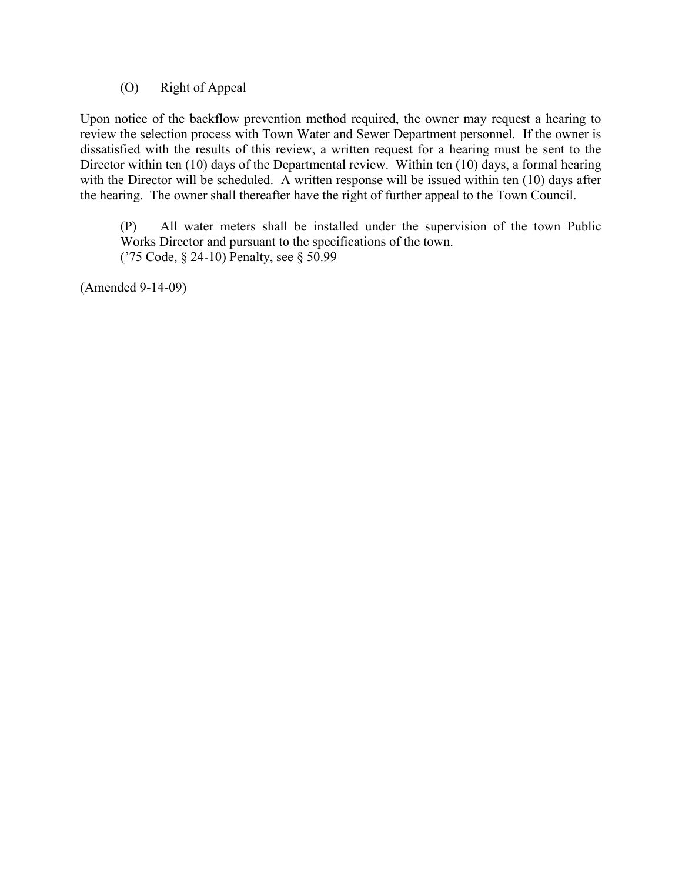(O) Right of Appeal

Upon notice of the backflow prevention method required, the owner may request a hearing to review the selection process with Town Water and Sewer Department personnel. If the owner is dissatisfied with the results of this review, a written request for a hearing must be sent to the Director within ten (10) days of the Departmental review. Within ten (10) days, a formal hearing with the Director will be scheduled. A written response will be issued within ten (10) days after the hearing. The owner shall thereafter have the right of further appeal to the Town Council.

(P) All water meters shall be installed under the supervision of the town Public Works Director and pursuant to the specifications of the town.
('75 Code, § 24-10) Penalty, see § 50.99

(Amended 9-14-09)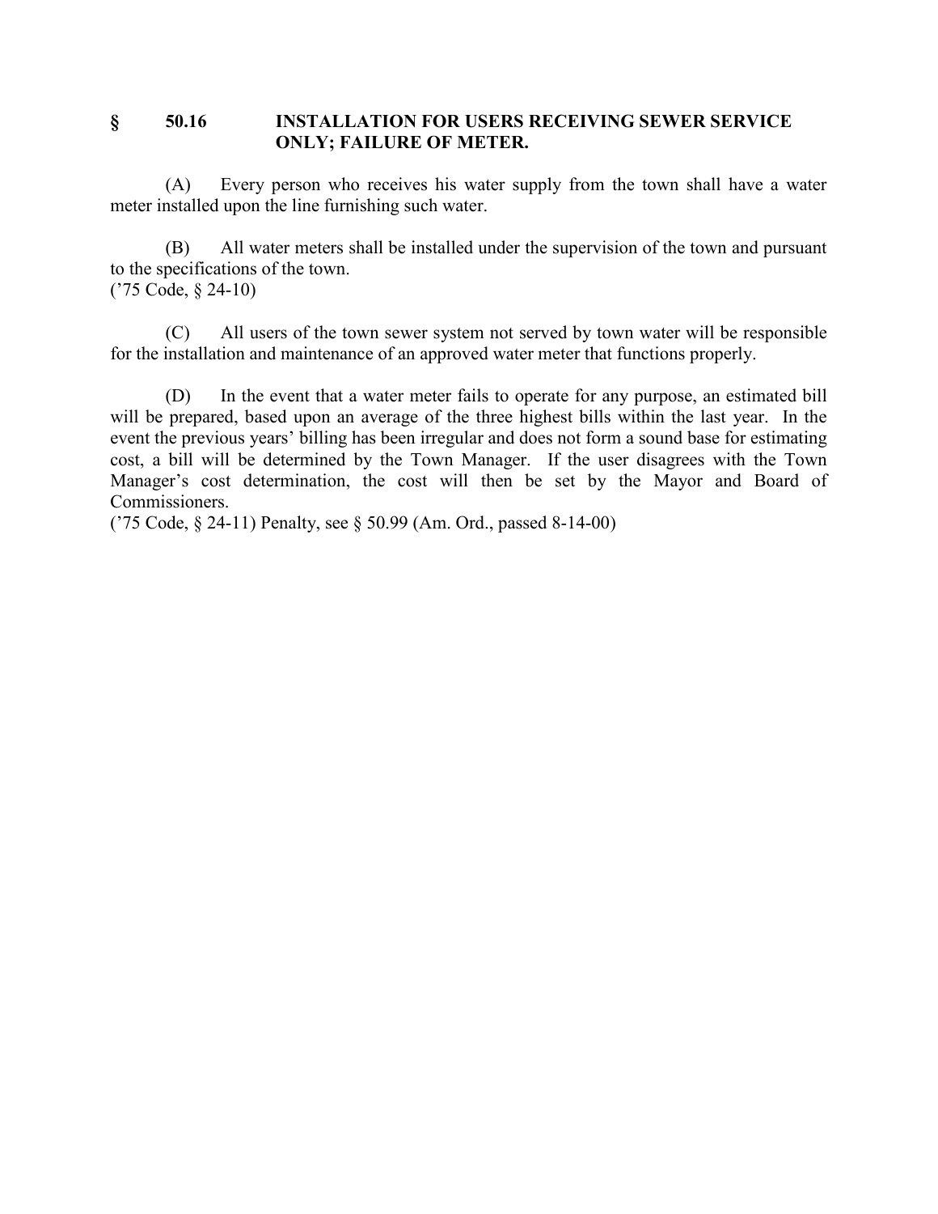## § 50.16 INSTALLATION FOR USERS RECEIVING SEWER SERVICE ONLY; FAILURE OF METER.

(A) Every person who receives his water supply from the town shall have a water meter installed upon the line furnishing such water.

(B) All water meters shall be installed under the supervision of the town and pursuant to the specifications of the town.
('75 Code, § 24-10)

(C) All users of the town sewer system not served by town water will be responsible for the installation and maintenance of an approved water meter that functions properly.

(D) In the event that a water meter fails to operate for any purpose, an estimated bill will be prepared, based upon an average of the three highest bills within the last year. In the event the previous years' billing has been irregular and does not form a sound base for estimating cost, a bill will be determined by the Town Manager. If the user disagrees with the Town Manager's cost determination, the cost will then be set by the Mayor and Board of Commissioners.
('75 Code, § 24-11) Penalty, see § 50.99 (Am. Ord., passed 8-14-00)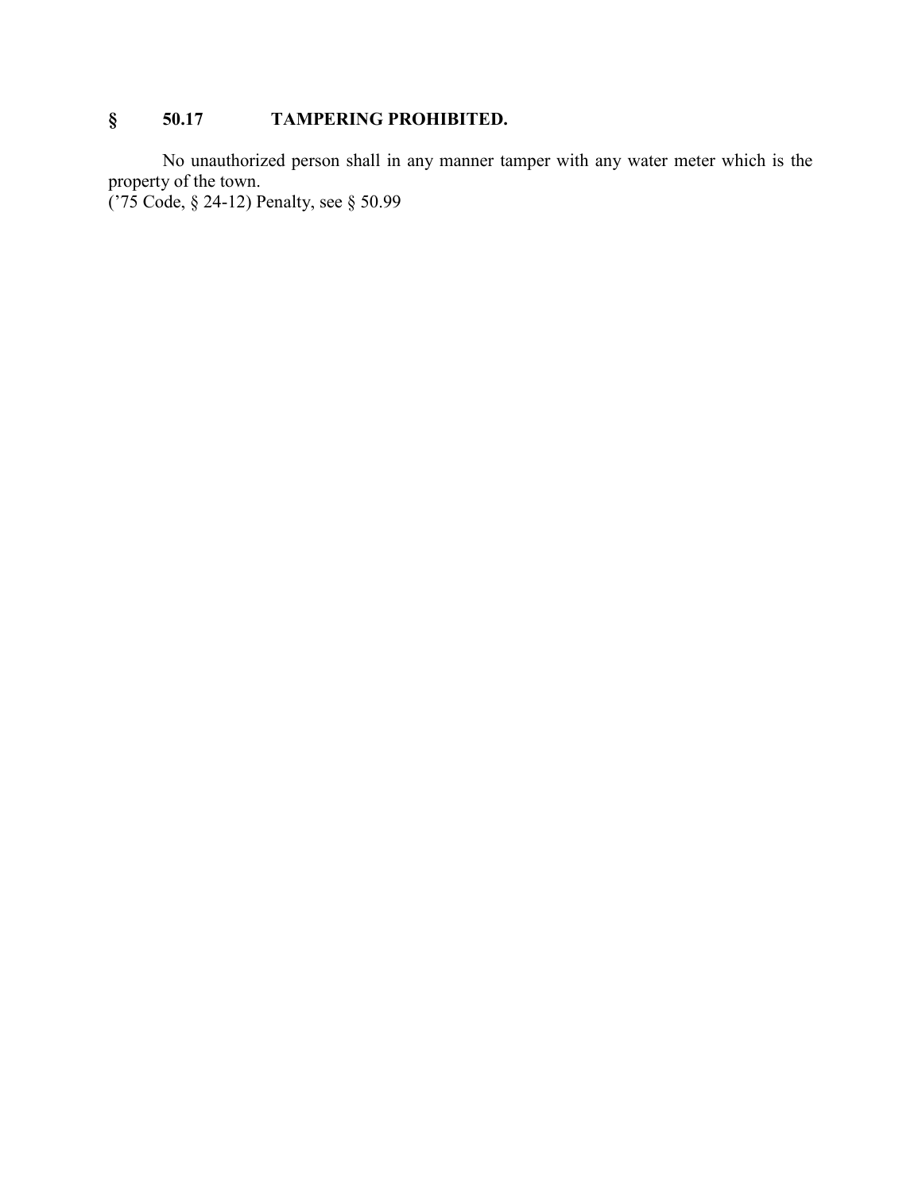## § 50.17 TAMPERING PROHIBITED.

No unauthorized person shall in any manner tamper with any water meter which is the property of the town.
('75 Code, § 24-12) Penalty, see § 50.99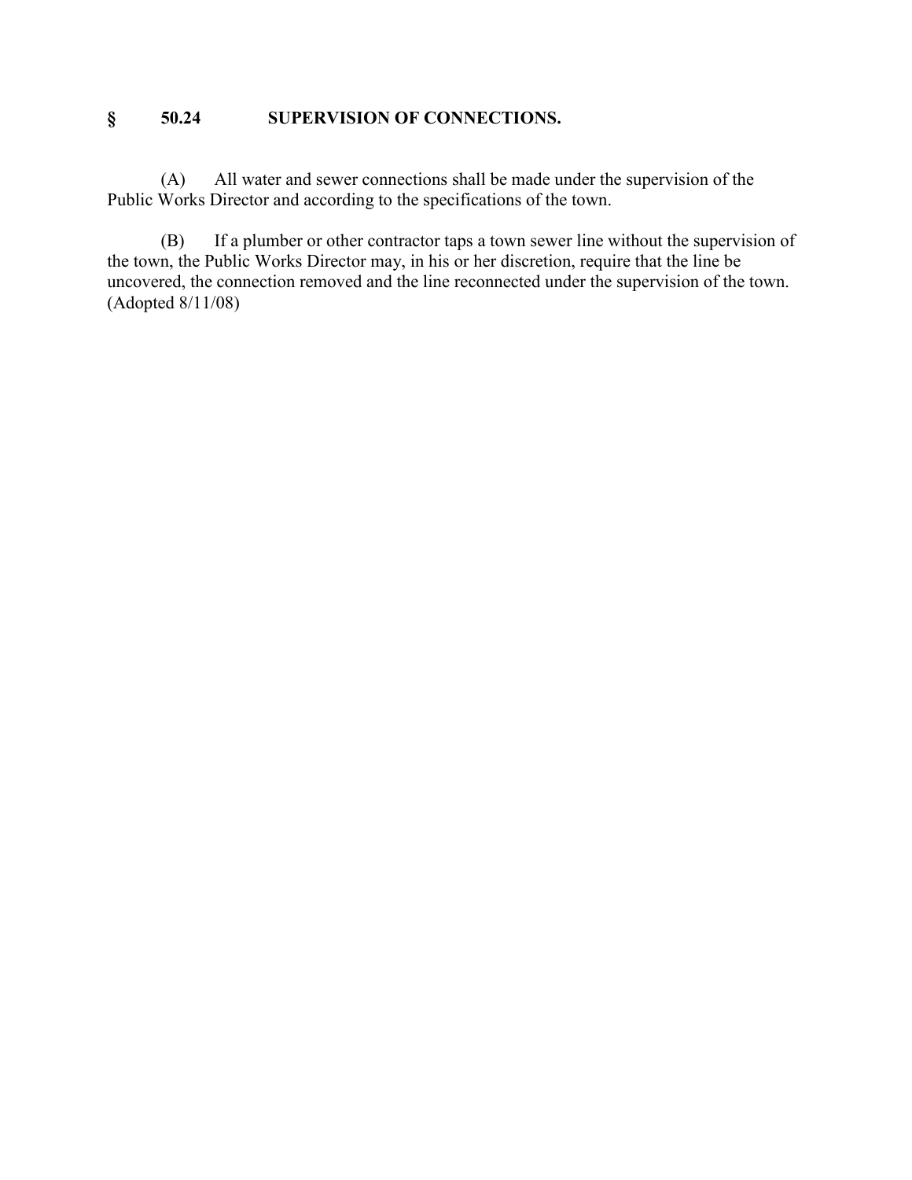## § 50.24 SUPERVISION OF CONNECTIONS.

(A) All water and sewer connections shall be made under the supervision of the Public Works Director and according to the specifications of the town.

(B) If a plumber or other contractor taps a town sewer line without the supervision of the town, the Public Works Director may, in his or her discretion, require that the line be uncovered, the connection removed and the line reconnected under the supervision of the town. (Adopted 8/11/08)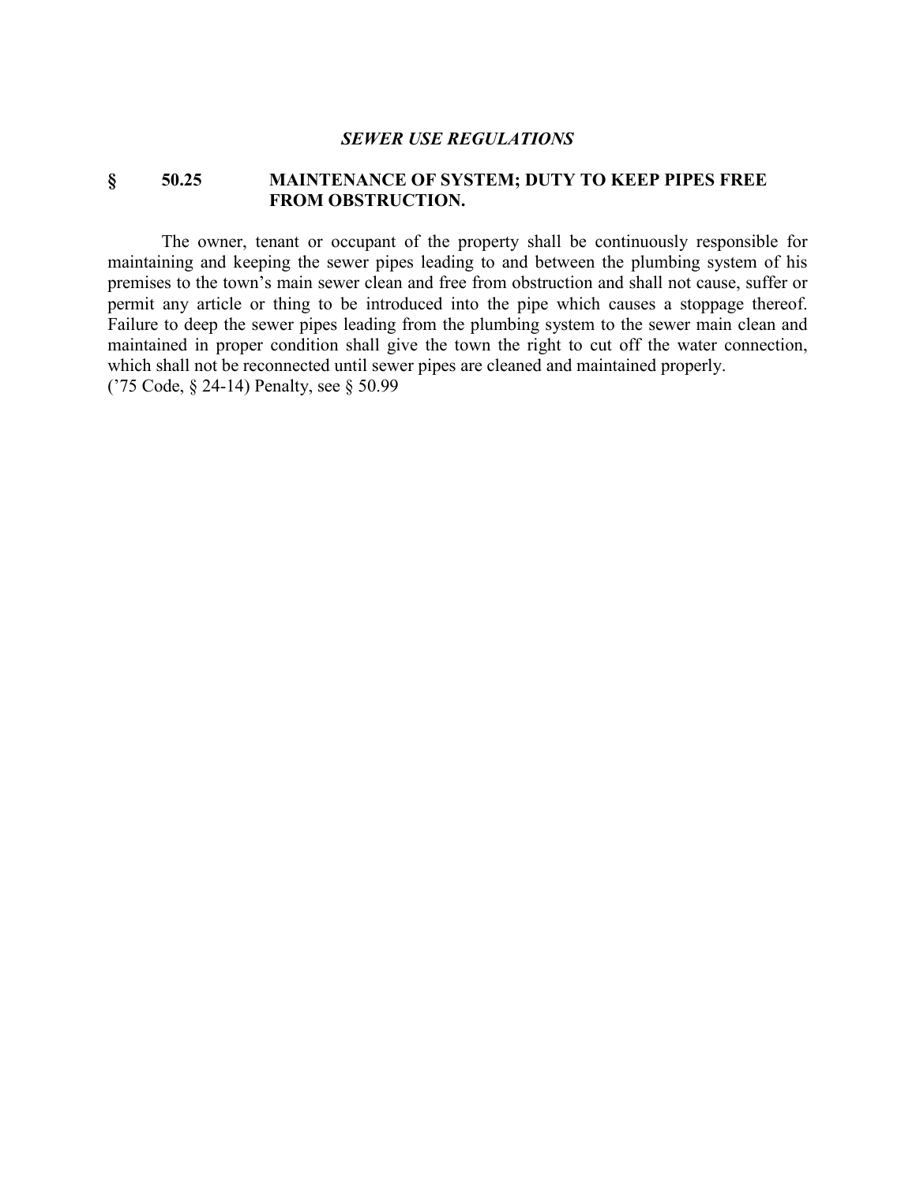*SEWER USE REGULATIONS*

## § 50.25 MAINTENANCE OF SYSTEM; DUTY TO KEEP PIPES FREE FROM OBSTRUCTION.

The owner, tenant or occupant of the property shall be continuously responsible for maintaining and keeping the sewer pipes leading to and between the plumbing system of his premises to the town's main sewer clean and free from obstruction and shall not cause, suffer or permit any article or thing to be introduced into the pipe which causes a stoppage thereof. Failure to deep the sewer pipes leading from the plumbing system to the sewer main clean and maintained in proper condition shall give the town the right to cut off the water connection, which shall not be reconnected until sewer pipes are cleaned and maintained properly.
('75 Code, § 24-14) Penalty, see § 50.99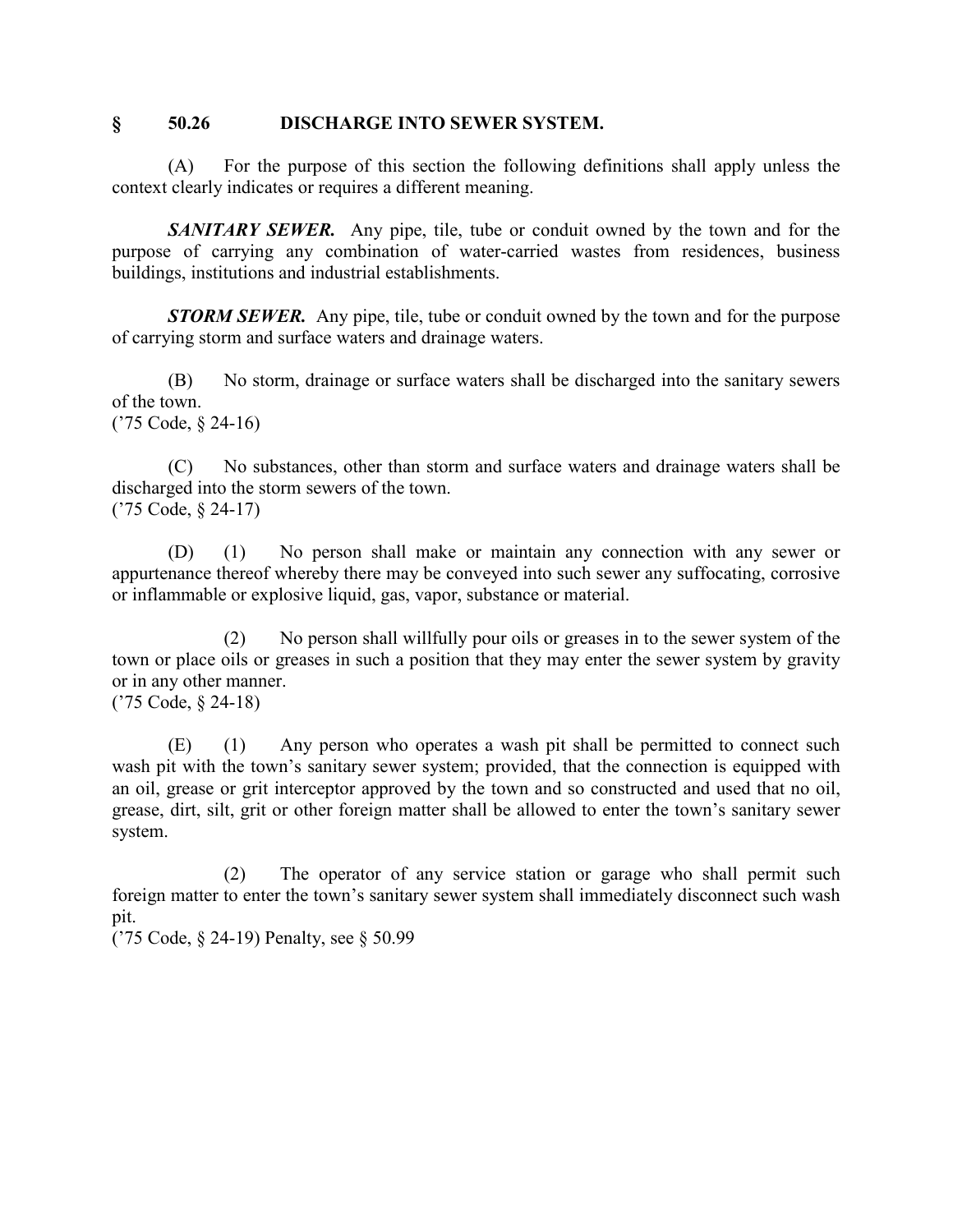## § 50.26 DISCHARGE INTO SEWER SYSTEM.

(A) For the purpose of this section the following definitions shall apply unless the context clearly indicates or requires a different meaning.

***SANITARY SEWER.*** Any pipe, tile, tube or conduit owned by the town and for the purpose of carrying any combination of water-carried wastes from residences, business buildings, institutions and industrial establishments.

***STORM SEWER.*** Any pipe, tile, tube or conduit owned by the town and for the purpose of carrying storm and surface waters and drainage waters.

(B) No storm, drainage or surface waters shall be discharged into the sanitary sewers of the town.
('75 Code, § 24-16)

(C) No substances, other than storm and surface waters and drainage waters shall be discharged into the storm sewers of the town.
('75 Code, § 24-17)

(D) (1) No person shall make or maintain any connection with any sewer or appurtenance thereof whereby there may be conveyed into such sewer any suffocating, corrosive or inflammable or explosive liquid, gas, vapor, substance or material.

(2) No person shall willfully pour oils or greases in to the sewer system of the town or place oils or greases in such a position that they may enter the sewer system by gravity or in any other manner.
('75 Code, § 24-18)

(E) (1) Any person who operates a wash pit shall be permitted to connect such wash pit with the town's sanitary sewer system; provided, that the connection is equipped with an oil, grease or grit interceptor approved by the town and so constructed and used that no oil, grease, dirt, silt, grit or other foreign matter shall be allowed to enter the town's sanitary sewer system.

(2) The operator of any service station or garage who shall permit such foreign matter to enter the town's sanitary sewer system shall immediately disconnect such wash pit.
('75 Code, § 24-19) Penalty, see § 50.99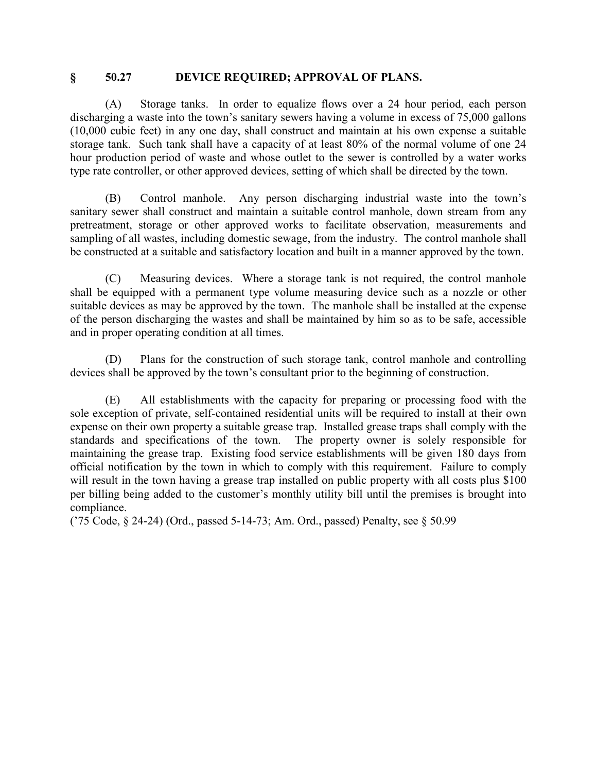## § 50.27 DEVICE REQUIRED; APPROVAL OF PLANS.

(A) Storage tanks. In order to equalize flows over a 24 hour period, each person discharging a waste into the town's sanitary sewers having a volume in excess of 75,000 gallons (10,000 cubic feet) in any one day, shall construct and maintain at his own expense a suitable storage tank. Such tank shall have a capacity of at least 80% of the normal volume of one 24 hour production period of waste and whose outlet to the sewer is controlled by a water works type rate controller, or other approved devices, setting of which shall be directed by the town.

(B) Control manhole. Any person discharging industrial waste into the town's sanitary sewer shall construct and maintain a suitable control manhole, down stream from any pretreatment, storage or other approved works to facilitate observation, measurements and sampling of all wastes, including domestic sewage, from the industry. The control manhole shall be constructed at a suitable and satisfactory location and built in a manner approved by the town.

(C) Measuring devices. Where a storage tank is not required, the control manhole shall be equipped with a permanent type volume measuring device such as a nozzle or other suitable devices as may be approved by the town. The manhole shall be installed at the expense of the person discharging the wastes and shall be maintained by him so as to be safe, accessible and in proper operating condition at all times.

(D) Plans for the construction of such storage tank, control manhole and controlling devices shall be approved by the town's consultant prior to the beginning of construction.

(E) All establishments with the capacity for preparing or processing food with the sole exception of private, self-contained residential units will be required to install at their own expense on their own property a suitable grease trap. Installed grease traps shall comply with the standards and specifications of the town. The property owner is solely responsible for maintaining the grease trap. Existing food service establishments will be given 180 days from official notification by the town in which to comply with this requirement. Failure to comply will result in the town having a grease trap installed on public property with all costs plus $100 per billing being added to the customer's monthly utility bill until the premises is brought into compliance.

('75 Code, § 24-24) (Ord., passed 5-14-73; Am. Ord., passed) Penalty, see § 50.99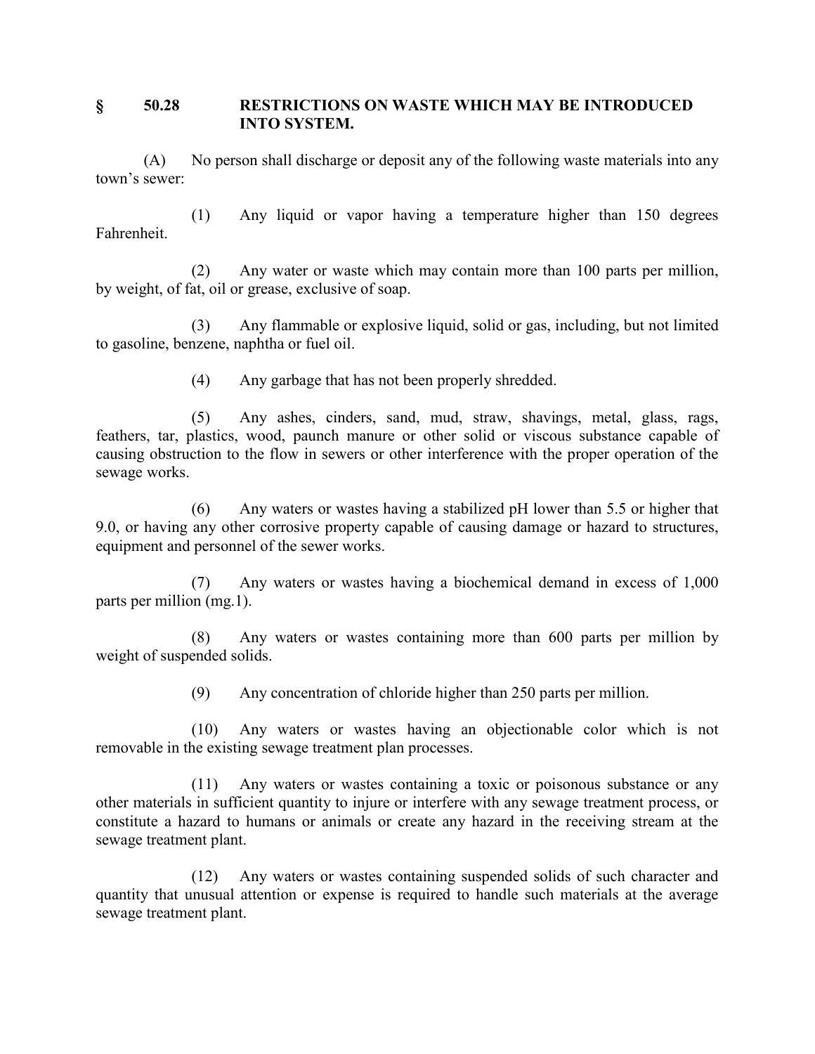## § 50.28 RESTRICTIONS ON WASTE WHICH MAY BE INTRODUCED INTO SYSTEM.

(A) No person shall discharge or deposit any of the following waste materials into any town's sewer:

(1) Any liquid or vapor having a temperature higher than 150 degrees Fahrenheit.

(2) Any water or waste which may contain more than 100 parts per million, by weight, of fat, oil or grease, exclusive of soap.

(3) Any flammable or explosive liquid, solid or gas, including, but not limited to gasoline, benzene, naphtha or fuel oil.

(4) Any garbage that has not been properly shredded.

(5) Any ashes, cinders, sand, mud, straw, shavings, metal, glass, rags, feathers, tar, plastics, wood, paunch manure or other solid or viscous substance capable of causing obstruction to the flow in sewers or other interference with the proper operation of the sewage works.

(6) Any waters or wastes having a stabilized pH lower than 5.5 or higher that 9.0, or having any other corrosive property capable of causing damage or hazard to structures, equipment and personnel of the sewer works.

(7) Any waters or wastes having a biochemical demand in excess of 1,000 parts per million (mg.1).

(8) Any waters or wastes containing more than 600 parts per million by weight of suspended solids.

(9) Any concentration of chloride higher than 250 parts per million.

(10) Any waters or wastes having an objectionable color which is not removable in the existing sewage treatment plan processes.

(11) Any waters or wastes containing a toxic or poisonous substance or any other materials in sufficient quantity to injure or interfere with any sewage treatment process, or constitute a hazard to humans or animals or create any hazard in the receiving stream at the sewage treatment plant.

(12) Any waters or wastes containing suspended solids of such character and quantity that unusual attention or expense is required to handle such materials at the average sewage treatment plant.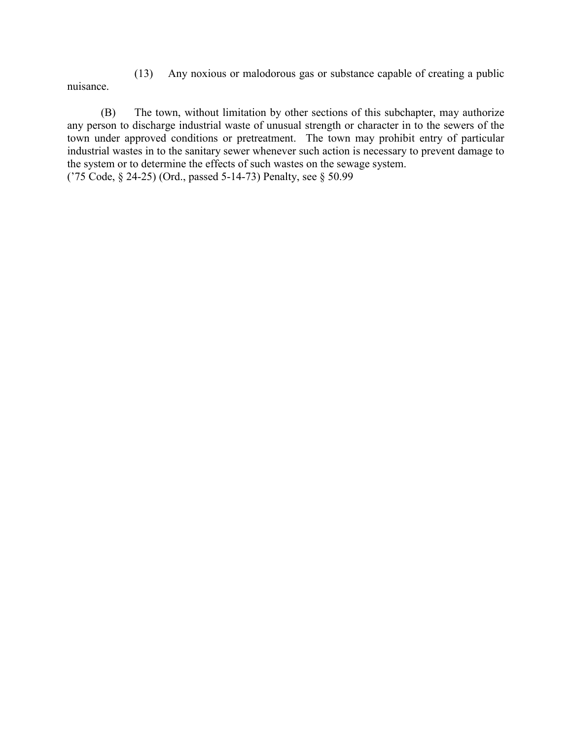(13) Any noxious or malodorous gas or substance capable of creating a public nuisance.

(B) The town, without limitation by other sections of this subchapter, may authorize any person to discharge industrial waste of unusual strength or character in to the sewers of the town under approved conditions or pretreatment. The town may prohibit entry of particular industrial wastes in to the sanitary sewer whenever such action is necessary to prevent damage to the system or to determine the effects of such wastes on the sewage system.
('75 Code, § 24-25) (Ord., passed 5-14-73) Penalty, see § 50.99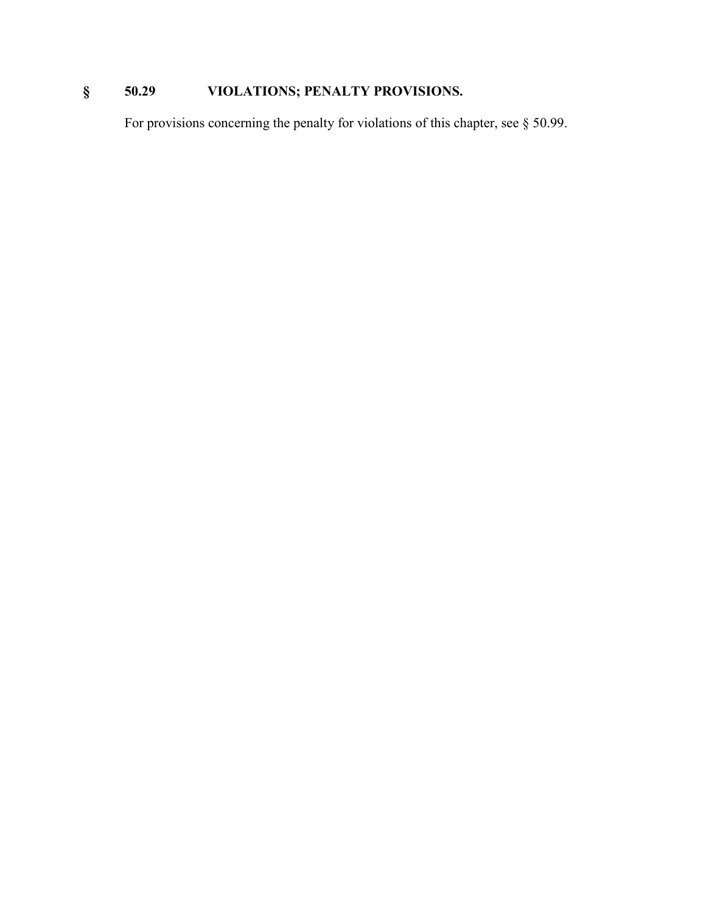## § 50.29 VIOLATIONS; PENALTY PROVISIONS.

For provisions concerning the penalty for violations of this chapter, see § 50.99.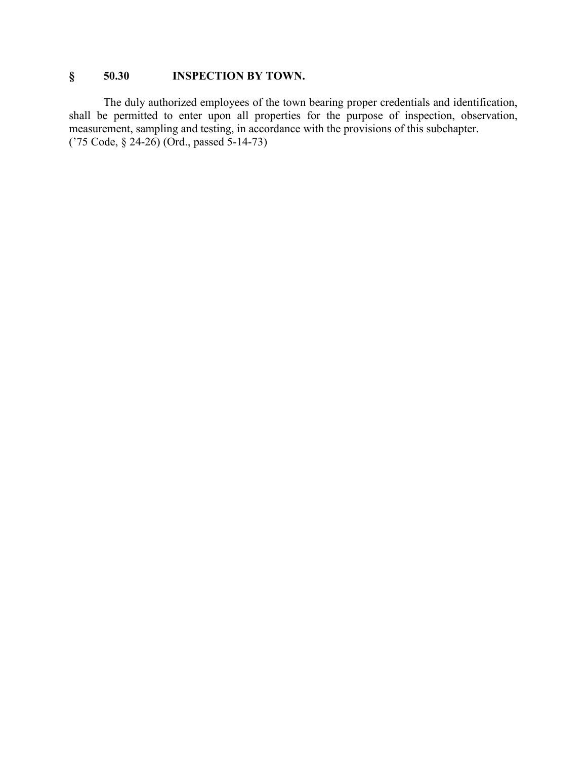## § 50.30 INSPECTION BY TOWN.

The duly authorized employees of the town bearing proper credentials and identification, shall be permitted to enter upon all properties for the purpose of inspection, observation, measurement, sampling and testing, in accordance with the provisions of this subchapter.
('75 Code, § 24-26) (Ord., passed 5-14-73)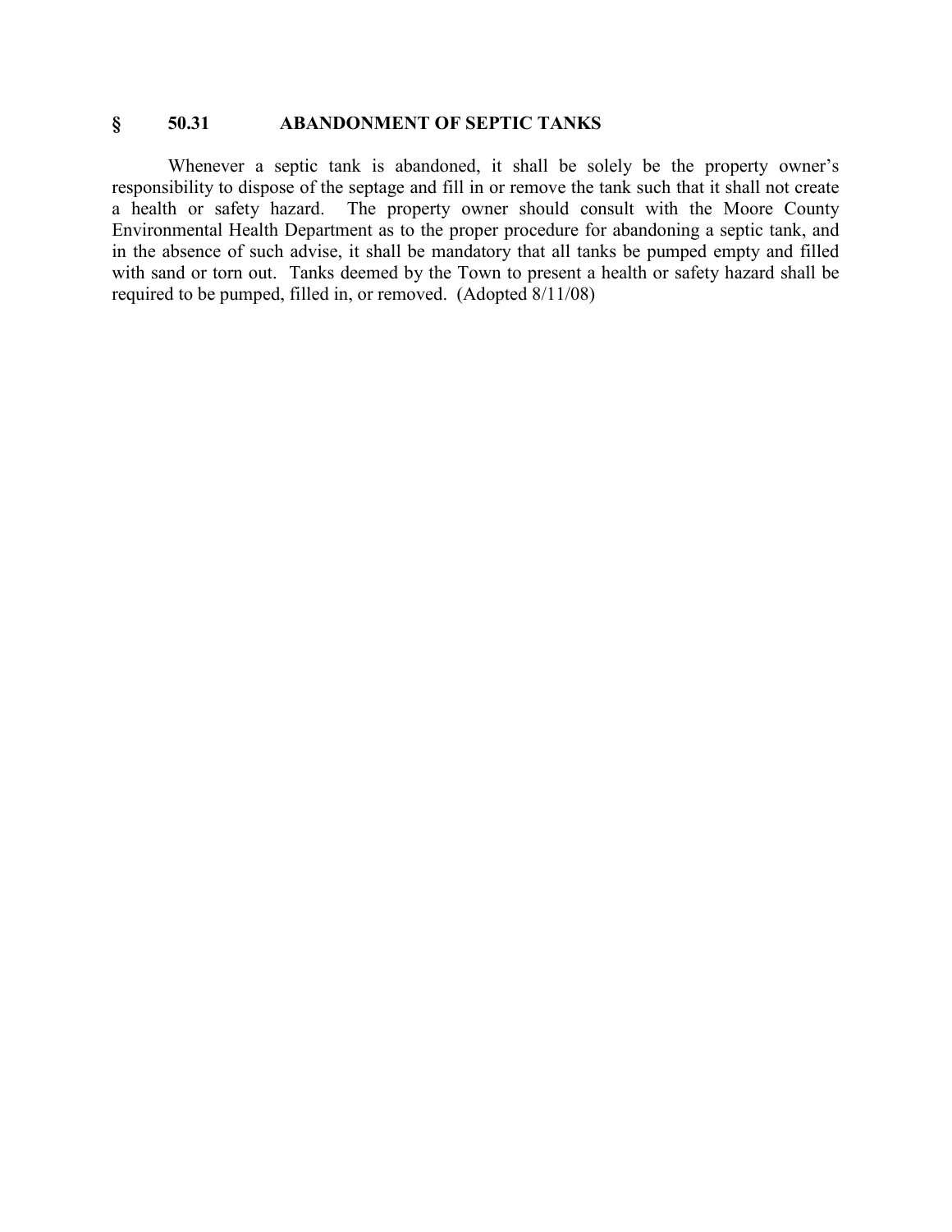## § 50.31 ABANDONMENT OF SEPTIC TANKS

Whenever a septic tank is abandoned, it shall be solely be the property owner's responsibility to dispose of the septage and fill in or remove the tank such that it shall not create a health or safety hazard. The property owner should consult with the Moore County Environmental Health Department as to the proper procedure for abandoning a septic tank, and in the absence of such advise, it shall be mandatory that all tanks be pumped empty and filled with sand or torn out. Tanks deemed by the Town to present a health or safety hazard shall be required to be pumped, filled in, or removed. (Adopted 8/11/08)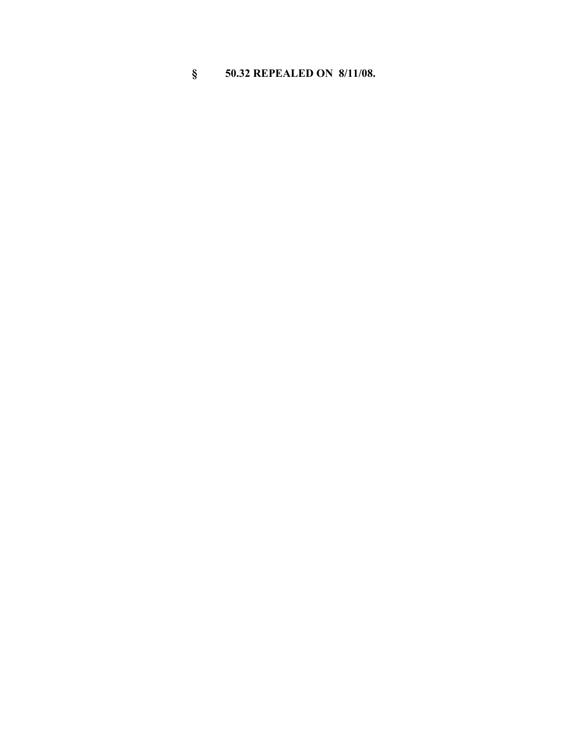**§ 50.32 REPEALED ON 8/11/08.**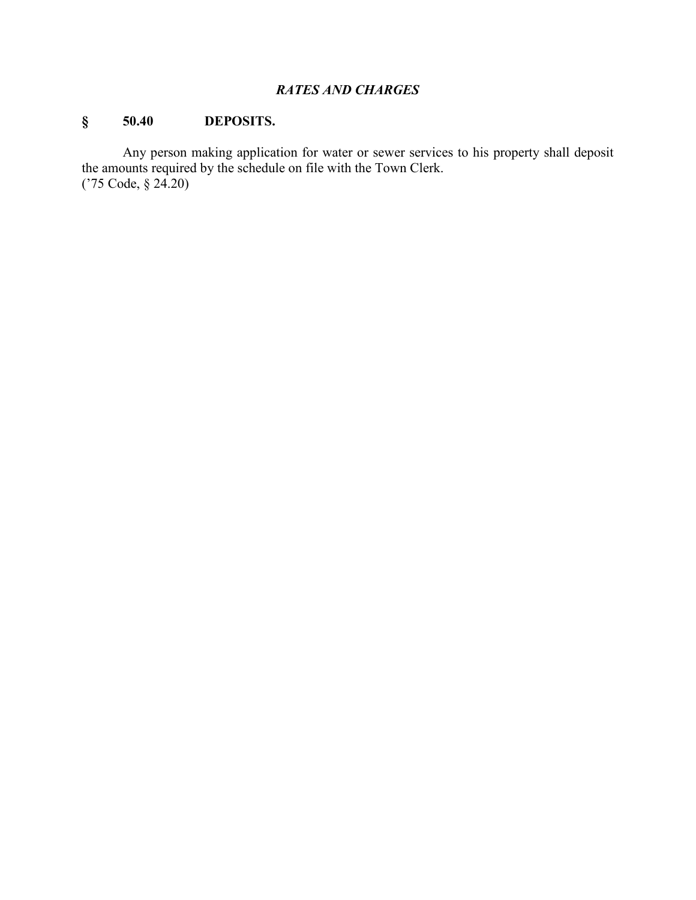***RATES AND CHARGES***

**§ 50.40 DEPOSITS.**

Any person making application for water or sewer services to his property shall deposit the amounts required by the schedule on file with the Town Clerk.
('75 Code, § 24.20)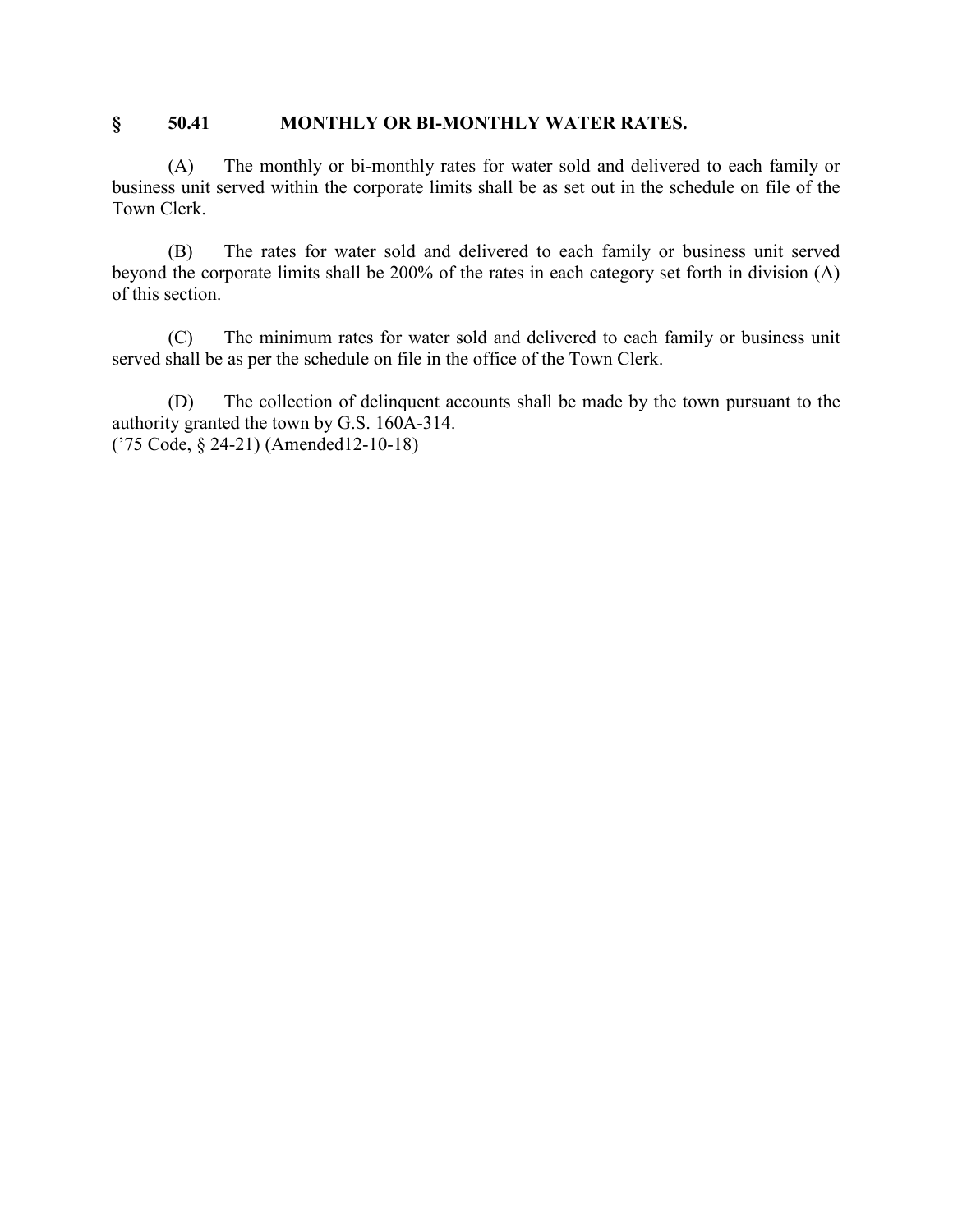## § 50.41 MONTHLY OR BI-MONTHLY WATER RATES.

(A) The monthly or bi-monthly rates for water sold and delivered to each family or business unit served within the corporate limits shall be as set out in the schedule on file of the Town Clerk.

(B) The rates for water sold and delivered to each family or business unit served beyond the corporate limits shall be 200% of the rates in each category set forth in division (A) of this section.

(C) The minimum rates for water sold and delivered to each family or business unit served shall be as per the schedule on file in the office of the Town Clerk.

(D) The collection of delinquent accounts shall be made by the town pursuant to the authority granted the town by G.S. 160A-314.
('75 Code, § 24-21) (Amended12-10-18)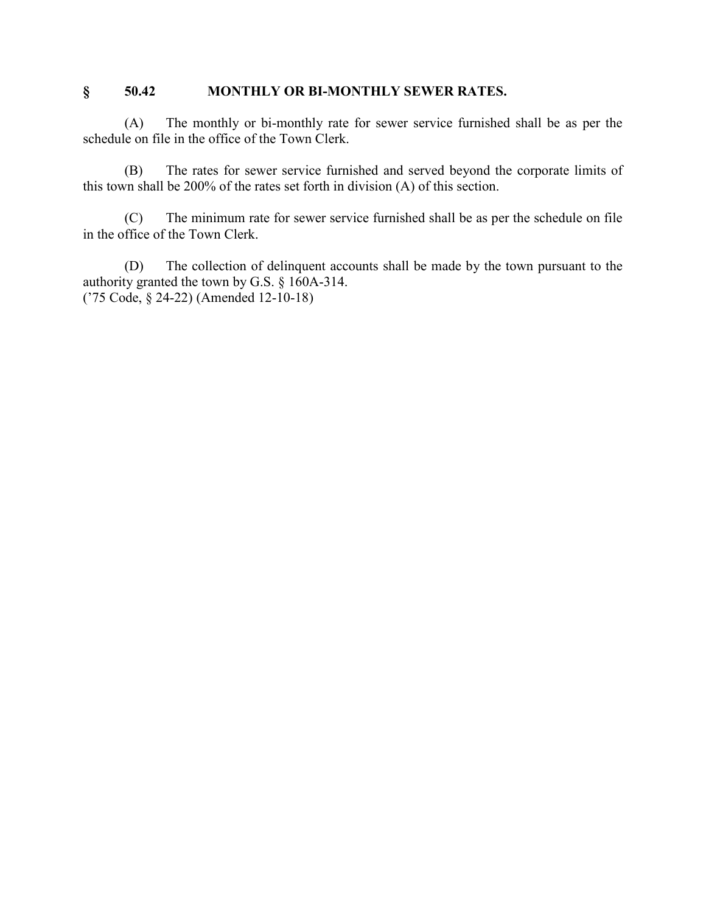## § 50.42 MONTHLY OR BI-MONTHLY SEWER RATES.

(A) The monthly or bi-monthly rate for sewer service furnished shall be as per the schedule on file in the office of the Town Clerk.

(B) The rates for sewer service furnished and served beyond the corporate limits of this town shall be 200% of the rates set forth in division (A) of this section.

(C) The minimum rate for sewer service furnished shall be as per the schedule on file in the office of the Town Clerk.

(D) The collection of delinquent accounts shall be made by the town pursuant to the authority granted the town by G.S. § 160A-314.
('75 Code, § 24-22) (Amended 12-10-18)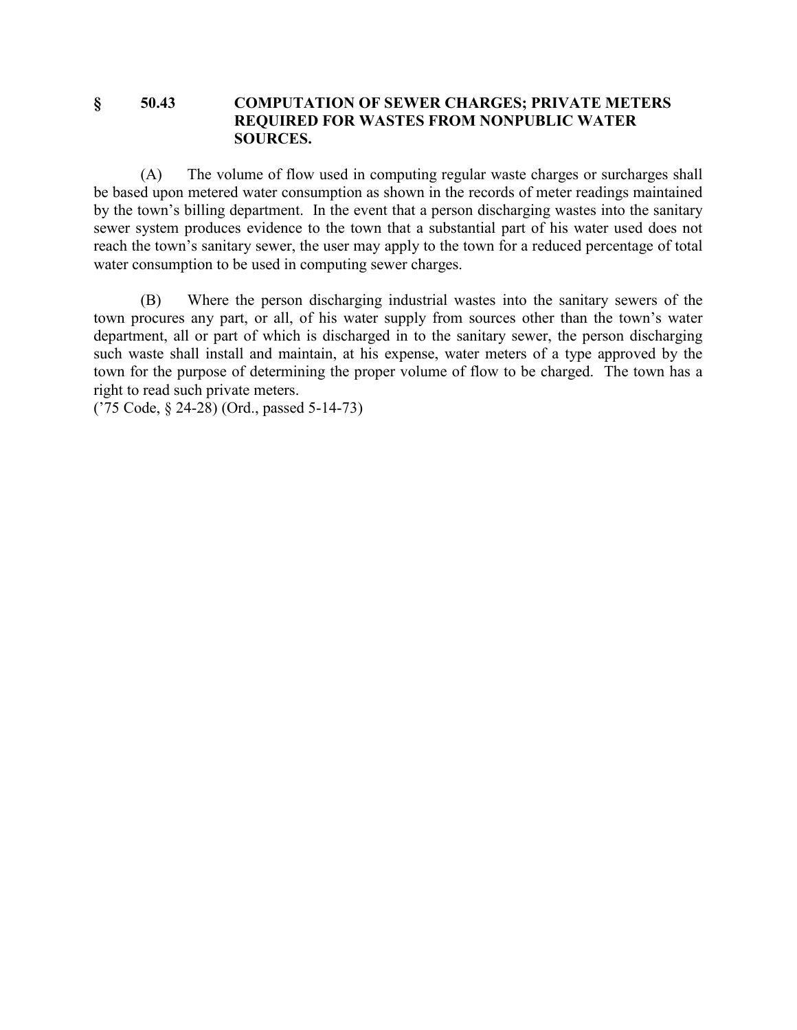## § 50.43 COMPUTATION OF SEWER CHARGES; PRIVATE METERS REQUIRED FOR WASTES FROM NONPUBLIC WATER SOURCES.

(A) The volume of flow used in computing regular waste charges or surcharges shall be based upon metered water consumption as shown in the records of meter readings maintained by the town's billing department. In the event that a person discharging wastes into the sanitary sewer system produces evidence to the town that a substantial part of his water used does not reach the town's sanitary sewer, the user may apply to the town for a reduced percentage of total water consumption to be used in computing sewer charges.

(B) Where the person discharging industrial wastes into the sanitary sewers of the town procures any part, or all, of his water supply from sources other than the town's water department, all or part of which is discharged in to the sanitary sewer, the person discharging such waste shall install and maintain, at his expense, water meters of a type approved by the town for the purpose of determining the proper volume of flow to be charged. The town has a right to read such private meters.
('75 Code, § 24-28) (Ord., passed 5-14-73)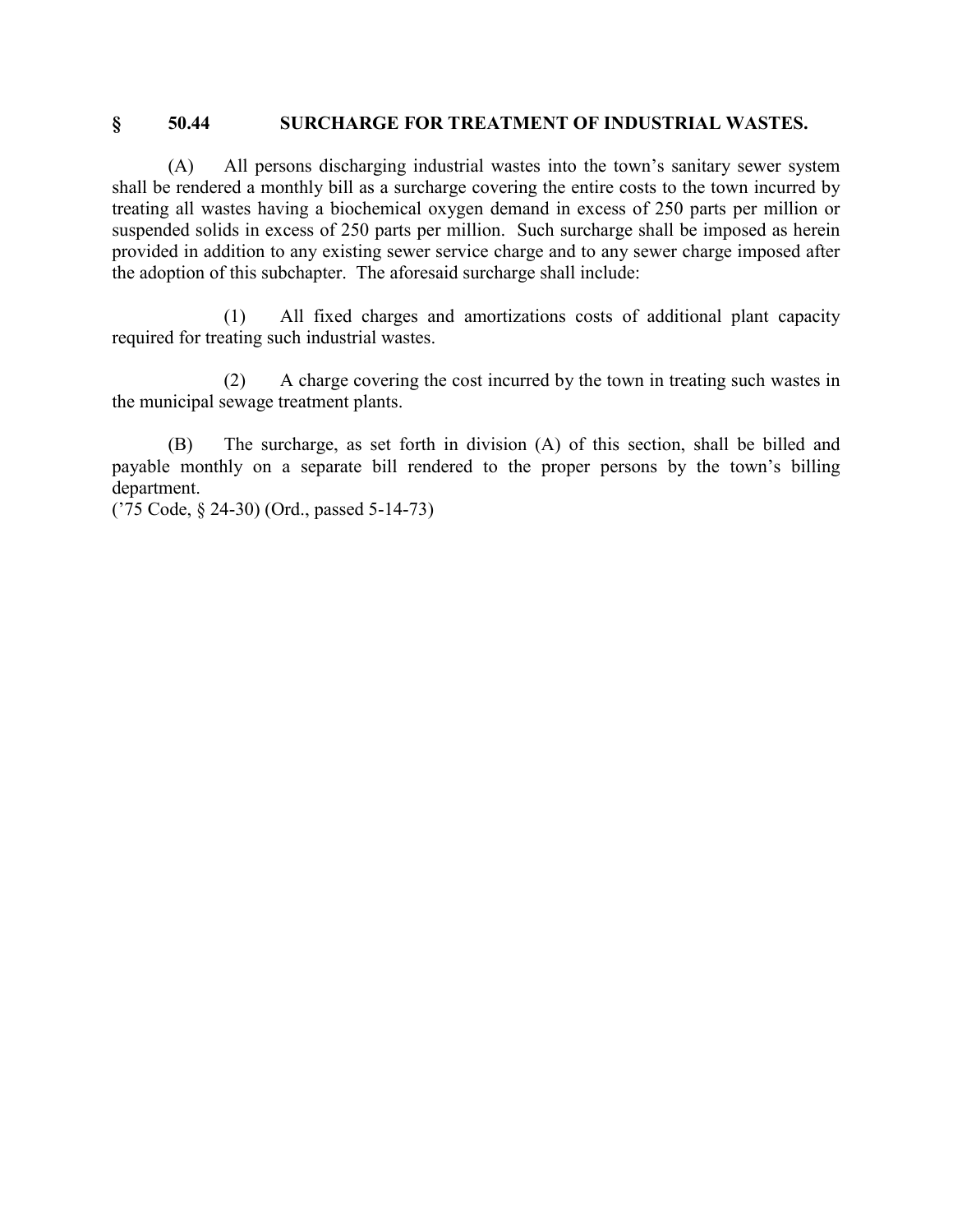## § 50.44 SURCHARGE FOR TREATMENT OF INDUSTRIAL WASTES.

(A) All persons discharging industrial wastes into the town's sanitary sewer system shall be rendered a monthly bill as a surcharge covering the entire costs to the town incurred by treating all wastes having a biochemical oxygen demand in excess of 250 parts per million or suspended solids in excess of 250 parts per million. Such surcharge shall be imposed as herein provided in addition to any existing sewer service charge and to any sewer charge imposed after the adoption of this subchapter. The aforesaid surcharge shall include:

(1) All fixed charges and amortizations costs of additional plant capacity required for treating such industrial wastes.

(2) A charge covering the cost incurred by the town in treating such wastes in the municipal sewage treatment plants.

(B) The surcharge, as set forth in division (A) of this section, shall be billed and payable monthly on a separate bill rendered to the proper persons by the town's billing department.

('75 Code, § 24-30) (Ord., passed 5-14-73)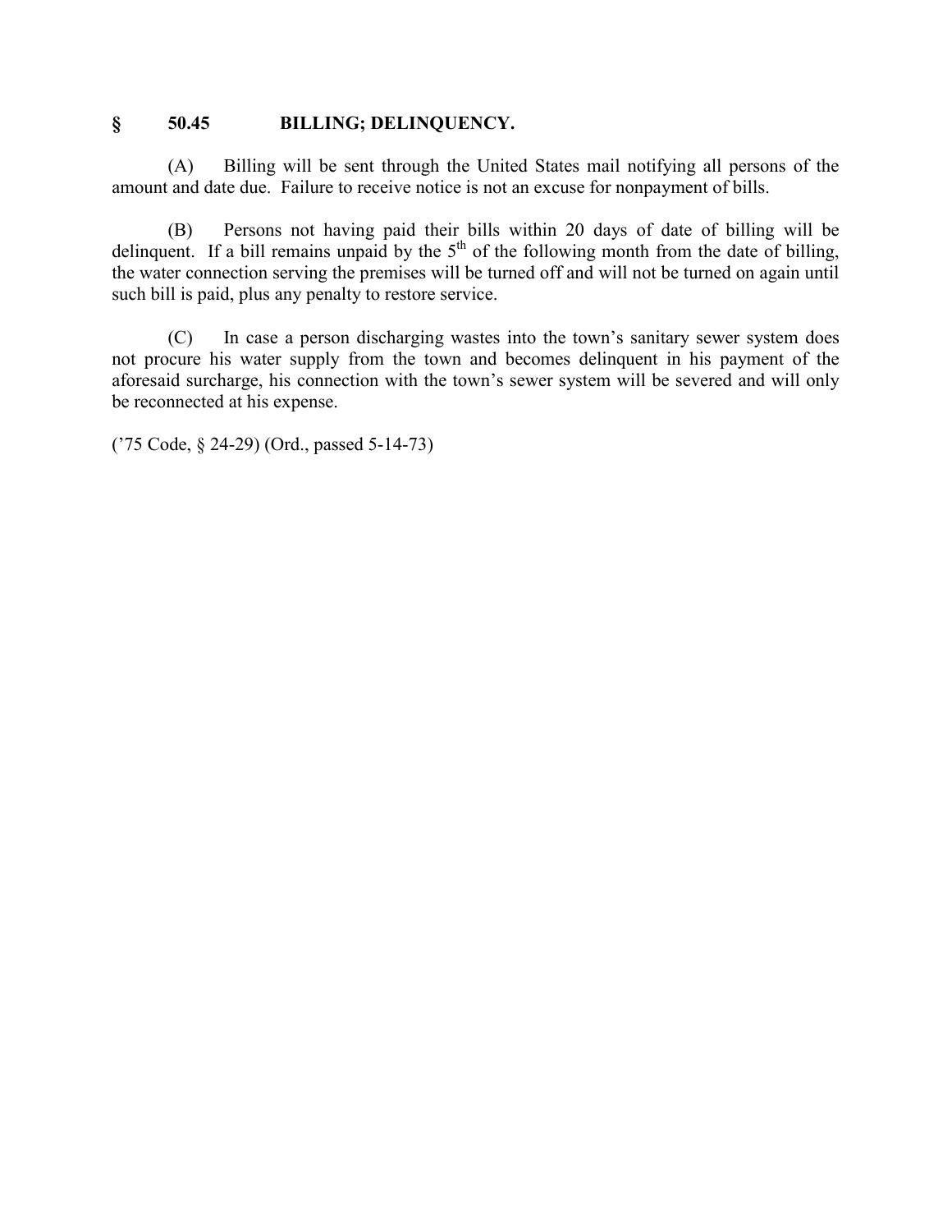## § 50.45 BILLING; DELINQUENCY.

(A) Billing will be sent through the United States mail notifying all persons of the amount and date due. Failure to receive notice is not an excuse for nonpayment of bills.

(B) Persons not having paid their bills within 20 days of date of billing will be delinquent. If a bill remains unpaid by the 5th of the following month from the date of billing, the water connection serving the premises will be turned off and will not be turned on again until such bill is paid, plus any penalty to restore service.

(C) In case a person discharging wastes into the town's sanitary sewer system does not procure his water supply from the town and becomes delinquent in his payment of the aforesaid surcharge, his connection with the town's sewer system will be severed and will only be reconnected at his expense.

('75 Code, § 24-29) (Ord., passed 5-14-73)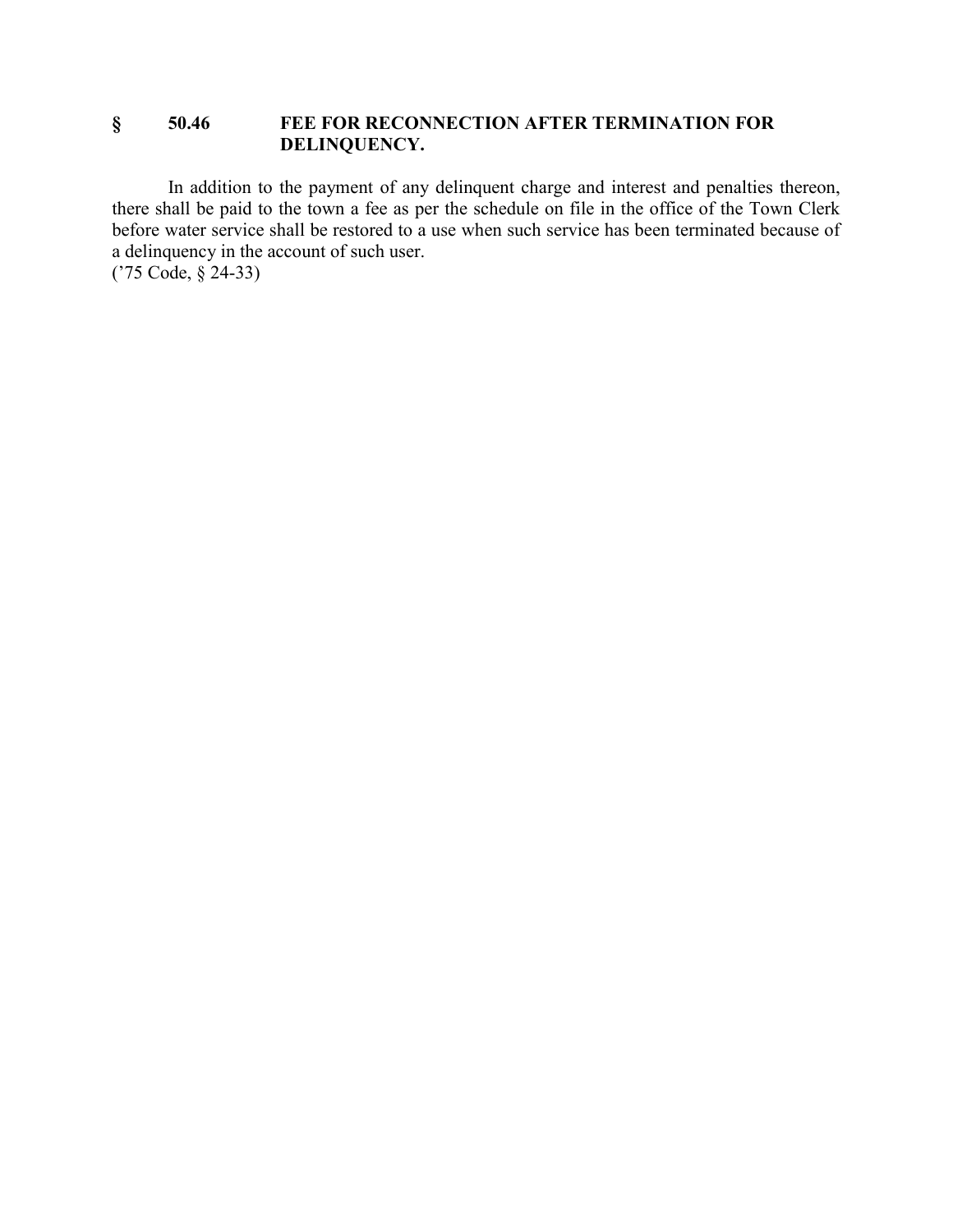## § 50.46 FEE FOR RECONNECTION AFTER TERMINATION FOR DELINQUENCY.

In addition to the payment of any delinquent charge and interest and penalties thereon, there shall be paid to the town a fee as per the schedule on file in the office of the Town Clerk before water service shall be restored to a use when such service has been terminated because of a delinquency in the account of such user.
('75 Code, § 24-33)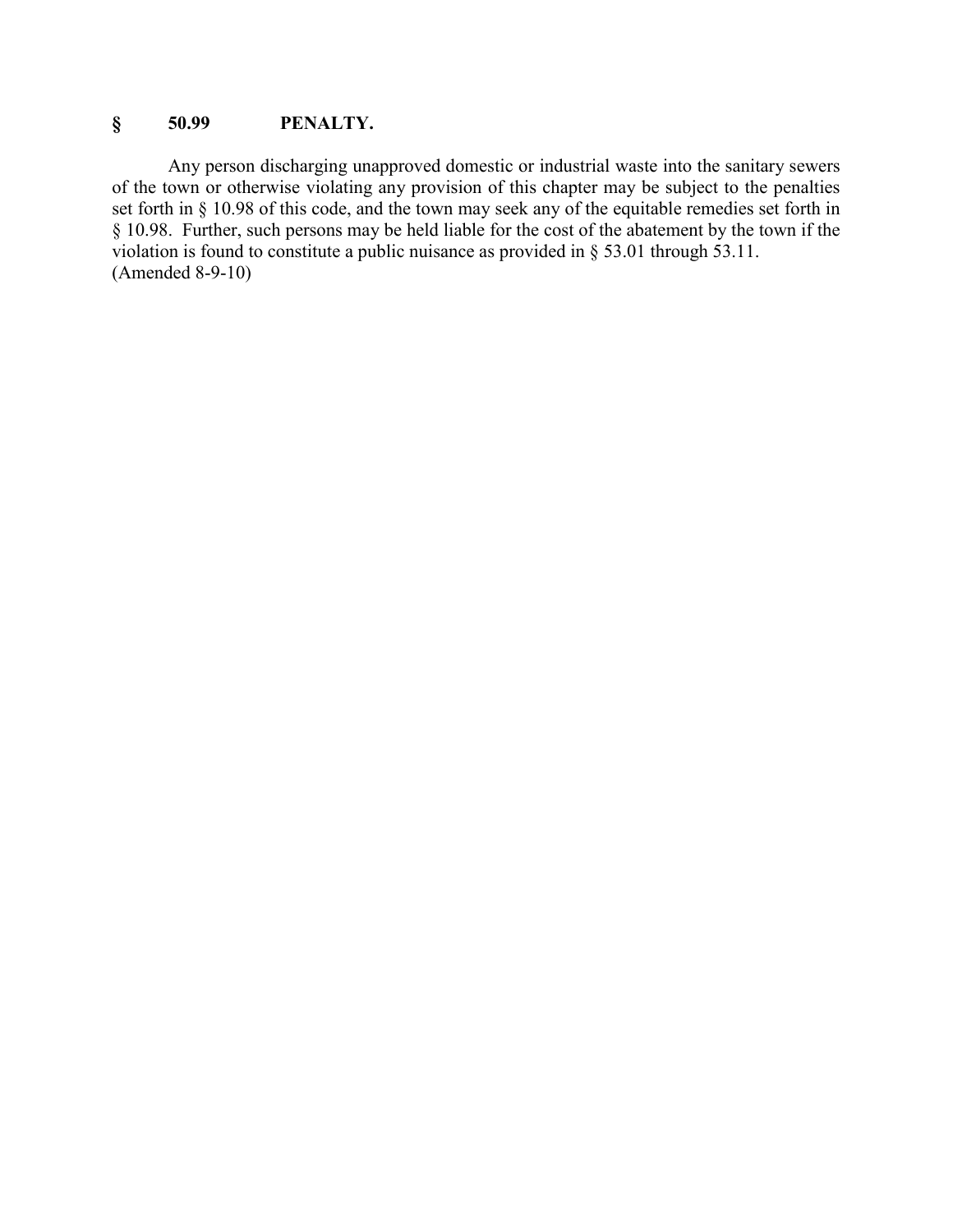## § 50.99 PENALTY.

Any person discharging unapproved domestic or industrial waste into the sanitary sewers of the town or otherwise violating any provision of this chapter may be subject to the penalties set forth in § 10.98 of this code, and the town may seek any of the equitable remedies set forth in § 10.98. Further, such persons may be held liable for the cost of the abatement by the town if the violation is found to constitute a public nuisance as provided in § 53.01 through 53.11.
(Amended 8-9-10)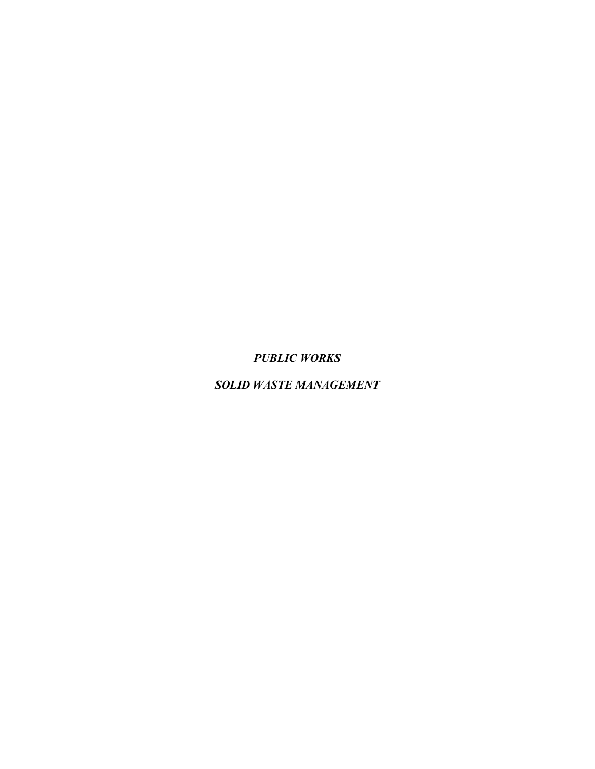***PUBLIC WORKS***

***SOLID WASTE MANAGEMENT***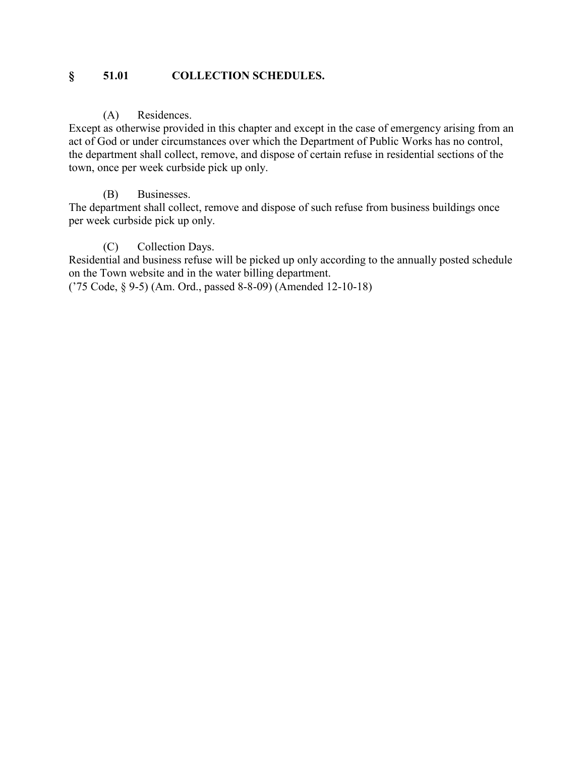## § 51.01 COLLECTION SCHEDULES.

(A) Residences.

Except as otherwise provided in this chapter and except in the case of emergency arising from an act of God or under circumstances over which the Department of Public Works has no control, the department shall collect, remove, and dispose of certain refuse in residential sections of the town, once per week curbside pick up only.

(B) Businesses.

The department shall collect, remove and dispose of such refuse from business buildings once per week curbside pick up only.

(C) Collection Days.

Residential and business refuse will be picked up only according to the annually posted schedule on the Town website and in the water billing department.

('75 Code, § 9-5) (Am. Ord., passed 8-8-09) (Amended 12-10-18)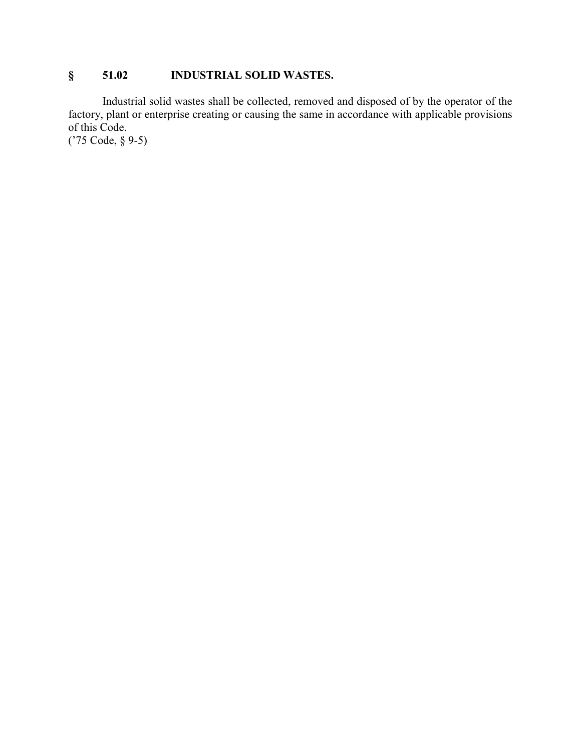## § 51.02 INDUSTRIAL SOLID WASTES.

Industrial solid wastes shall be collected, removed and disposed of by the operator of the factory, plant or enterprise creating or causing the same in accordance with applicable provisions of this Code.
('75 Code, § 9-5)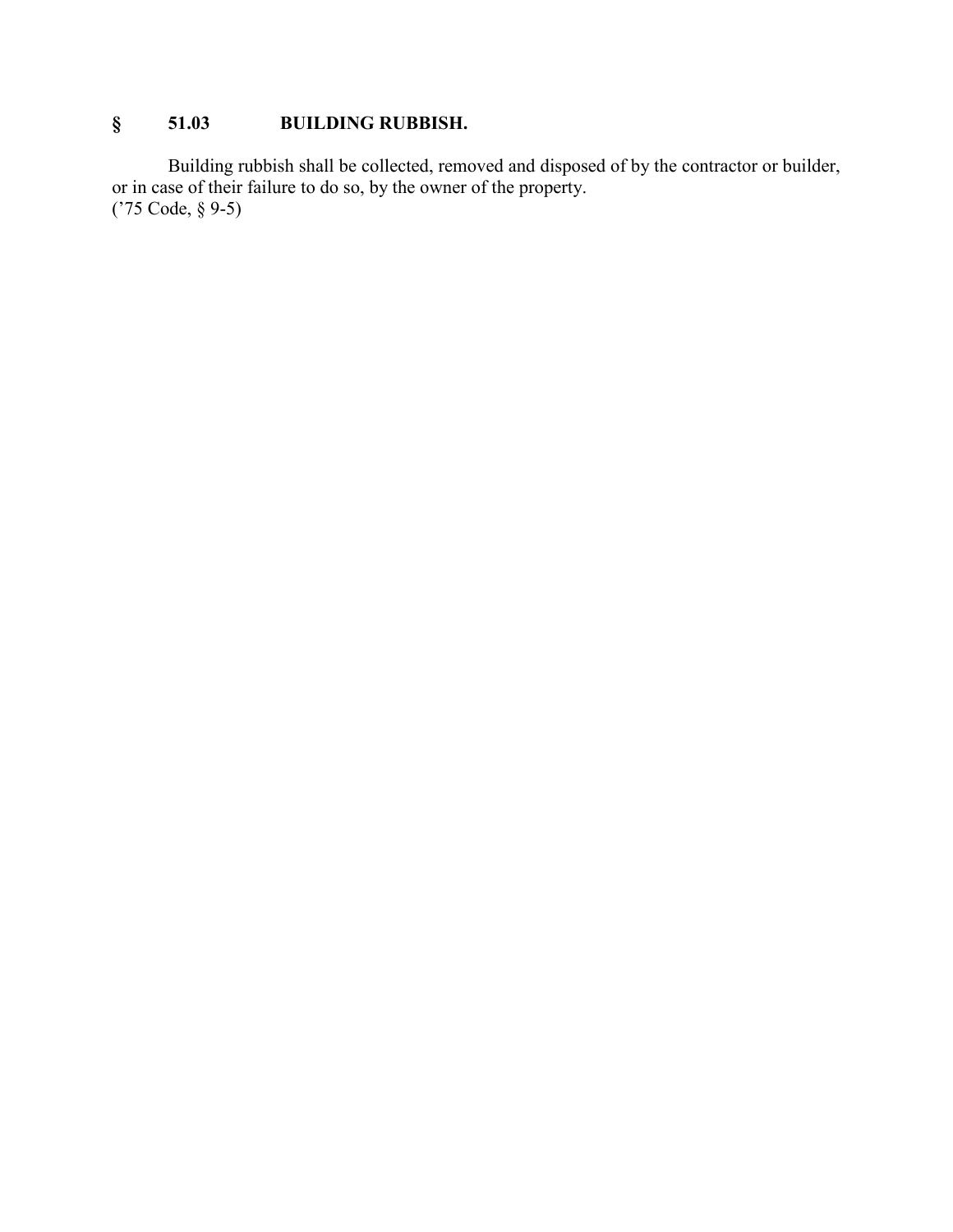## § 51.03 BUILDING RUBBISH.

Building rubbish shall be collected, removed and disposed of by the contractor or builder, or in case of their failure to do so, by the owner of the property.
('75 Code, § 9-5)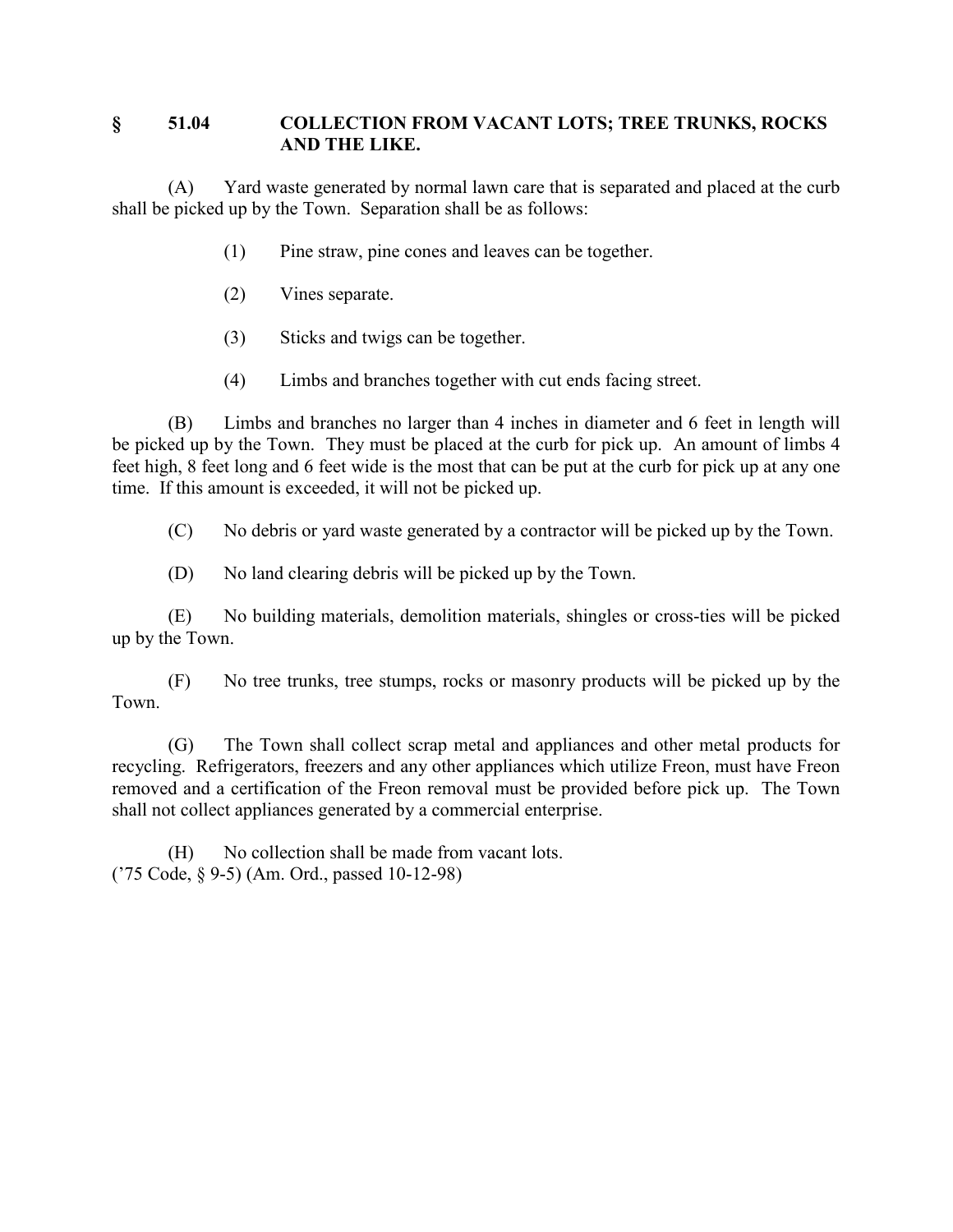## § 51.04 COLLECTION FROM VACANT LOTS; TREE TRUNKS, ROCKS AND THE LIKE.

(A) Yard waste generated by normal lawn care that is separated and placed at the curb shall be picked up by the Town. Separation shall be as follows:

(1) Pine straw, pine cones and leaves can be together.

(2) Vines separate.

(3) Sticks and twigs can be together.

(4) Limbs and branches together with cut ends facing street.

(B) Limbs and branches no larger than 4 inches in diameter and 6 feet in length will be picked up by the Town. They must be placed at the curb for pick up. An amount of limbs 4 feet high, 8 feet long and 6 feet wide is the most that can be put at the curb for pick up at any one time. If this amount is exceeded, it will not be picked up.

(C) No debris or yard waste generated by a contractor will be picked up by the Town.

(D) No land clearing debris will be picked up by the Town.

(E) No building materials, demolition materials, shingles or cross-ties will be picked up by the Town.

(F) No tree trunks, tree stumps, rocks or masonry products will be picked up by the Town.

(G) The Town shall collect scrap metal and appliances and other metal products for recycling. Refrigerators, freezers and any other appliances which utilize Freon, must have Freon removed and a certification of the Freon removal must be provided before pick up. The Town shall not collect appliances generated by a commercial enterprise.

(H) No collection shall be made from vacant lots.
('75 Code, § 9-5) (Am. Ord., passed 10-12-98)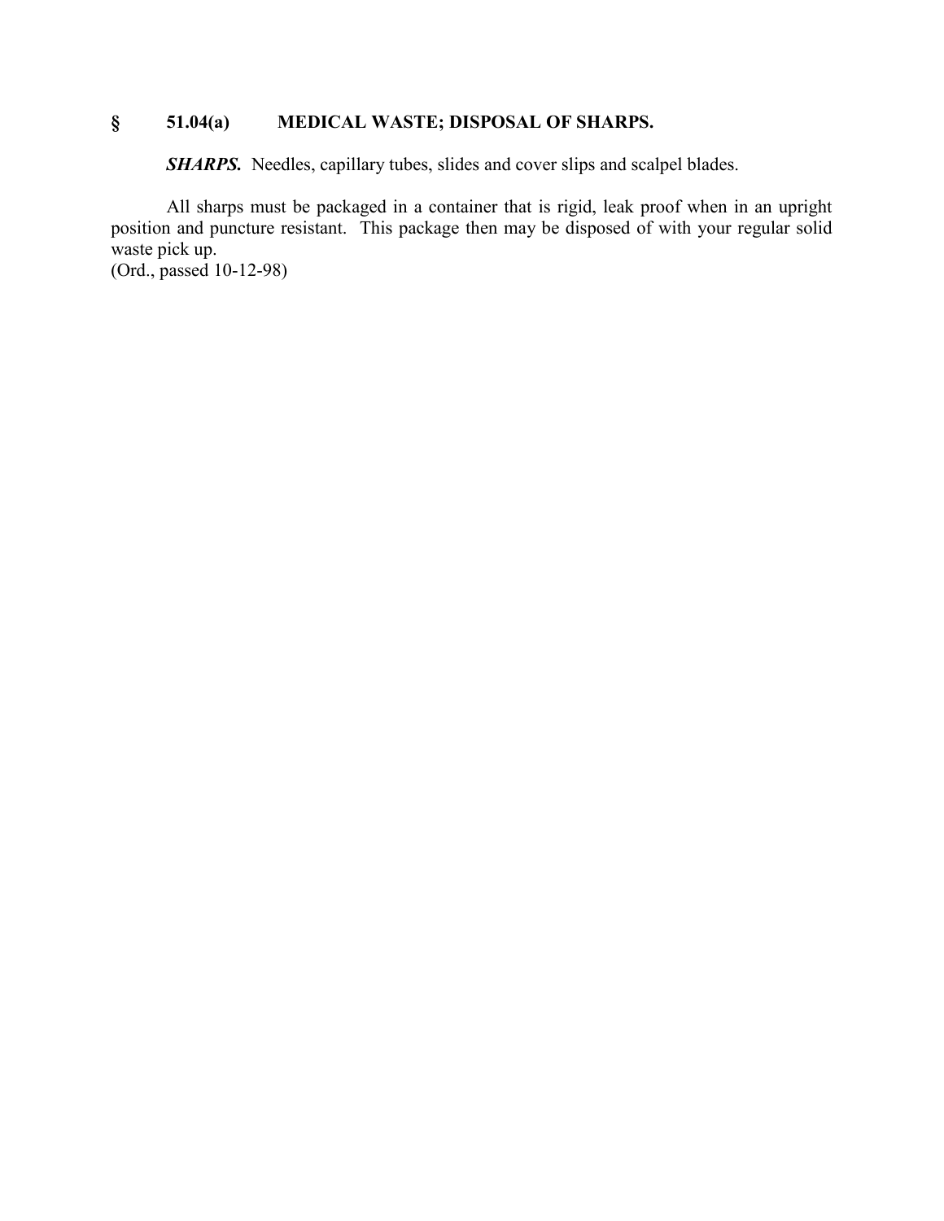## § 51.04(a) MEDICAL WASTE; DISPOSAL OF SHARPS.

***SHARPS.*** Needles, capillary tubes, slides and cover slips and scalpel blades.

All sharps must be packaged in a container that is rigid, leak proof when in an upright position and puncture resistant. This package then may be disposed of with your regular solid waste pick up.
(Ord., passed 10-12-98)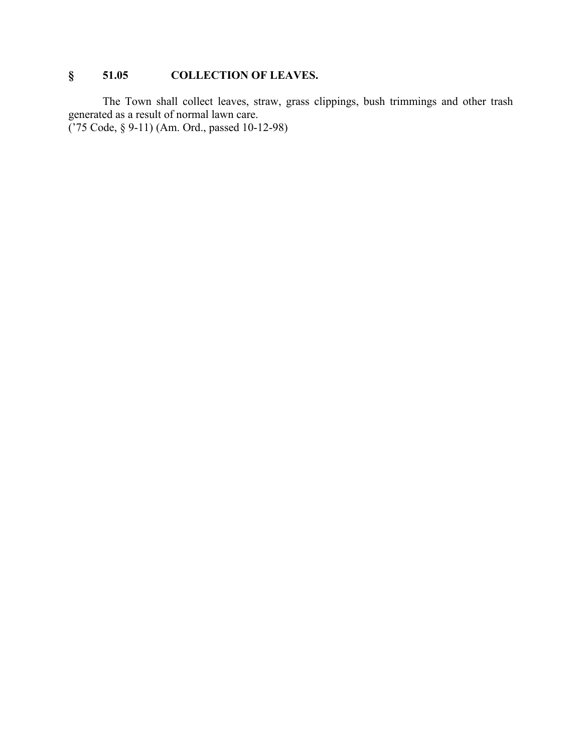## § 51.05 COLLECTION OF LEAVES.

The Town shall collect leaves, straw, grass clippings, bush trimmings and other trash generated as a result of normal lawn care.
('75 Code, § 9-11) (Am. Ord., passed 10-12-98)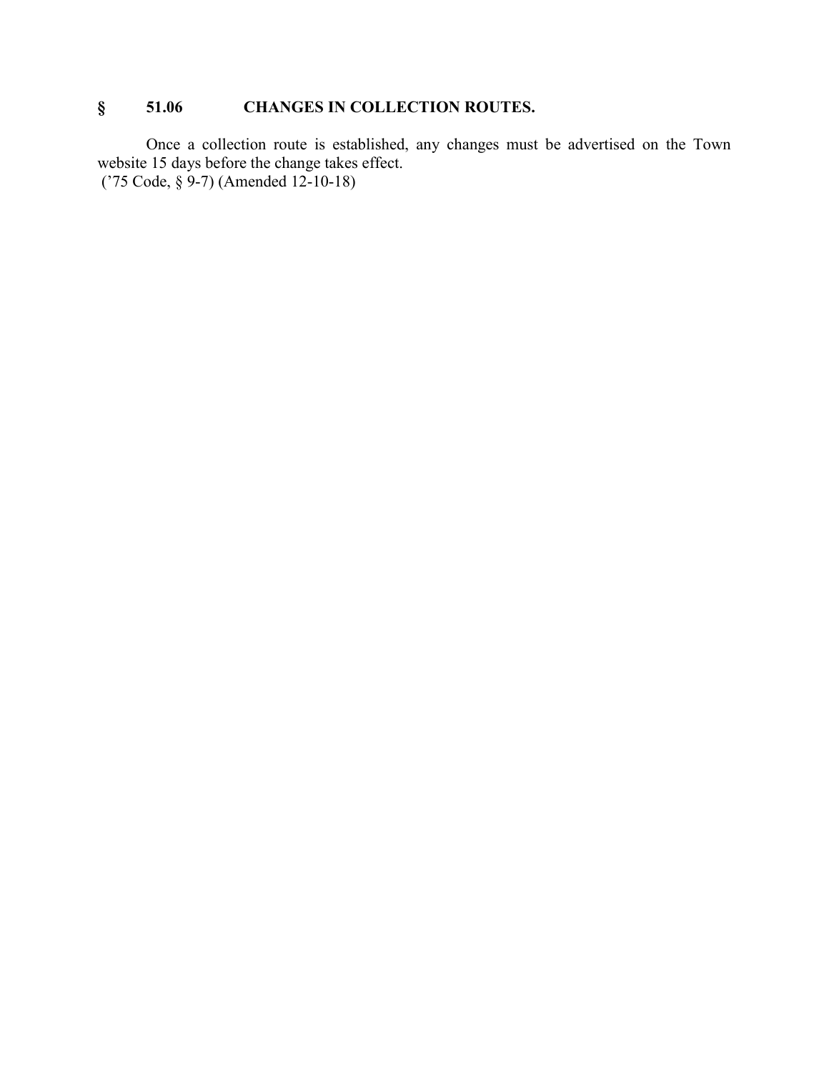## § 51.06 CHANGES IN COLLECTION ROUTES.

Once a collection route is established, any changes must be advertised on the Town website 15 days before the change takes effect.
('75 Code, § 9-7) (Amended 12-10-18)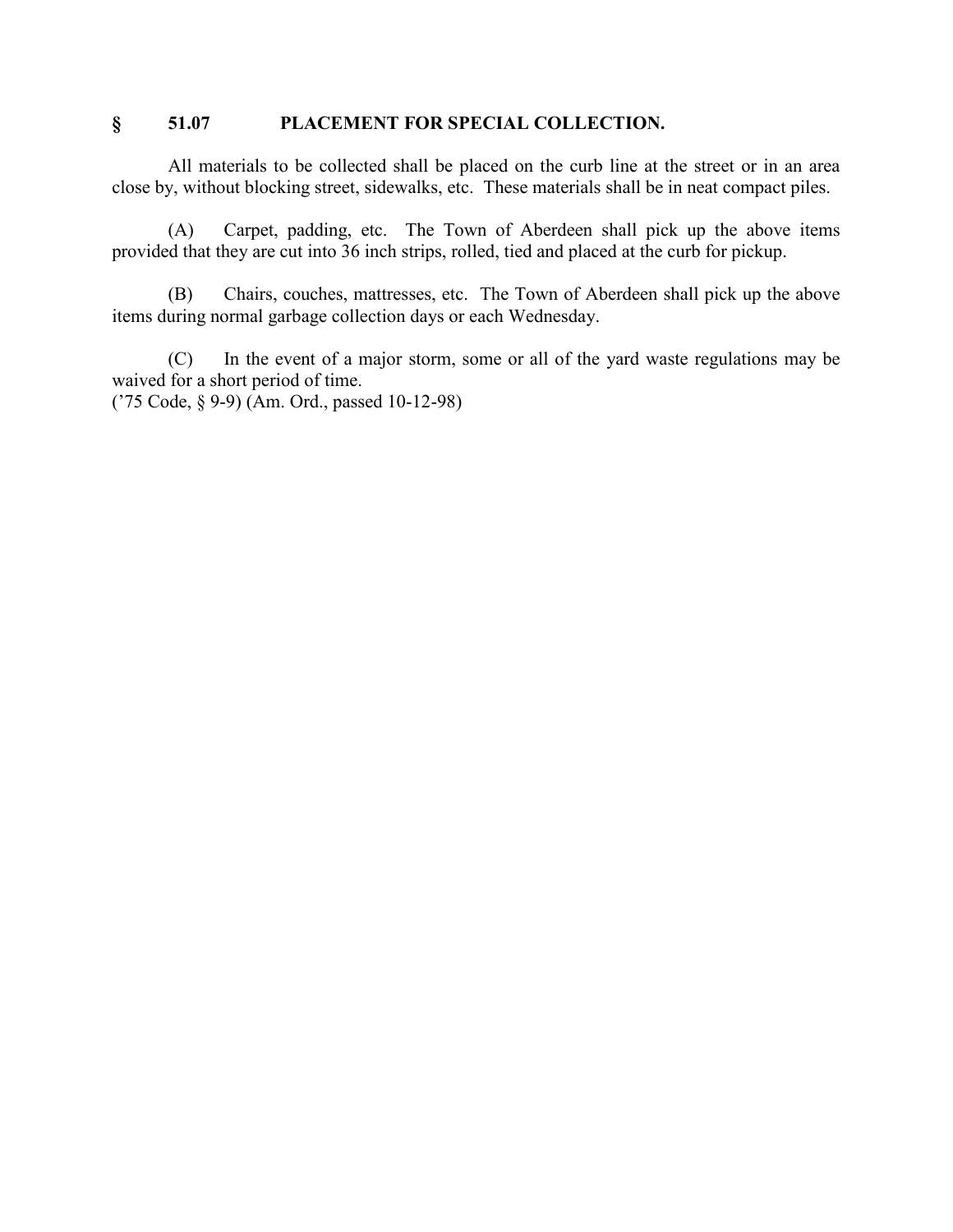## § 51.07 PLACEMENT FOR SPECIAL COLLECTION.

All materials to be collected shall be placed on the curb line at the street or in an area close by, without blocking street, sidewalks, etc. These materials shall be in neat compact piles.

(A) Carpet, padding, etc. The Town of Aberdeen shall pick up the above items provided that they are cut into 36 inch strips, rolled, tied and placed at the curb for pickup.

(B) Chairs, couches, mattresses, etc. The Town of Aberdeen shall pick up the above items during normal garbage collection days or each Wednesday.

(C) In the event of a major storm, some or all of the yard waste regulations may be waived for a short period of time.
('75 Code, § 9-9) (Am. Ord., passed 10-12-98)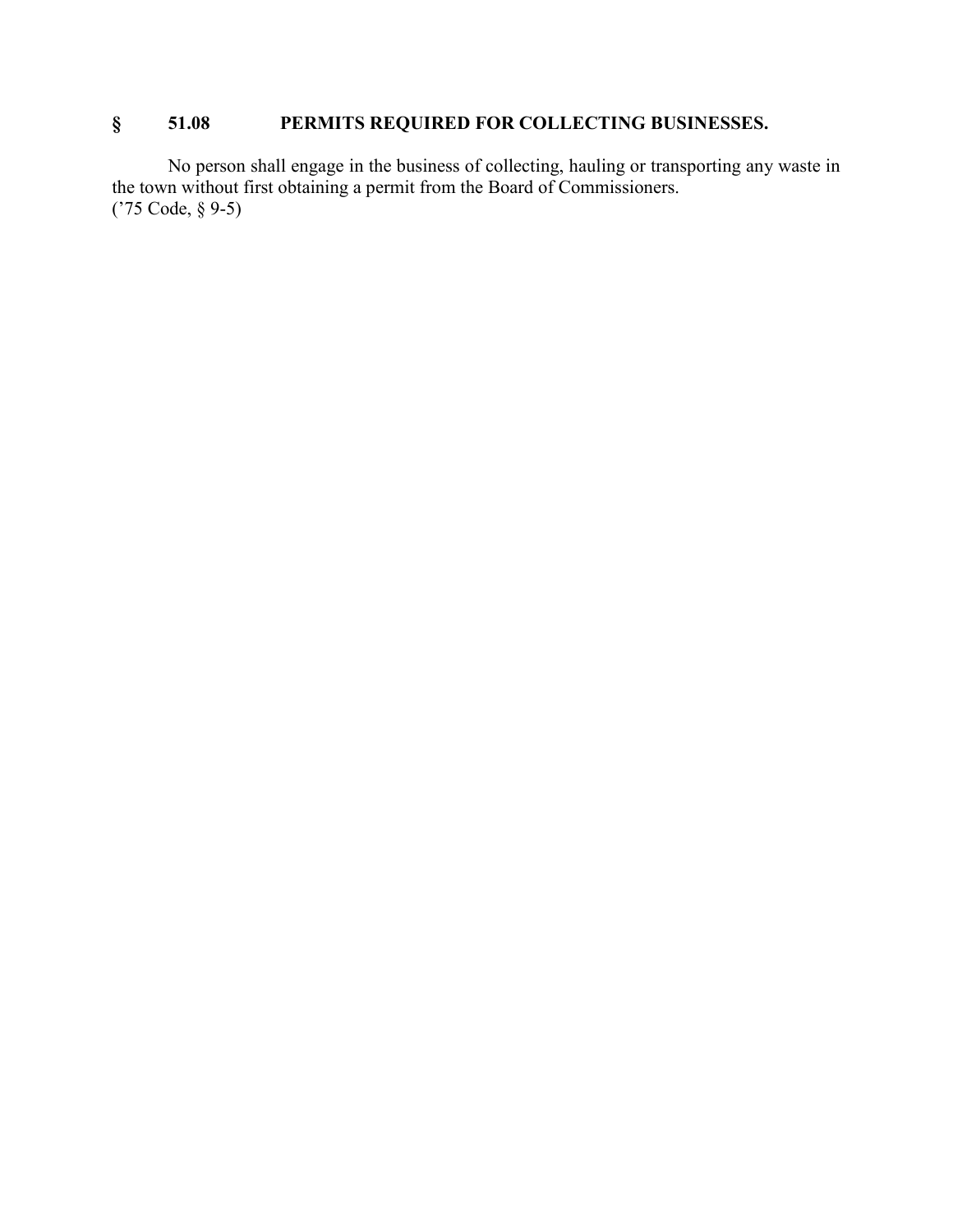## § 51.08 PERMITS REQUIRED FOR COLLECTING BUSINESSES.

No person shall engage in the business of collecting, hauling or transporting any waste in the town without first obtaining a permit from the Board of Commissioners.
('75 Code, § 9-5)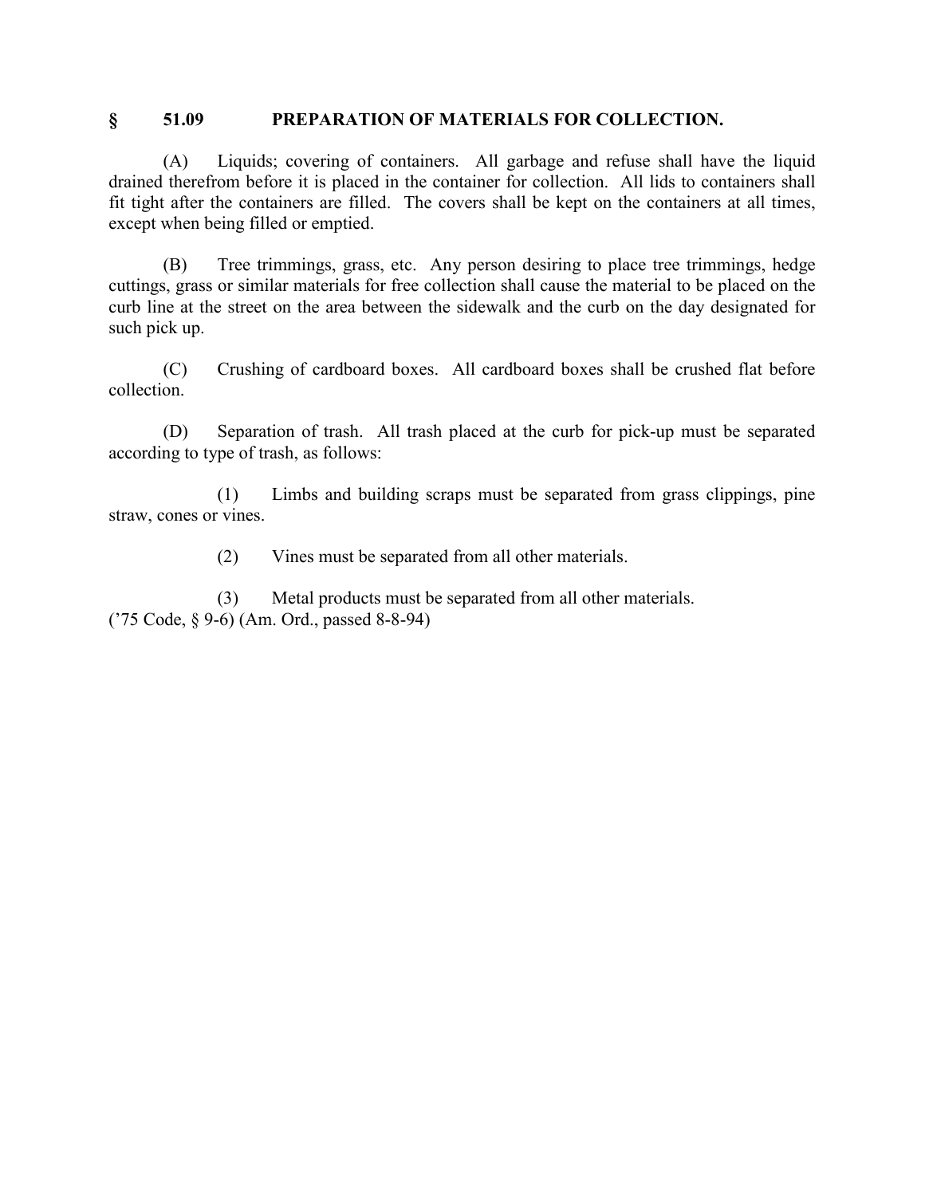## § 51.09 PREPARATION OF MATERIALS FOR COLLECTION.

(A) Liquids; covering of containers. All garbage and refuse shall have the liquid drained therefrom before it is placed in the container for collection. All lids to containers shall fit tight after the containers are filled. The covers shall be kept on the containers at all times, except when being filled or emptied.

(B) Tree trimmings, grass, etc. Any person desiring to place tree trimmings, hedge cuttings, grass or similar materials for free collection shall cause the material to be placed on the curb line at the street on the area between the sidewalk and the curb on the day designated for such pick up.

(C) Crushing of cardboard boxes. All cardboard boxes shall be crushed flat before collection.

(D) Separation of trash. All trash placed at the curb for pick-up must be separated according to type of trash, as follows:

(1) Limbs and building scraps must be separated from grass clippings, pine straw, cones or vines.

(2) Vines must be separated from all other materials.

(3) Metal products must be separated from all other materials.

('75 Code, § 9-6) (Am. Ord., passed 8-8-94)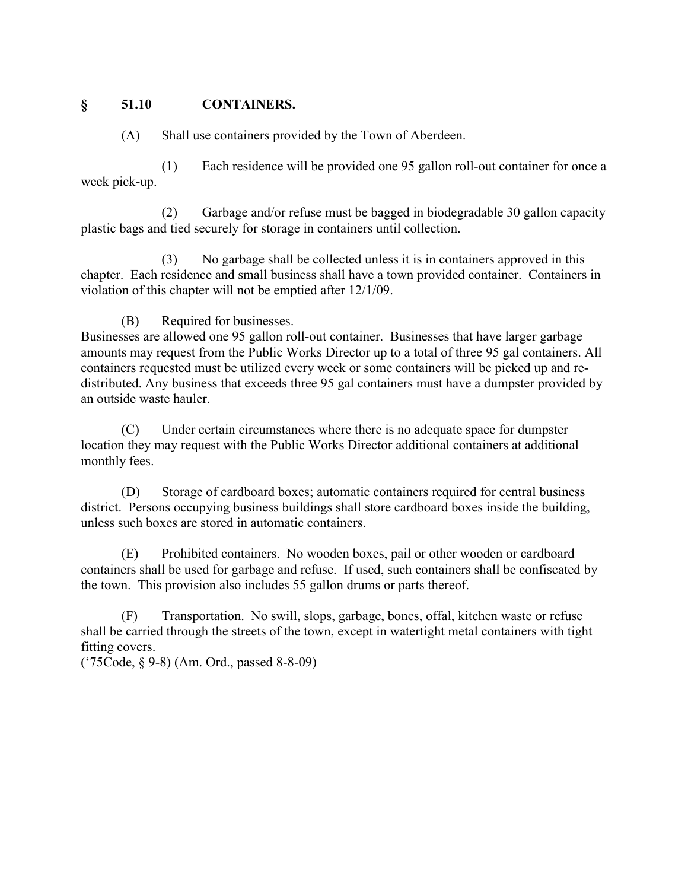## § 51.10 CONTAINERS.

(A) Shall use containers provided by the Town of Aberdeen.

(1) Each residence will be provided one 95 gallon roll-out container for once a week pick-up.

(2) Garbage and/or refuse must be bagged in biodegradable 30 gallon capacity plastic bags and tied securely for storage in containers until collection.

(3) No garbage shall be collected unless it is in containers approved in this chapter. Each residence and small business shall have a town provided container. Containers in violation of this chapter will not be emptied after 12/1/09.

(B) Required for businesses.
Businesses are allowed one 95 gallon roll-out container. Businesses that have larger garbage amounts may request from the Public Works Director up to a total of three 95 gal containers. All containers requested must be utilized every week or some containers will be picked up and re-distributed. Any business that exceeds three 95 gal containers must have a dumpster provided by an outside waste hauler.

(C) Under certain circumstances where there is no adequate space for dumpster location they may request with the Public Works Director additional containers at additional monthly fees.

(D) Storage of cardboard boxes; automatic containers required for central business district. Persons occupying business buildings shall store cardboard boxes inside the building, unless such boxes are stored in automatic containers.

(E) Prohibited containers. No wooden boxes, pail or other wooden or cardboard containers shall be used for garbage and refuse. If used, such containers shall be confiscated by the town. This provision also includes 55 gallon drums or parts thereof.

(F) Transportation. No swill, slops, garbage, bones, offal, kitchen waste or refuse shall be carried through the streets of the town, except in watertight metal containers with tight fitting covers.
('75Code, § 9-8) (Am. Ord., passed 8-8-09)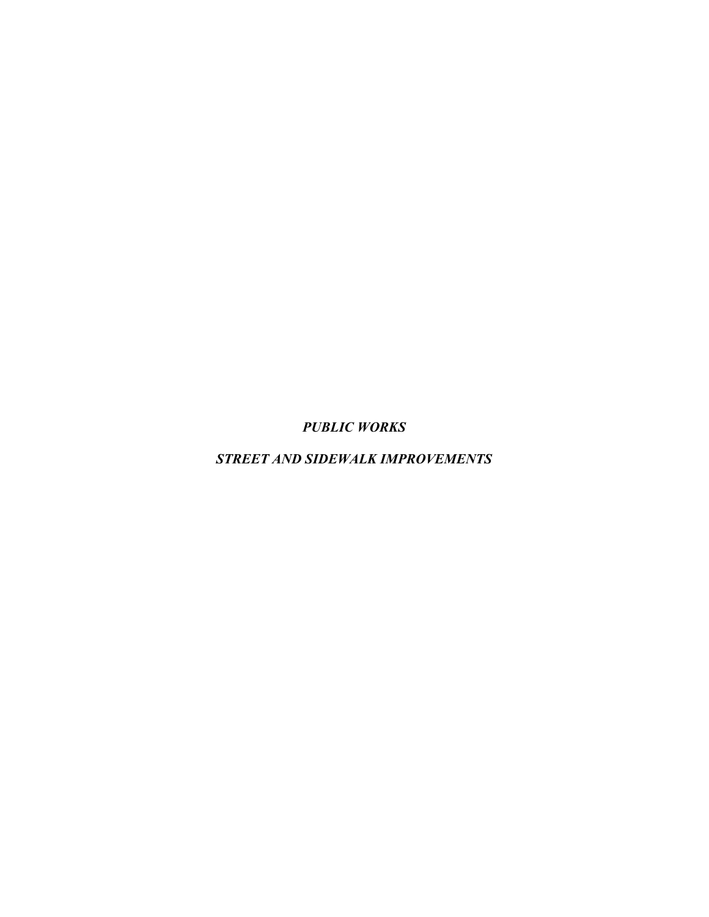***PUBLIC WORKS***

***STREET AND SIDEWALK IMPROVEMENTS***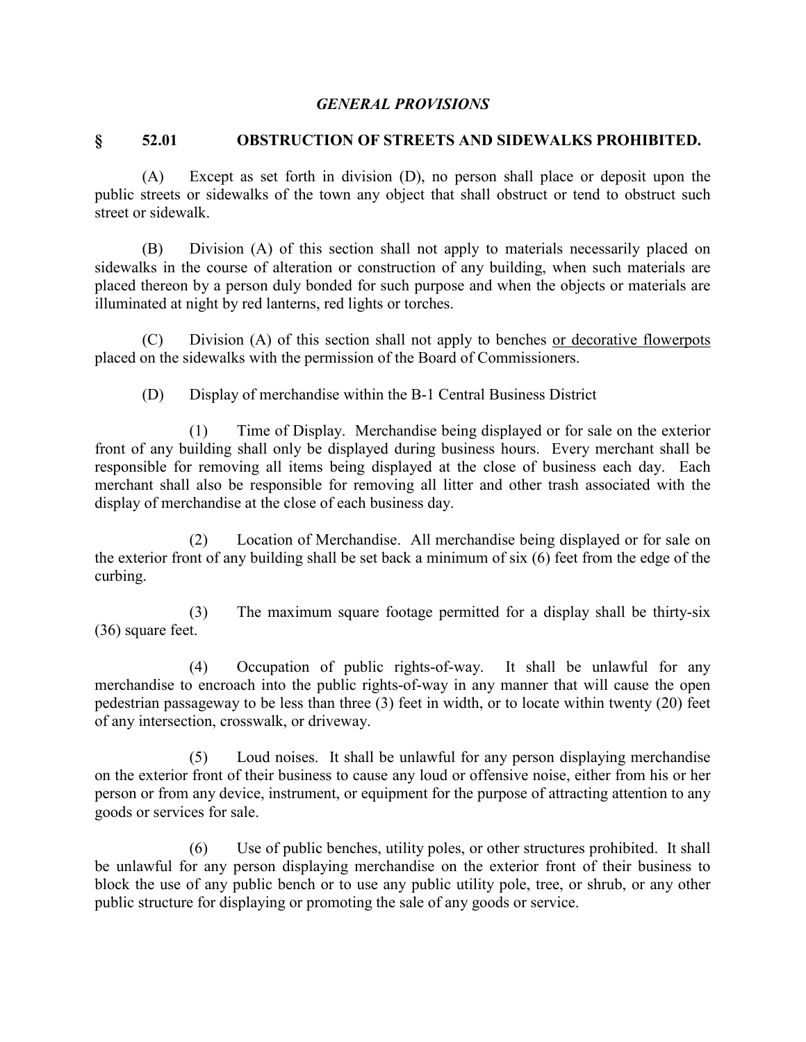## *GENERAL PROVISIONS*

### § 52.01 OBSTRUCTION OF STREETS AND SIDEWALKS PROHIBITED.

(A) Except as set forth in division (D), no person shall place or deposit upon the public streets or sidewalks of the town any object that shall obstruct or tend to obstruct such street or sidewalk.

(B) Division (A) of this section shall not apply to materials necessarily placed on sidewalks in the course of alteration or construction of any building, when such materials are placed thereon by a person duly bonded for such purpose and when the objects or materials are illuminated at night by red lanterns, red lights or torches.

(C) Division (A) of this section shall not apply to benches <u>or decorative flowerpots</u> placed on the sidewalks with the permission of the Board of Commissioners.

(D) Display of merchandise within the B-1 Central Business District

(1) Time of Display. Merchandise being displayed or for sale on the exterior front of any building shall only be displayed during business hours. Every merchant shall be responsible for removing all items being displayed at the close of business each day. Each merchant shall also be responsible for removing all litter and other trash associated with the display of merchandise at the close of each business day.

(2) Location of Merchandise. All merchandise being displayed or for sale on the exterior front of any building shall be set back a minimum of six (6) feet from the edge of the curbing.

(3) The maximum square footage permitted for a display shall be thirty-six (36) square feet.

(4) Occupation of public rights-of-way. It shall be unlawful for any merchandise to encroach into the public rights-of-way in any manner that will cause the open pedestrian passageway to be less than three (3) feet in width, or to locate within twenty (20) feet of any intersection, crosswalk, or driveway.

(5) Loud noises. It shall be unlawful for any person displaying merchandise on the exterior front of their business to cause any loud or offensive noise, either from his or her person or from any device, instrument, or equipment for the purpose of attracting attention to any goods or services for sale.

(6) Use of public benches, utility poles, or other structures prohibited. It shall be unlawful for any person displaying merchandise on the exterior front of their business to block the use of any public bench or to use any public utility pole, tree, or shrub, or any other public structure for displaying or promoting the sale of any goods or service.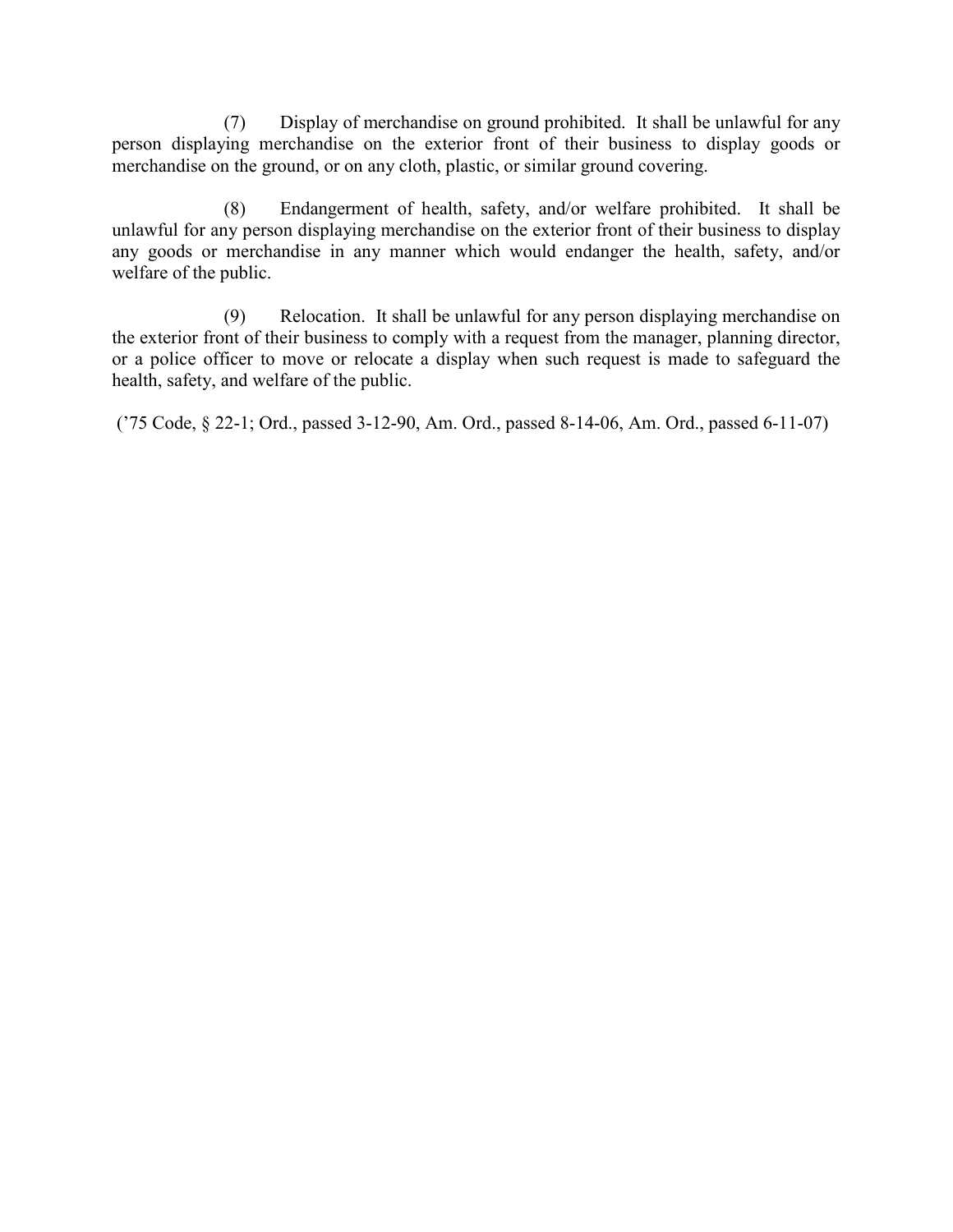(7) Display of merchandise on ground prohibited. It shall be unlawful for any person displaying merchandise on the exterior front of their business to display goods or merchandise on the ground, or on any cloth, plastic, or similar ground covering.

(8) Endangerment of health, safety, and/or welfare prohibited. It shall be unlawful for any person displaying merchandise on the exterior front of their business to display any goods or merchandise in any manner which would endanger the health, safety, and/or welfare of the public.

(9) Relocation. It shall be unlawful for any person displaying merchandise on the exterior front of their business to comply with a request from the manager, planning director, or a police officer to move or relocate a display when such request is made to safeguard the health, safety, and welfare of the public.

('75 Code, § 22-1; Ord., passed 3-12-90, Am. Ord., passed 8-14-06, Am. Ord., passed 6-11-07)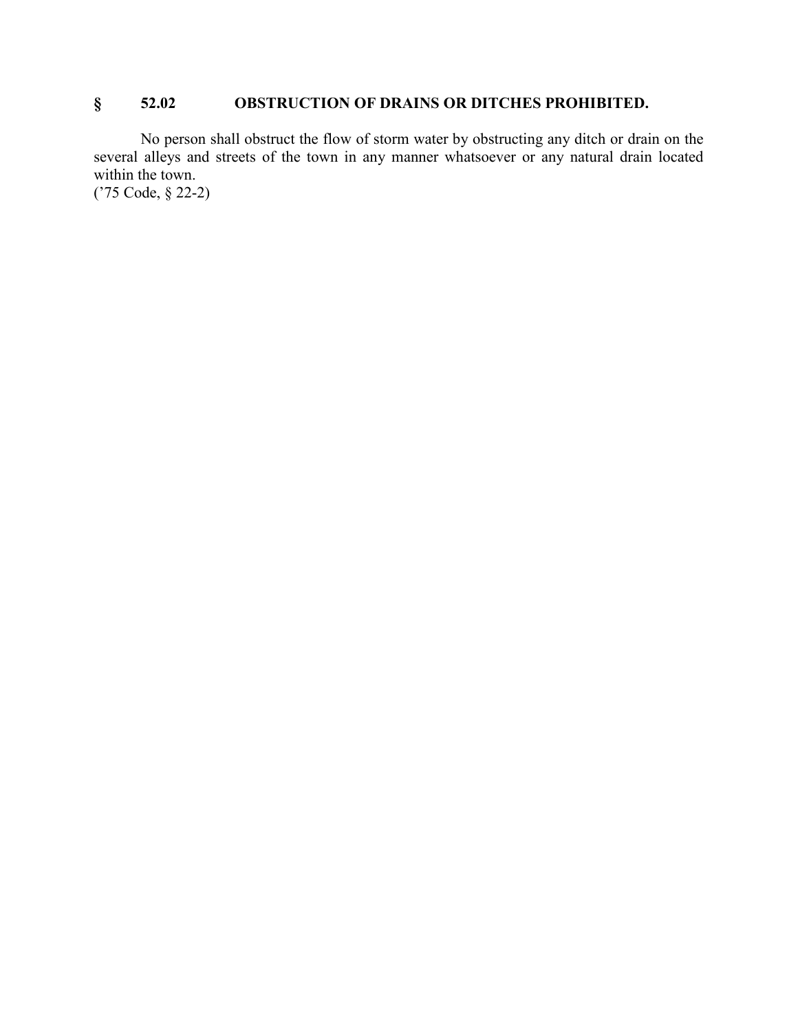## § 52.02 OBSTRUCTION OF DRAINS OR DITCHES PROHIBITED.

No person shall obstruct the flow of storm water by obstructing any ditch or drain on the several alleys and streets of the town in any manner whatsoever or any natural drain located within the town.
('75 Code, § 22-2)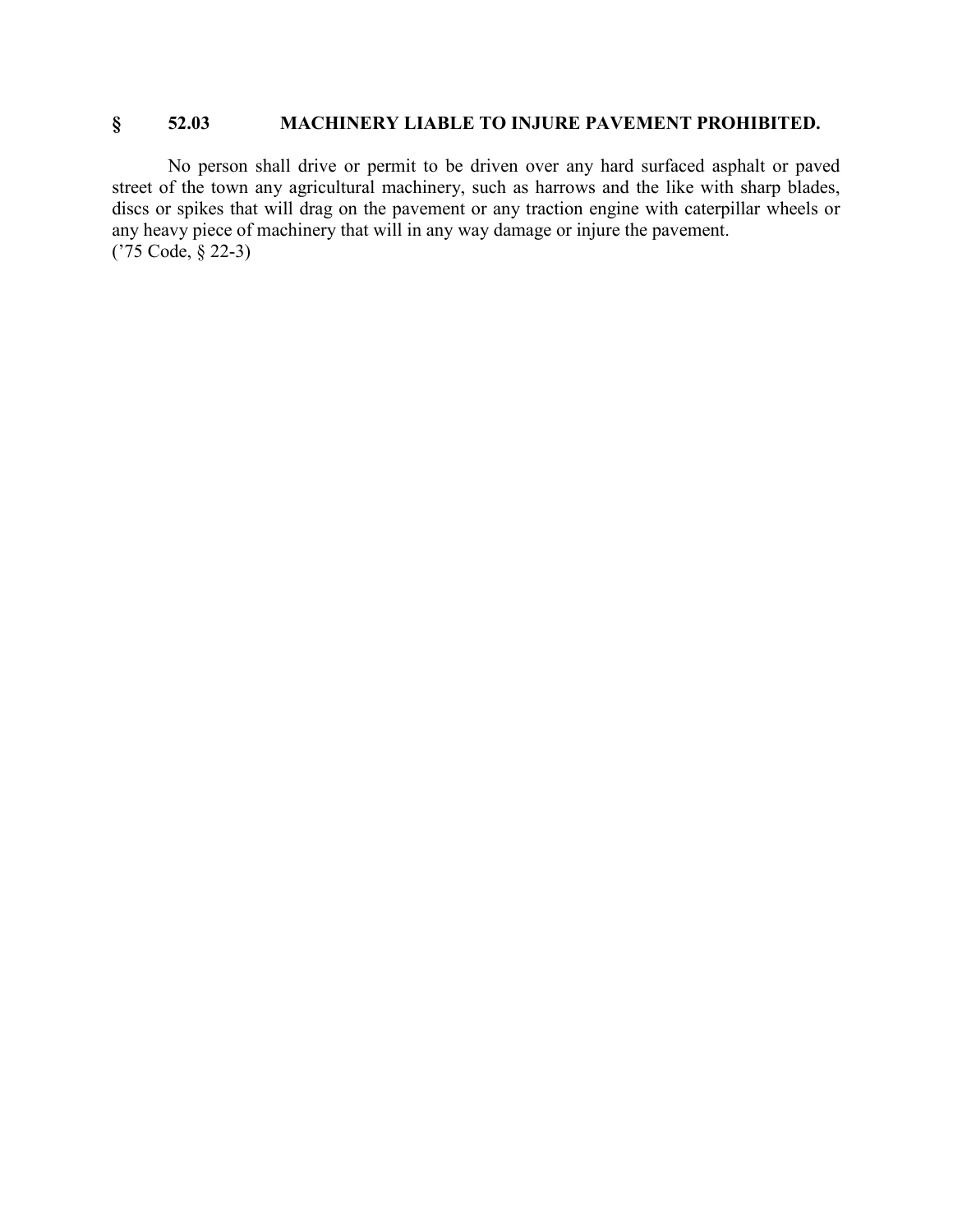## § 52.03 MACHINERY LIABLE TO INJURE PAVEMENT PROHIBITED.

No person shall drive or permit to be driven over any hard surfaced asphalt or paved street of the town any agricultural machinery, such as harrows and the like with sharp blades, discs or spikes that will drag on the pavement or any traction engine with caterpillar wheels or any heavy piece of machinery that will in any way damage or injure the pavement.
('75 Code, § 22-3)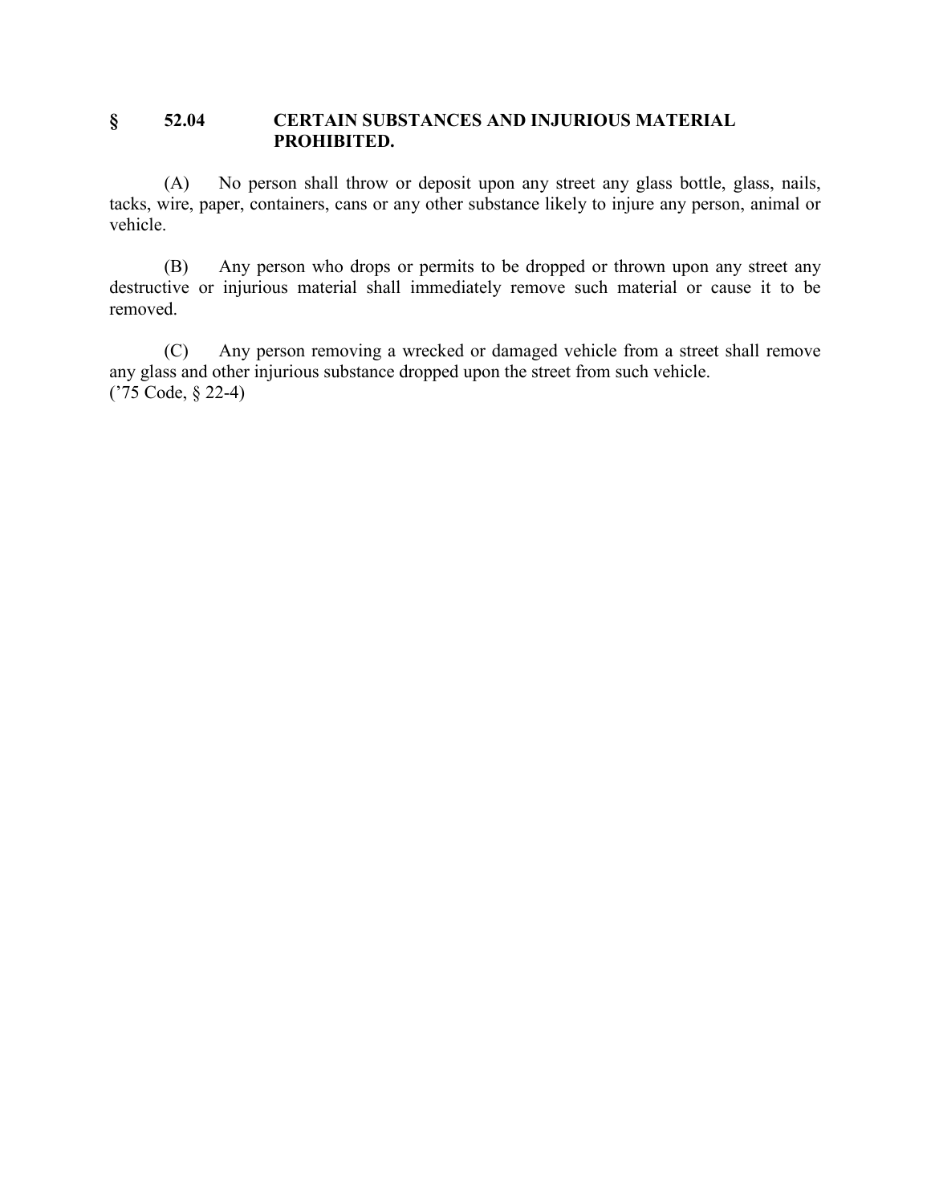### § 52.04 CERTAIN SUBSTANCES AND INJURIOUS MATERIAL PROHIBITED.

(A) No person shall throw or deposit upon any street any glass bottle, glass, nails, tacks, wire, paper, containers, cans or any other substance likely to injure any person, animal or vehicle.

(B) Any person who drops or permits to be dropped or thrown upon any street any destructive or injurious material shall immediately remove such material or cause it to be removed.

(C) Any person removing a wrecked or damaged vehicle from a street shall remove any glass and other injurious substance dropped upon the street from such vehicle.
('75 Code, § 22-4)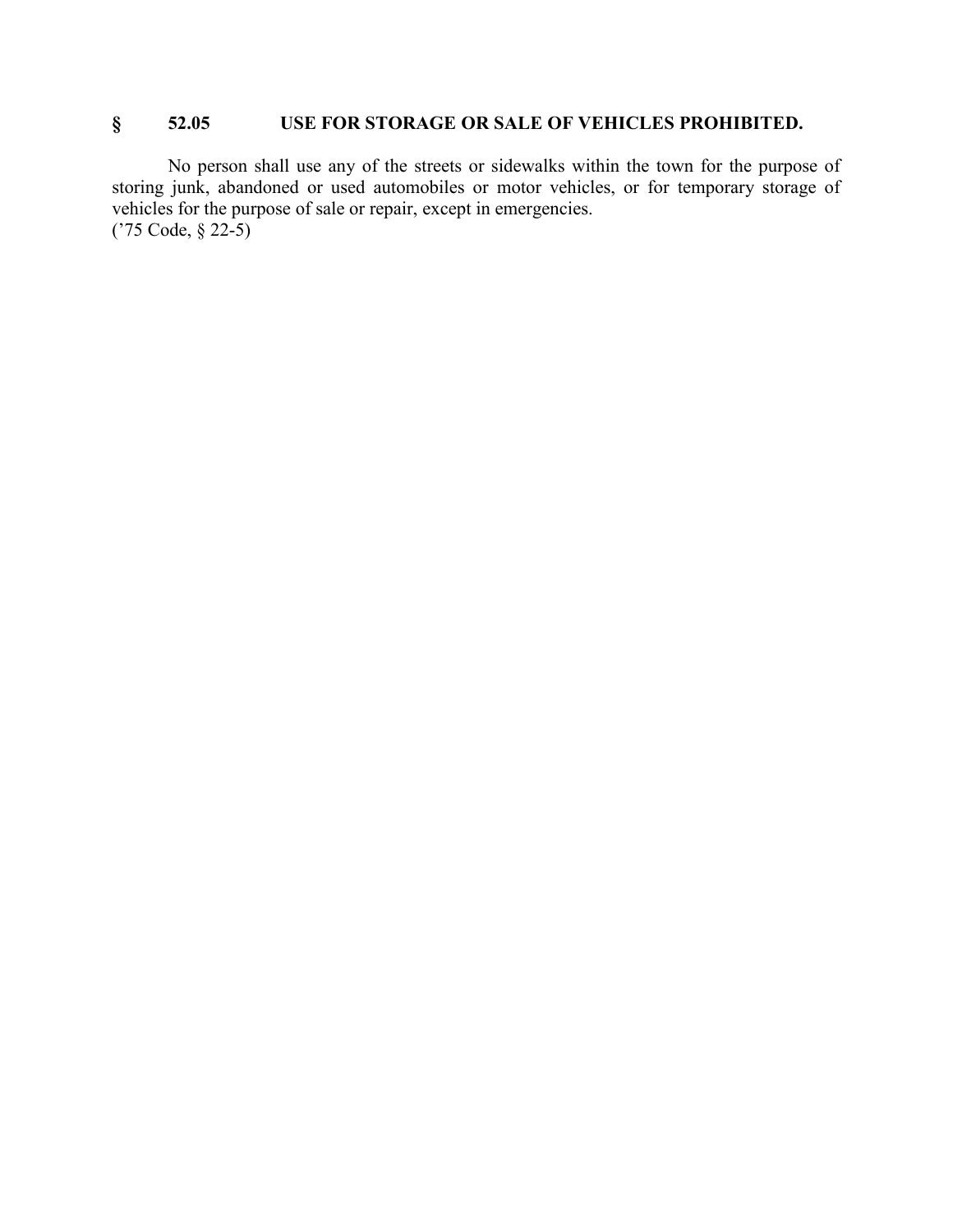## § 52.05 USE FOR STORAGE OR SALE OF VEHICLES PROHIBITED.

No person shall use any of the streets or sidewalks within the town for the purpose of storing junk, abandoned or used automobiles or motor vehicles, or for temporary storage of vehicles for the purpose of sale or repair, except in emergencies.
('75 Code, § 22-5)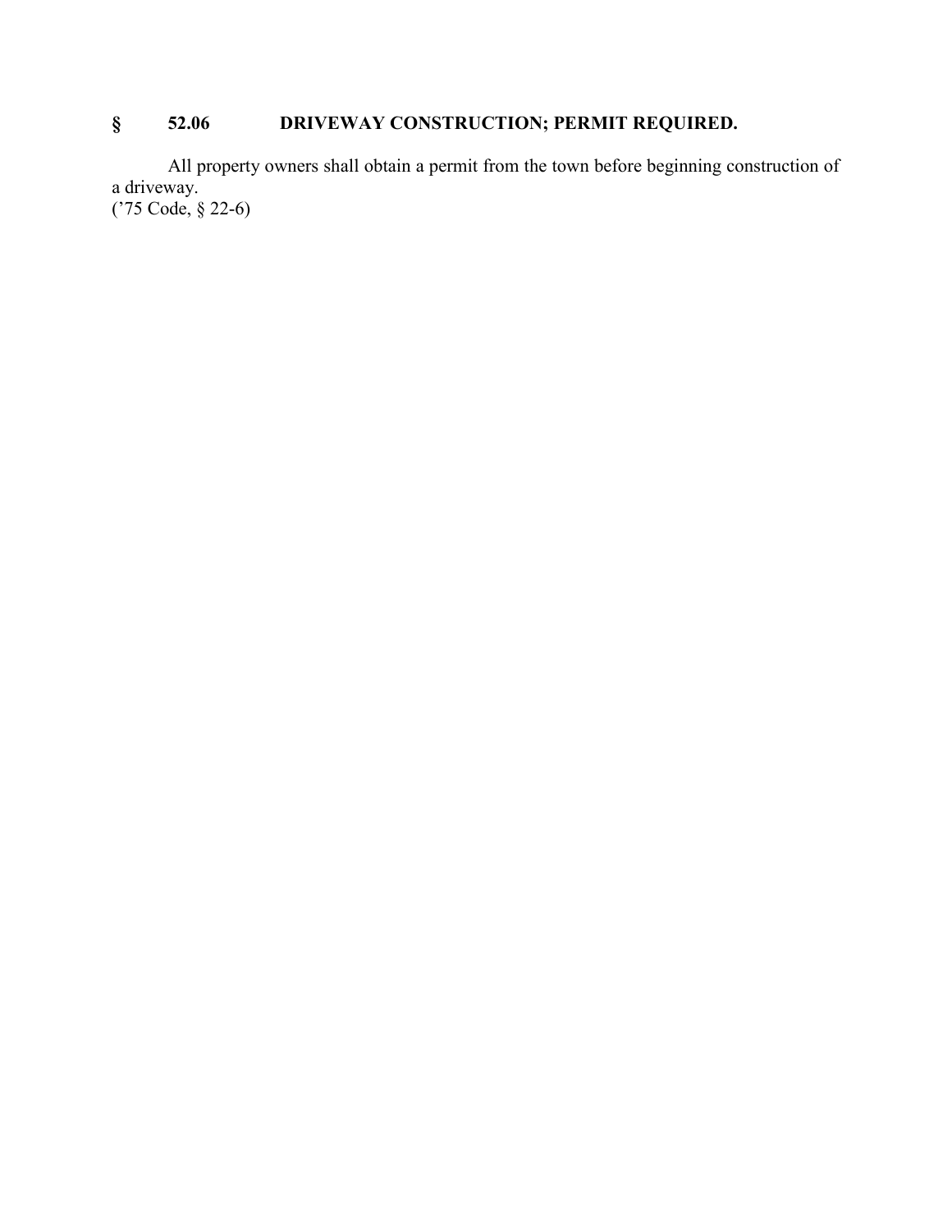## § 52.06 DRIVEWAY CONSTRUCTION; PERMIT REQUIRED.

All property owners shall obtain a permit from the town before beginning construction of a driveway.
('75 Code, § 22-6)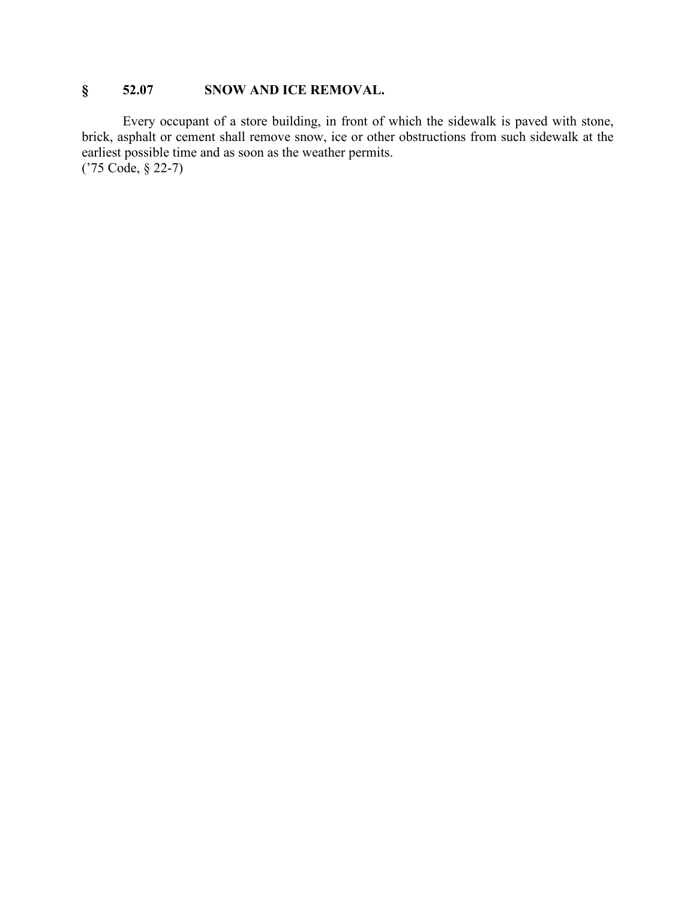## § 52.07 SNOW AND ICE REMOVAL.

Every occupant of a store building, in front of which the sidewalk is paved with stone, brick, asphalt or cement shall remove snow, ice or other obstructions from such sidewalk at the earliest possible time and as soon as the weather permits.
('75 Code, § 22-7)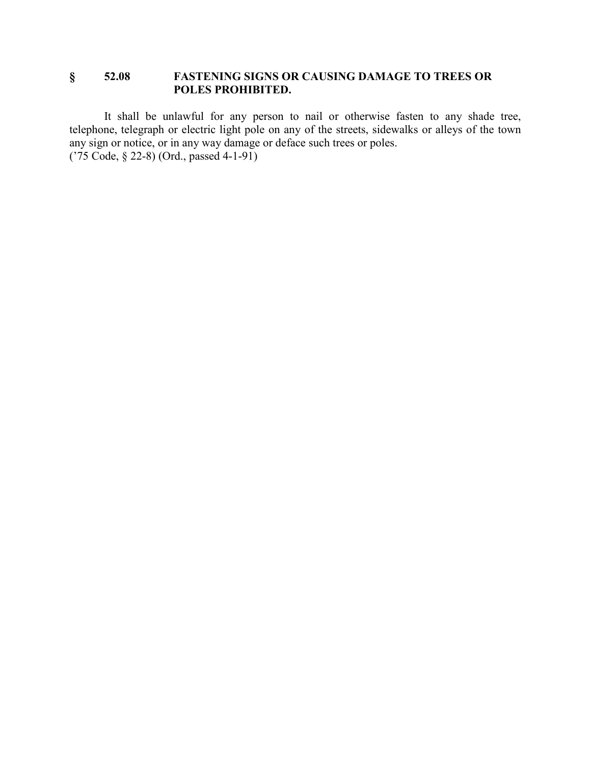## § 52.08 FASTENING SIGNS OR CAUSING DAMAGE TO TREES OR POLES PROHIBITED.

It shall be unlawful for any person to nail or otherwise fasten to any shade tree, telephone, telegraph or electric light pole on any of the streets, sidewalks or alleys of the town any sign or notice, or in any way damage or deface such trees or poles.
('75 Code, § 22-8) (Ord., passed 4-1-91)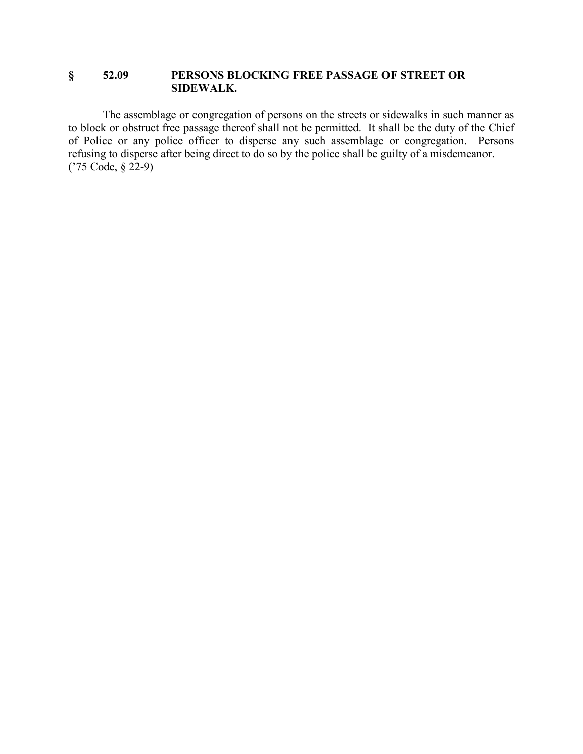## § 52.09 PERSONS BLOCKING FREE PASSAGE OF STREET OR SIDEWALK.

The assemblage or congregation of persons on the streets or sidewalks in such manner as to block or obstruct free passage thereof shall not be permitted. It shall be the duty of the Chief of Police or any police officer to disperse any such assemblage or congregation. Persons refusing to disperse after being direct to do so by the police shall be guilty of a misdemeanor.
('75 Code, § 22-9)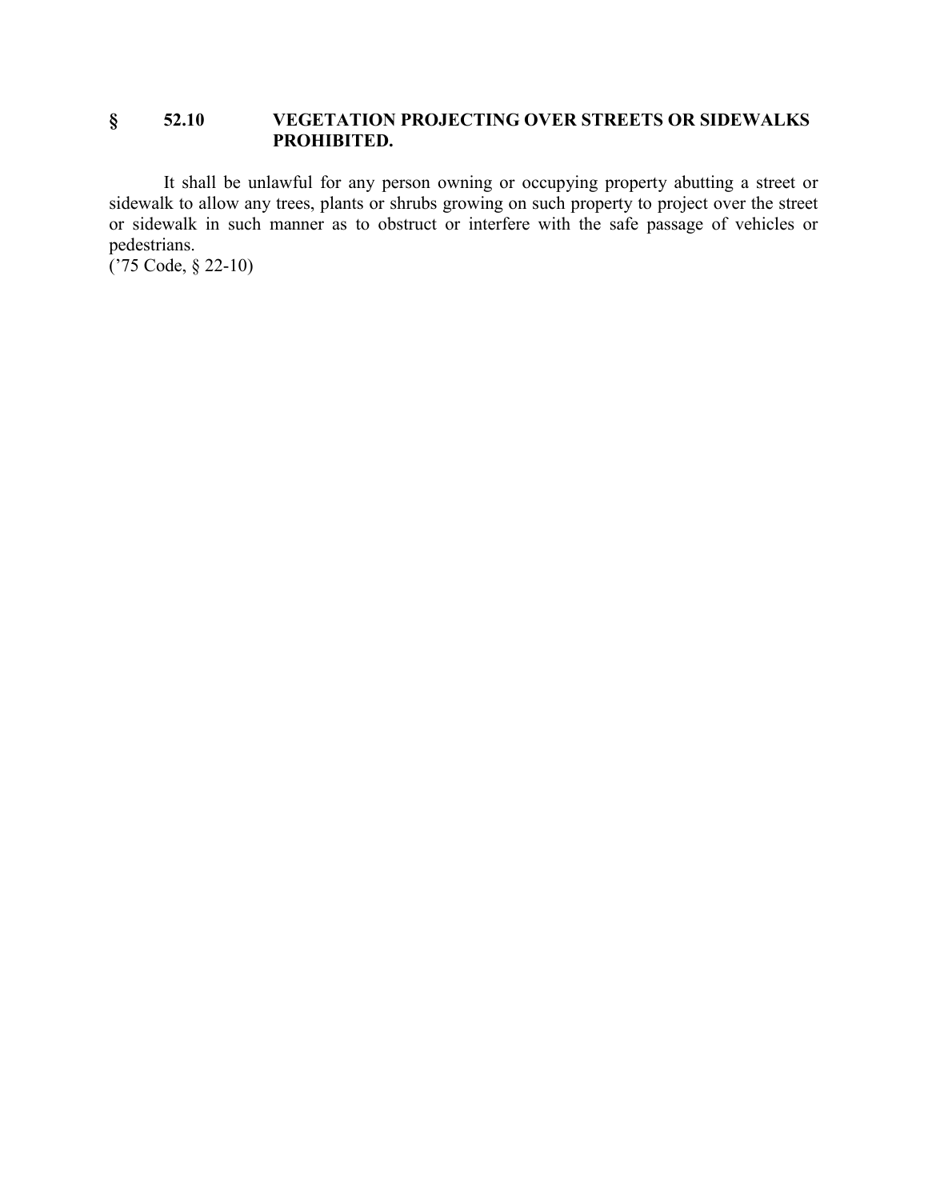### § 52.10 VEGETATION PROJECTING OVER STREETS OR SIDEWALKS PROHIBITED.

It shall be unlawful for any person owning or occupying property abutting a street or sidewalk to allow any trees, plants or shrubs growing on such property to project over the street or sidewalk in such manner as to obstruct or interfere with the safe passage of vehicles or pedestrians.
('75 Code, § 22-10)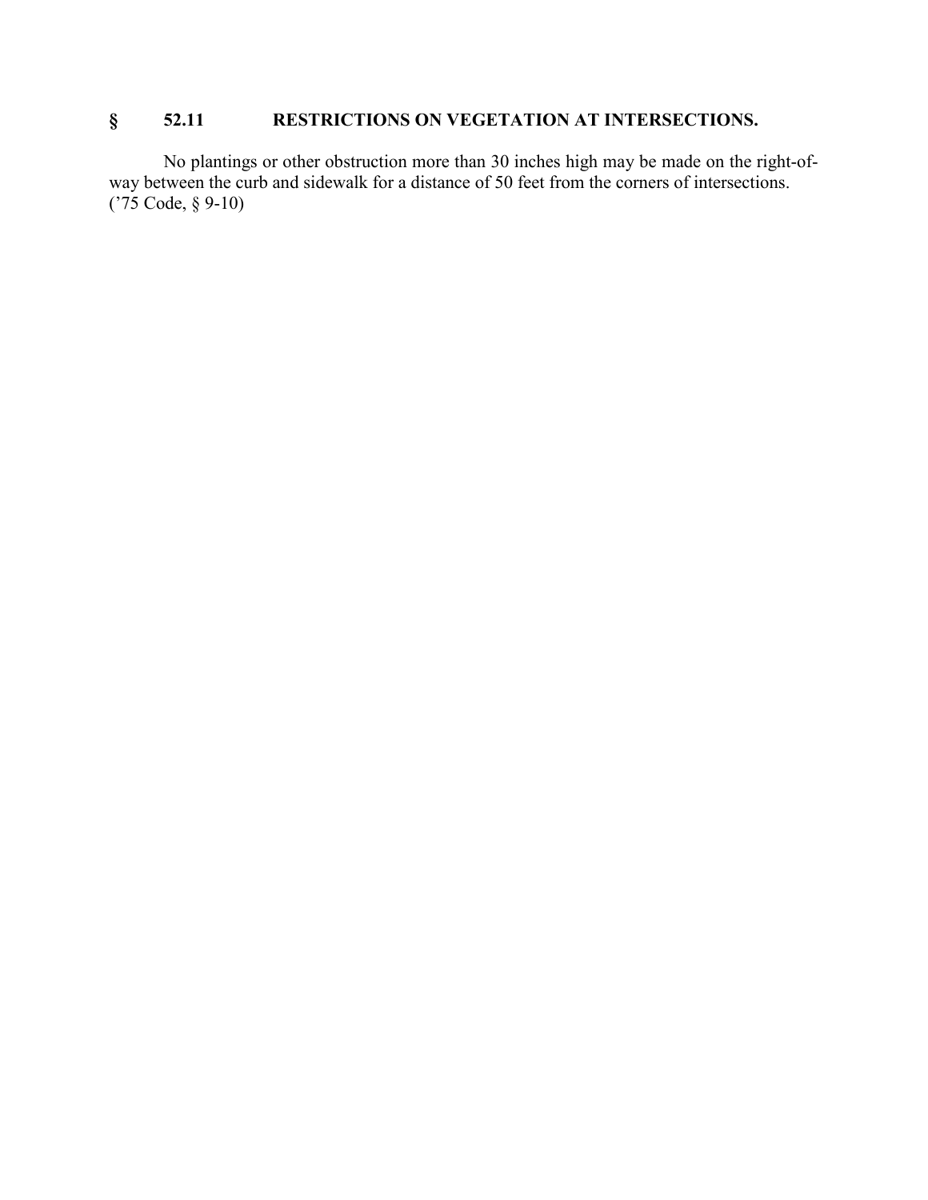## § 52.11 RESTRICTIONS ON VEGETATION AT INTERSECTIONS.

No plantings or other obstruction more than 30 inches high may be made on the right-of-way between the curb and sidewalk for a distance of 50 feet from the corners of intersections.
('75 Code, § 9-10)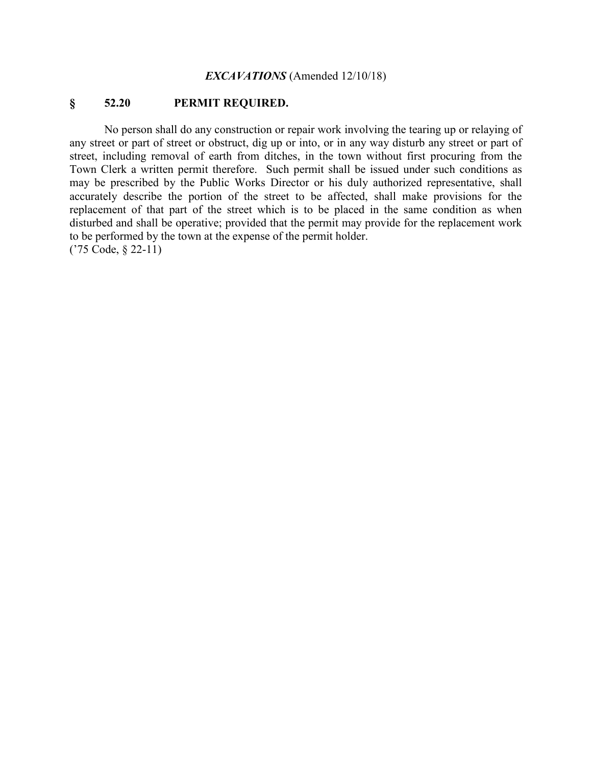***EXCAVATIONS*** (Amended 12/10/18)

## § 52.20 PERMIT REQUIRED.

No person shall do any construction or repair work involving the tearing up or relaying of any street or part of street or obstruct, dig up or into, or in any way disturb any street or part of street, including removal of earth from ditches, in the town without first procuring from the Town Clerk a written permit therefore. Such permit shall be issued under such conditions as may be prescribed by the Public Works Director or his duly authorized representative, shall accurately describe the portion of the street to be affected, shall make provisions for the replacement of that part of the street which is to be placed in the same condition as when disturbed and shall be operative; provided that the permit may provide for the replacement work to be performed by the town at the expense of the permit holder.
('75 Code, § 22-11)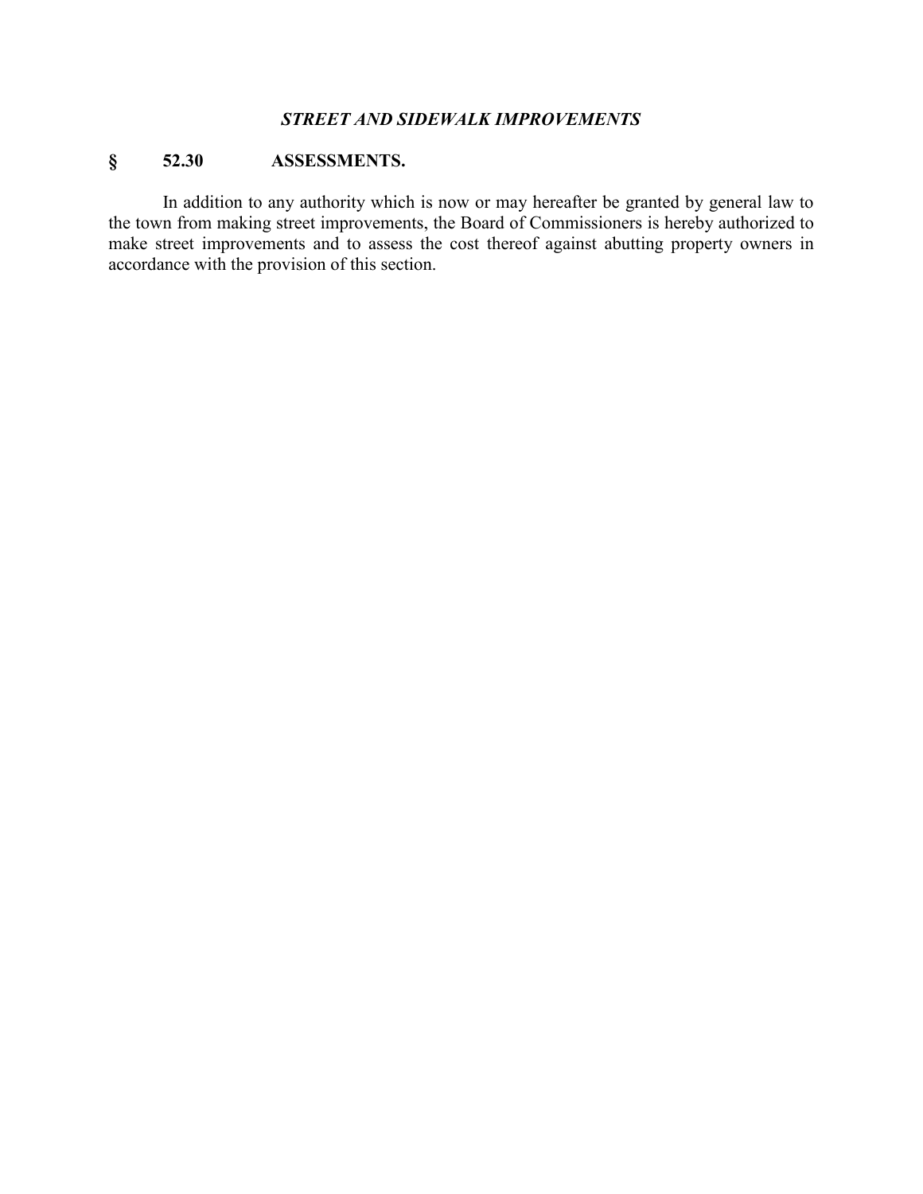### *STREET AND SIDEWALK IMPROVEMENTS*

## § 52.30 ASSESSMENTS.

In addition to any authority which is now or may hereafter be granted by general law to the town from making street improvements, the Board of Commissioners is hereby authorized to make street improvements and to assess the cost thereof against abutting property owners in accordance with the provision of this section.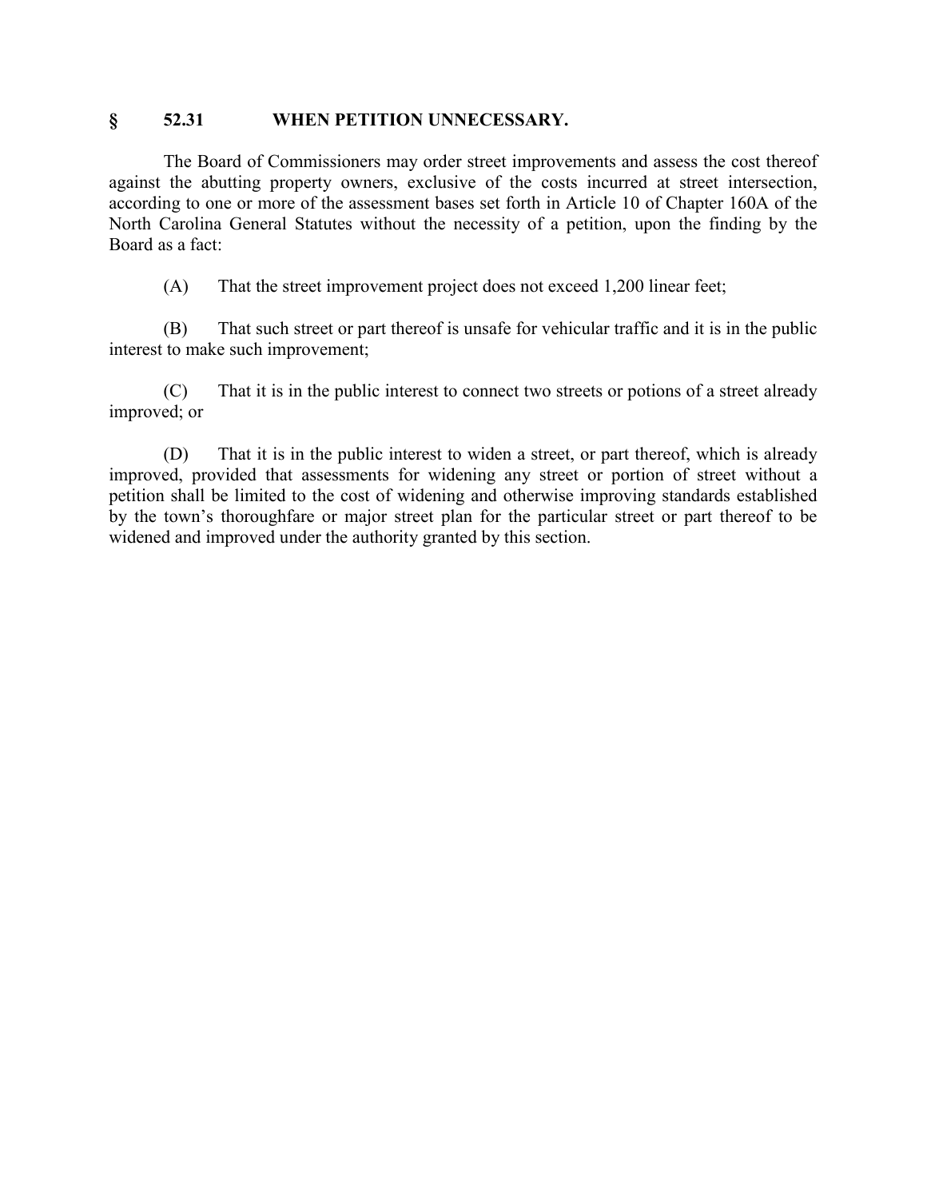## § 52.31 WHEN PETITION UNNECESSARY.

The Board of Commissioners may order street improvements and assess the cost thereof against the abutting property owners, exclusive of the costs incurred at street intersection, according to one or more of the assessment bases set forth in Article 10 of Chapter 160A of the North Carolina General Statutes without the necessity of a petition, upon the finding by the Board as a fact:

(A) That the street improvement project does not exceed 1,200 linear feet;

(B) That such street or part thereof is unsafe for vehicular traffic and it is in the public interest to make such improvement;

(C) That it is in the public interest to connect two streets or potions of a street already improved; or

(D) That it is in the public interest to widen a street, or part thereof, which is already improved, provided that assessments for widening any street or portion of street without a petition shall be limited to the cost of widening and otherwise improving standards established by the town's thoroughfare or major street plan for the particular street or part thereof to be widened and improved under the authority granted by this section.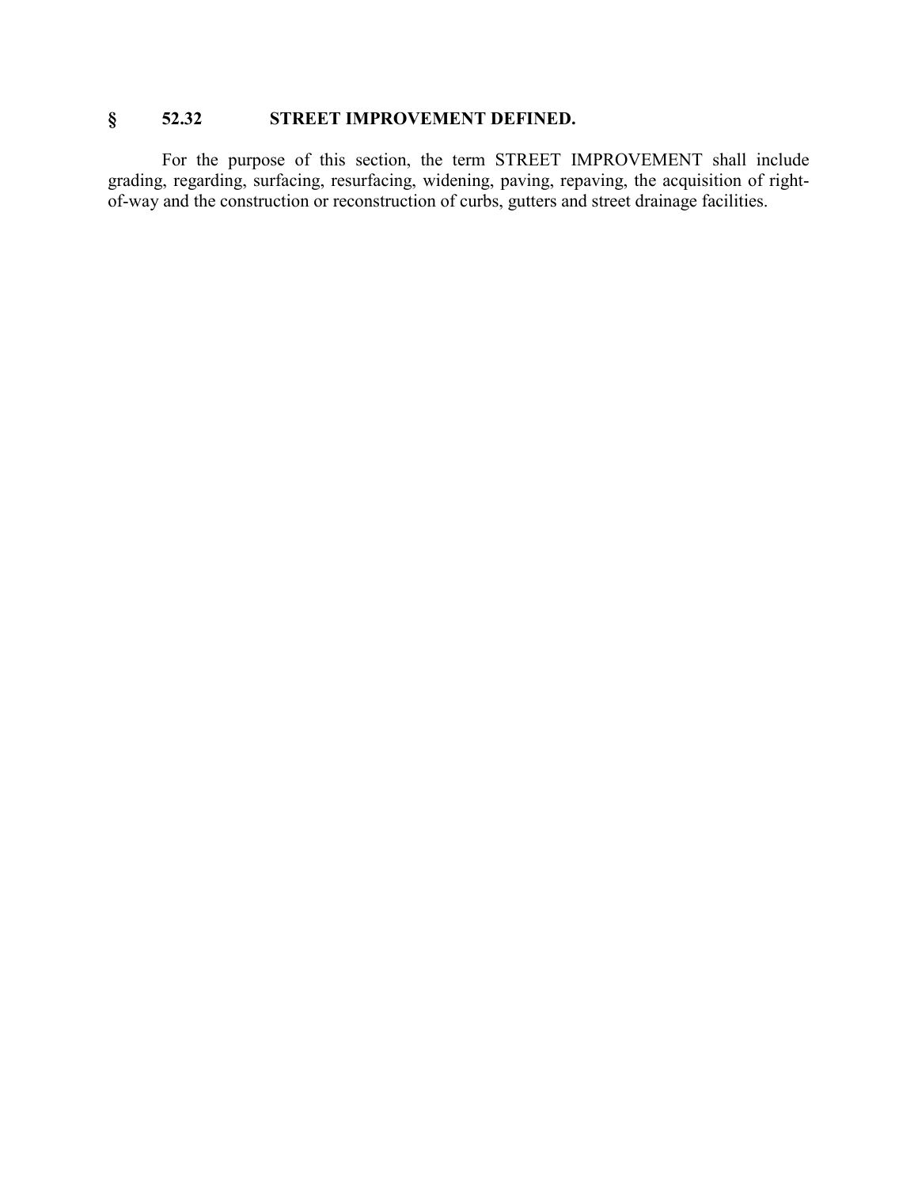## § 52.32 STREET IMPROVEMENT DEFINED.

For the purpose of this section, the term STREET IMPROVEMENT shall include grading, regarding, surfacing, resurfacing, widening, paving, repaving, the acquisition of right-of-way and the construction or reconstruction of curbs, gutters and street drainage facilities.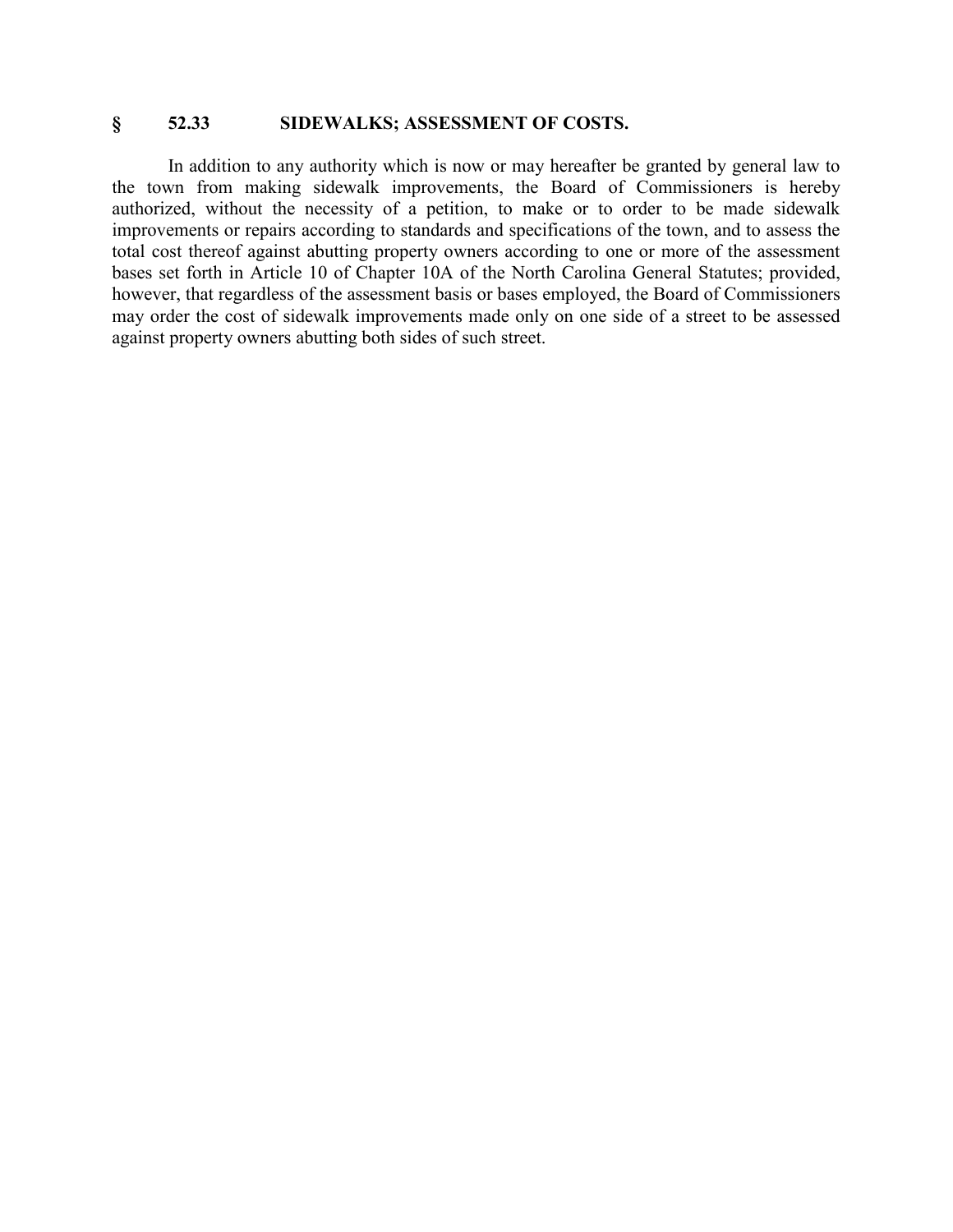## § 52.33 SIDEWALKS; ASSESSMENT OF COSTS.

In addition to any authority which is now or may hereafter be granted by general law to the town from making sidewalk improvements, the Board of Commissioners is hereby authorized, without the necessity of a petition, to make or to order to be made sidewalk improvements or repairs according to standards and specifications of the town, and to assess the total cost thereof against abutting property owners according to one or more of the assessment bases set forth in Article 10 of Chapter 10A of the North Carolina General Statutes; provided, however, that regardless of the assessment basis or bases employed, the Board of Commissioners may order the cost of sidewalk improvements made only on one side of a street to be assessed against property owners abutting both sides of such street.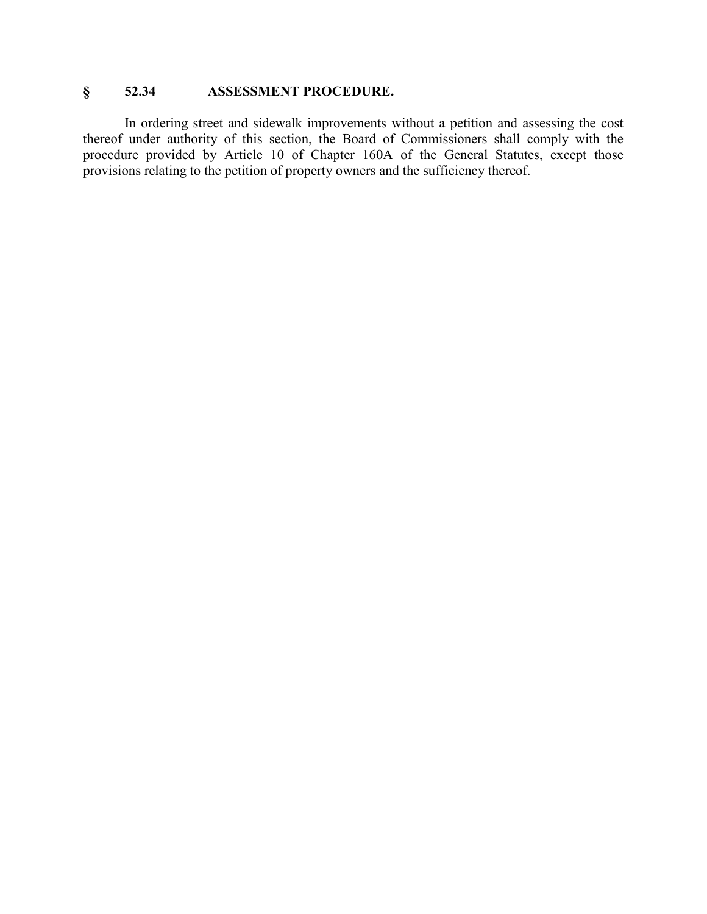## § 52.34 ASSESSMENT PROCEDURE.

In ordering street and sidewalk improvements without a petition and assessing the cost thereof under authority of this section, the Board of Commissioners shall comply with the procedure provided by Article 10 of Chapter 160A of the General Statutes, except those provisions relating to the petition of property owners and the sufficiency thereof.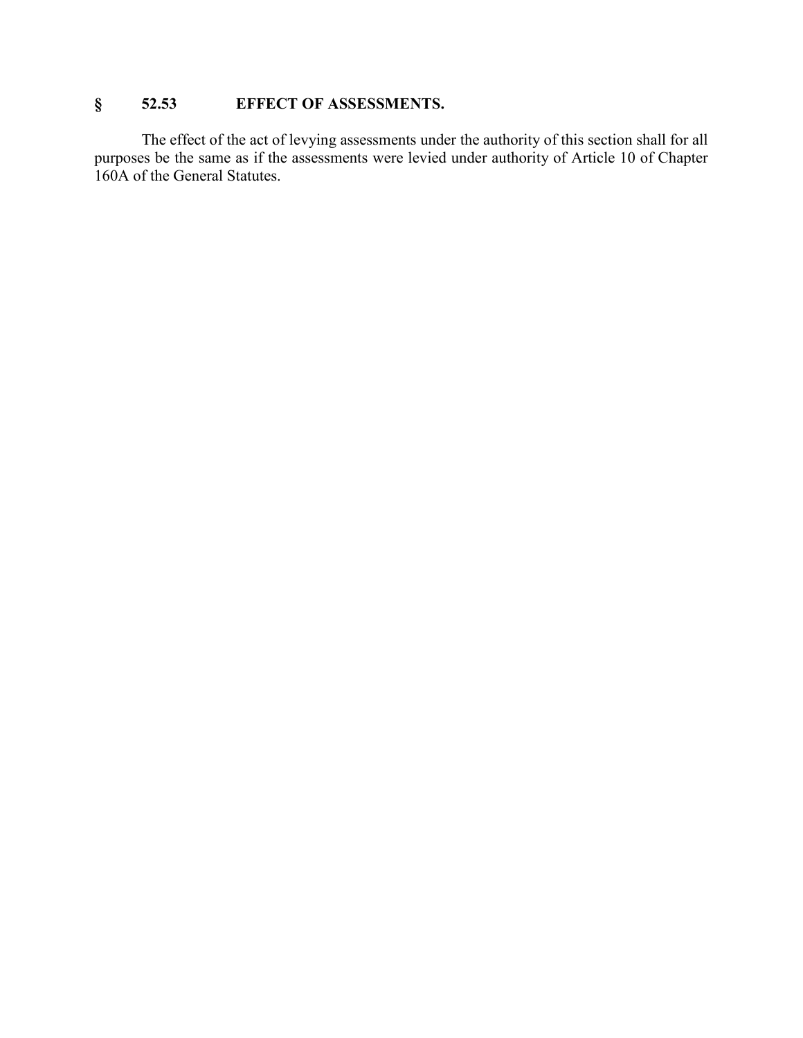## § 52.53 EFFECT OF ASSESSMENTS.

The effect of the act of levying assessments under the authority of this section shall for all purposes be the same as if the assessments were levied under authority of Article 10 of Chapter 160A of the General Statutes.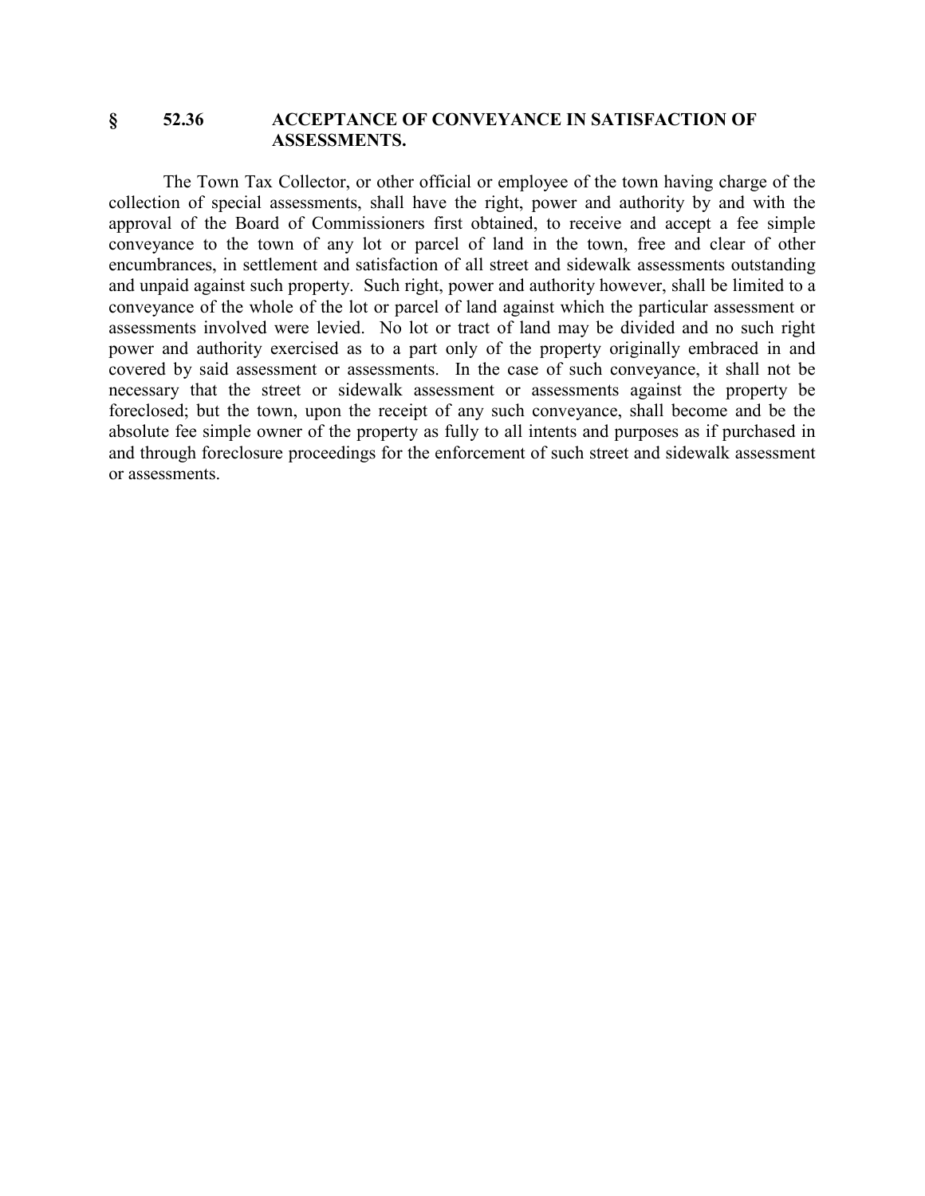### § 52.36 ACCEPTANCE OF CONVEYANCE IN SATISFACTION OF ASSESSMENTS.

The Town Tax Collector, or other official or employee of the town having charge of the collection of special assessments, shall have the right, power and authority by and with the approval of the Board of Commissioners first obtained, to receive and accept a fee simple conveyance to the town of any lot or parcel of land in the town, free and clear of other encumbrances, in settlement and satisfaction of all street and sidewalk assessments outstanding and unpaid against such property. Such right, power and authority however, shall be limited to a conveyance of the whole of the lot or parcel of land against which the particular assessment or assessments involved were levied. No lot or tract of land may be divided and no such right power and authority exercised as to a part only of the property originally embraced in and covered by said assessment or assessments. In the case of such conveyance, it shall not be necessary that the street or sidewalk assessment or assessments against the property be foreclosed; but the town, upon the receipt of any such conveyance, shall become and be the absolute fee simple owner of the property as fully to all intents and purposes as if purchased in and through foreclosure proceedings for the enforcement of such street and sidewalk assessment or assessments.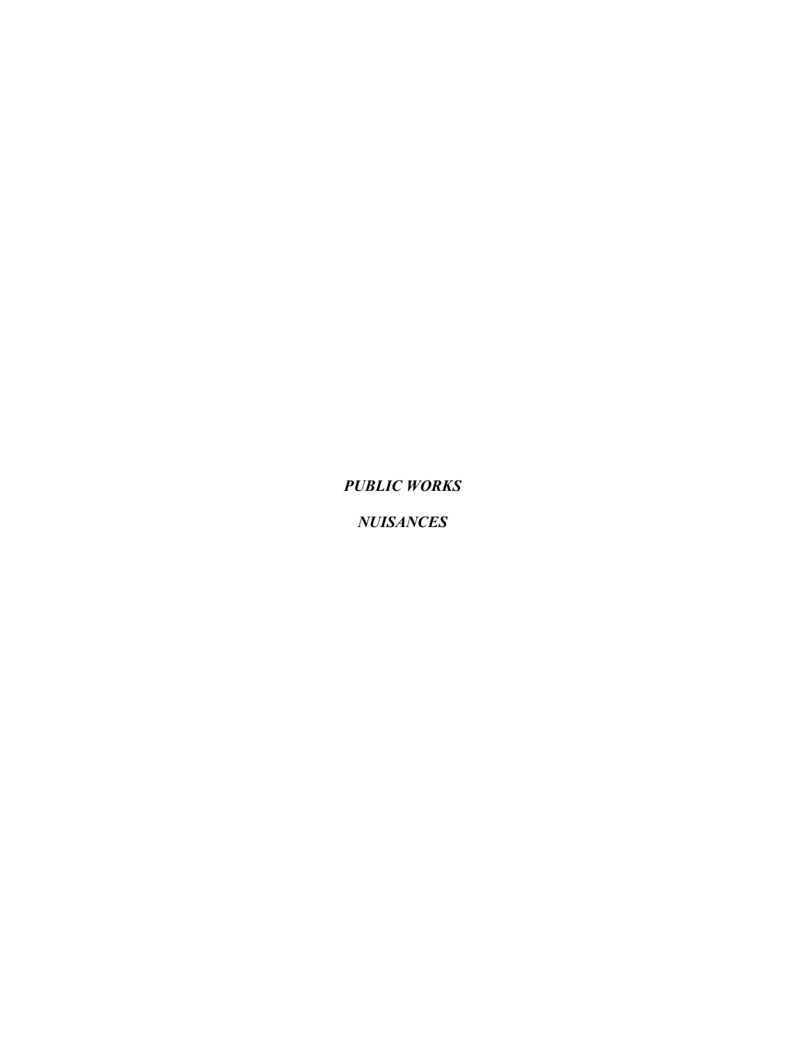***PUBLIC WORKS***

***NUISANCES***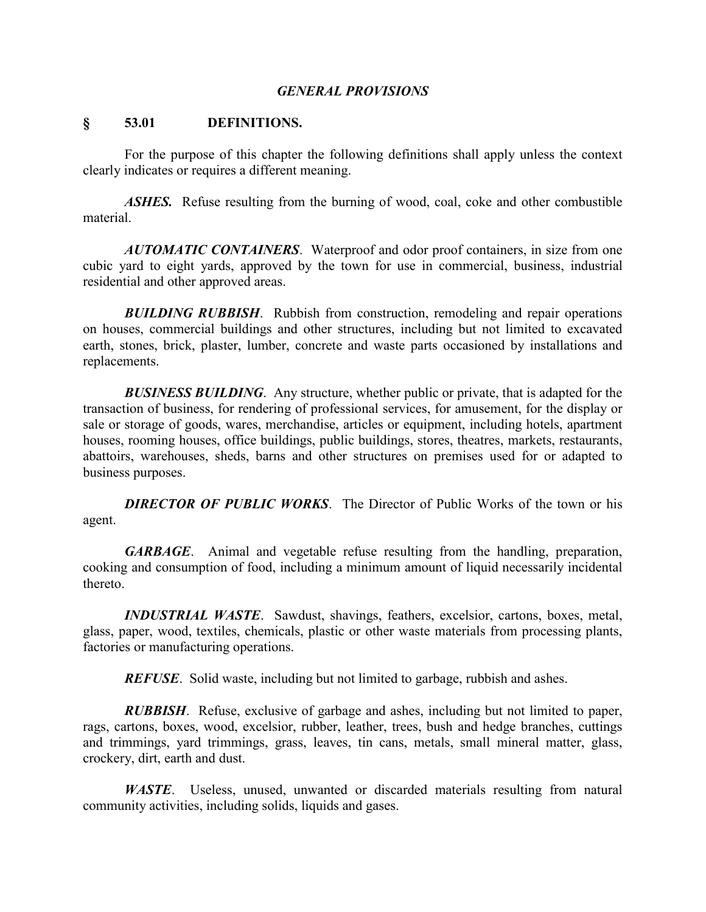## *GENERAL PROVISIONS*

## § 53.01 DEFINITIONS.

For the purpose of this chapter the following definitions shall apply unless the context clearly indicates or requires a different meaning.

***ASHES.*** Refuse resulting from the burning of wood, coal, coke and other combustible material.

***AUTOMATIC CONTAINERS***. Waterproof and odor proof containers, in size from one cubic yard to eight yards, approved by the town for use in commercial, business, industrial residential and other approved areas.

***BUILDING RUBBISH***. Rubbish from construction, remodeling and repair operations on houses, commercial buildings and other structures, including but not limited to excavated earth, stones, brick, plaster, lumber, concrete and waste parts occasioned by installations and replacements.

***BUSINESS BUILDING***. Any structure, whether public or private, that is adapted for the transaction of business, for rendering of professional services, for amusement, for the display or sale or storage of goods, wares, merchandise, articles or equipment, including hotels, apartment houses, rooming houses, office buildings, public buildings, stores, theatres, markets, restaurants, abattoirs, warehouses, sheds, barns and other structures on premises used for or adapted to business purposes.

***DIRECTOR OF PUBLIC WORKS***. The Director of Public Works of the town or his agent.

***GARBAGE***. Animal and vegetable refuse resulting from the handling, preparation, cooking and consumption of food, including a minimum amount of liquid necessarily incidental thereto.

***INDUSTRIAL WASTE***. Sawdust, shavings, feathers, excelsior, cartons, boxes, metal, glass, paper, wood, textiles, chemicals, plastic or other waste materials from processing plants, factories or manufacturing operations.

***REFUSE***. Solid waste, including but not limited to garbage, rubbish and ashes.

***RUBBISH***. Refuse, exclusive of garbage and ashes, including but not limited to paper, rags, cartons, boxes, wood, excelsior, rubber, leather, trees, bush and hedge branches, cuttings and trimmings, yard trimmings, grass, leaves, tin cans, metals, small mineral matter, glass, crockery, dirt, earth and dust.

***WASTE***. Useless, unused, unwanted or discarded materials resulting from natural community activities, including solids, liquids and gases.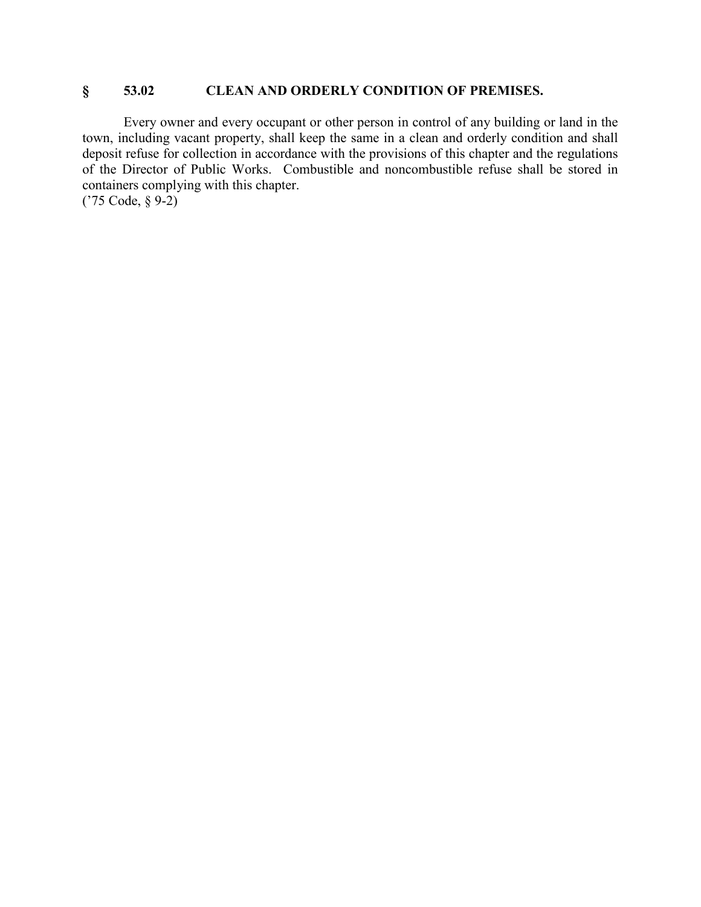## § 53.02 CLEAN AND ORDERLY CONDITION OF PREMISES.

Every owner and every occupant or other person in control of any building or land in the town, including vacant property, shall keep the same in a clean and orderly condition and shall deposit refuse for collection in accordance with the provisions of this chapter and the regulations of the Director of Public Works. Combustible and noncombustible refuse shall be stored in containers complying with this chapter.
('75 Code, § 9-2)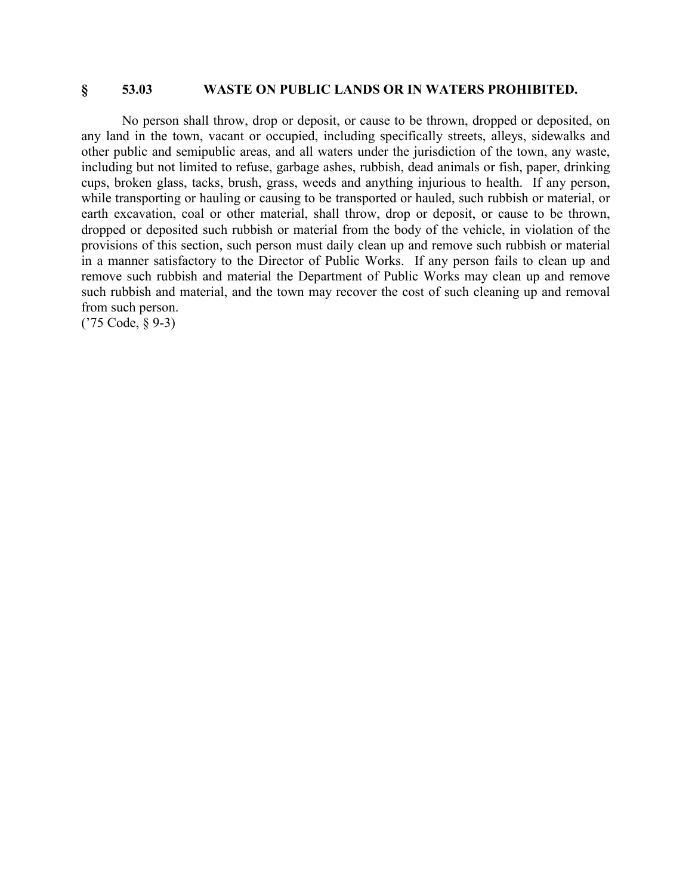## § 53.03 WASTE ON PUBLIC LANDS OR IN WATERS PROHIBITED.

No person shall throw, drop or deposit, or cause to be thrown, dropped or deposited, on any land in the town, vacant or occupied, including specifically streets, alleys, sidewalks and other public and semipublic areas, and all waters under the jurisdiction of the town, any waste, including but not limited to refuse, garbage ashes, rubbish, dead animals or fish, paper, drinking cups, broken glass, tacks, brush, grass, weeds and anything injurious to health. If any person, while transporting or hauling or causing to be transported or hauled, such rubbish or material, or earth excavation, coal or other material, shall throw, drop or deposit, or cause to be thrown, dropped or deposited such rubbish or material from the body of the vehicle, in violation of the provisions of this section, such person must daily clean up and remove such rubbish or material in a manner satisfactory to the Director of Public Works. If any person fails to clean up and remove such rubbish and material the Department of Public Works may clean up and remove such rubbish and material, and the town may recover the cost of such cleaning up and removal from such person.
('75 Code, § 9-3)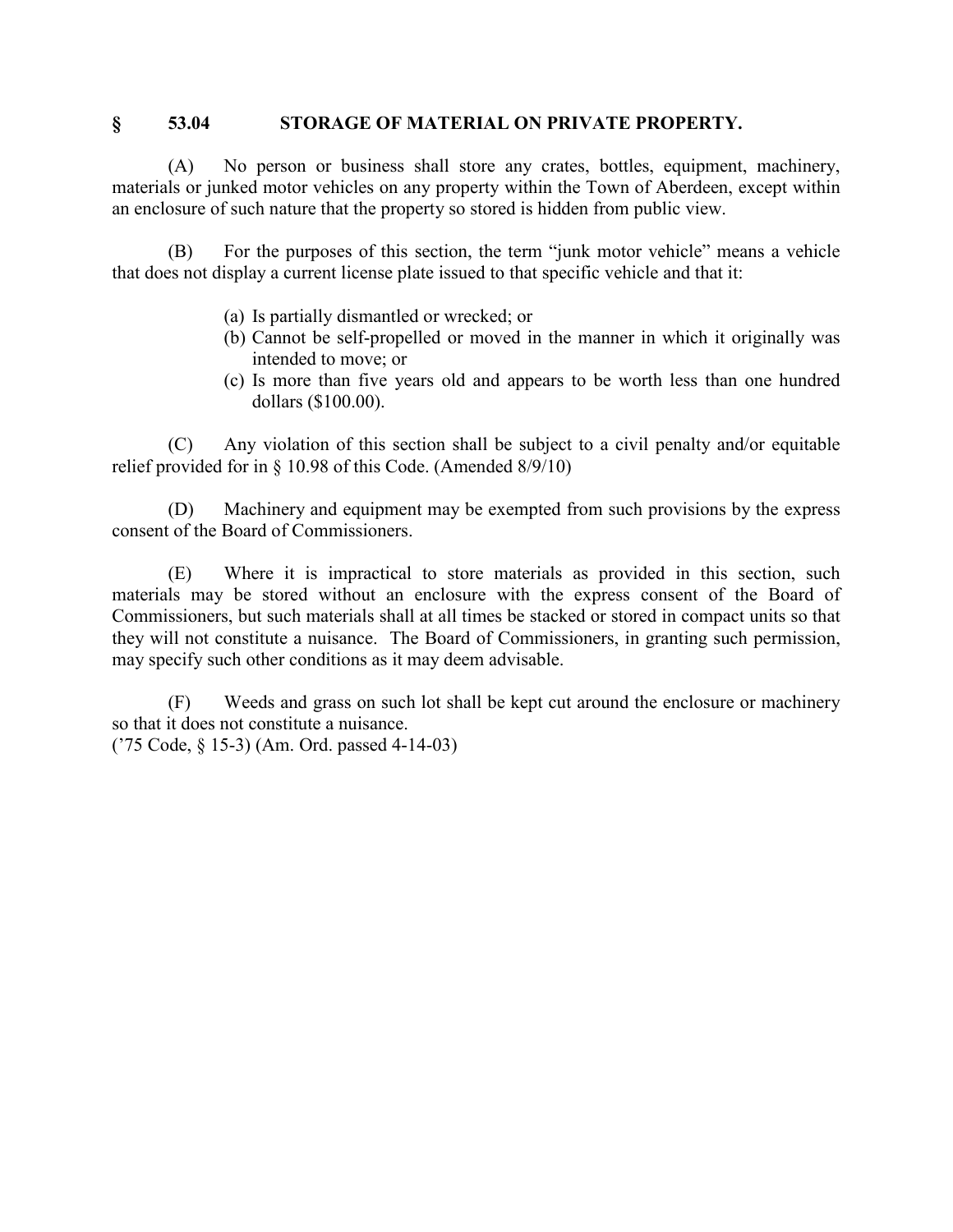## § 53.04 STORAGE OF MATERIAL ON PRIVATE PROPERTY.

(A) No person or business shall store any crates, bottles, equipment, machinery, materials or junked motor vehicles on any property within the Town of Aberdeen, except within an enclosure of such nature that the property so stored is hidden from public view.

(B) For the purposes of this section, the term "junk motor vehicle" means a vehicle that does not display a current license plate issued to that specific vehicle and that it:

- (a) Is partially dismantled or wrecked; or
- (b) Cannot be self-propelled or moved in the manner in which it originally was intended to move; or
- (c) Is more than five years old and appears to be worth less than one hundred dollars ($100.00).

(C) Any violation of this section shall be subject to a civil penalty and/or equitable relief provided for in § 10.98 of this Code. (Amended 8/9/10)

(D) Machinery and equipment may be exempted from such provisions by the express consent of the Board of Commissioners.

(E) Where it is impractical to store materials as provided in this section, such materials may be stored without an enclosure with the express consent of the Board of Commissioners, but such materials shall at all times be stacked or stored in compact units so that they will not constitute a nuisance. The Board of Commissioners, in granting such permission, may specify such other conditions as it may deem advisable.

(F) Weeds and grass on such lot shall be kept cut around the enclosure or machinery so that it does not constitute a nuisance.
('75 Code, § 15-3) (Am. Ord. passed 4-14-03)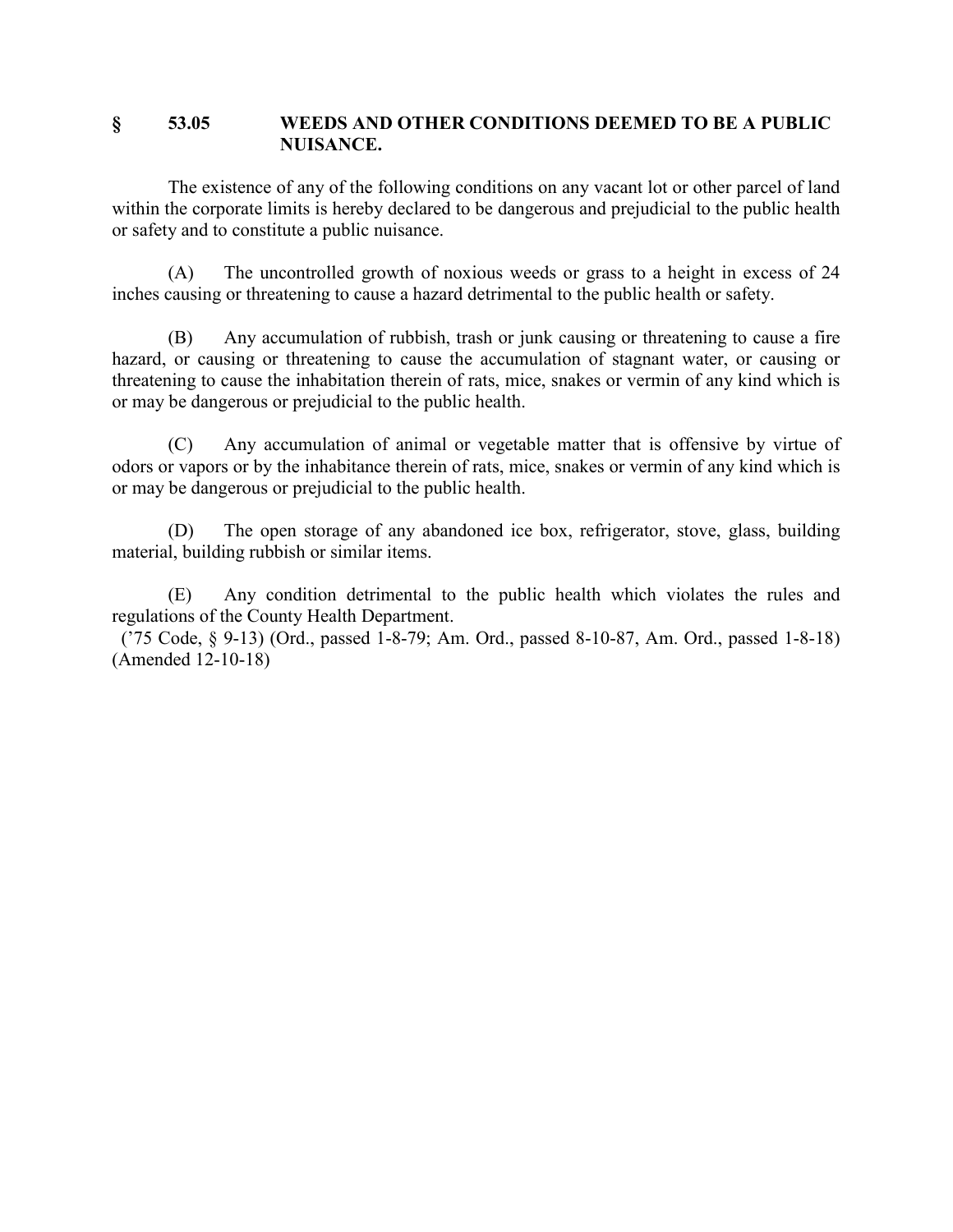## § 53.05 WEEDS AND OTHER CONDITIONS DEEMED TO BE A PUBLIC NUISANCE.

The existence of any of the following conditions on any vacant lot or other parcel of land within the corporate limits is hereby declared to be dangerous and prejudicial to the public health or safety and to constitute a public nuisance.

(A) The uncontrolled growth of noxious weeds or grass to a height in excess of 24 inches causing or threatening to cause a hazard detrimental to the public health or safety.

(B) Any accumulation of rubbish, trash or junk causing or threatening to cause a fire hazard, or causing or threatening to cause the accumulation of stagnant water, or causing or threatening to cause the inhabitation therein of rats, mice, snakes or vermin of any kind which is or may be dangerous or prejudicial to the public health.

(C) Any accumulation of animal or vegetable matter that is offensive by virtue of odors or vapors or by the inhabitance therein of rats, mice, snakes or vermin of any kind which is or may be dangerous or prejudicial to the public health.

(D) The open storage of any abandoned ice box, refrigerator, stove, glass, building material, building rubbish or similar items.

(E) Any condition detrimental to the public health which violates the rules and regulations of the County Health Department.

('75 Code, § 9-13) (Ord., passed 1-8-79; Am. Ord., passed 8-10-87, Am. Ord., passed 1-8-18) (Amended 12-10-18)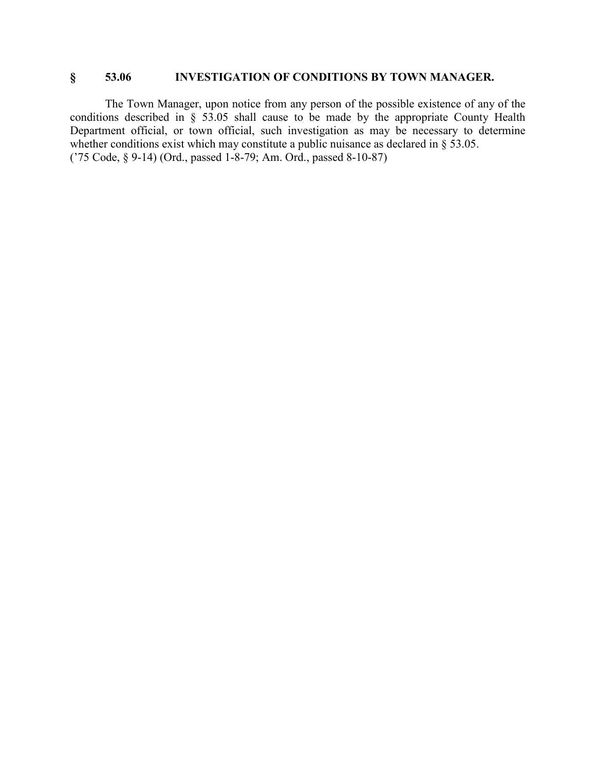### § 53.06 INVESTIGATION OF CONDITIONS BY TOWN MANAGER.

The Town Manager, upon notice from any person of the possible existence of any of the conditions described in § 53.05 shall cause to be made by the appropriate County Health Department official, or town official, such investigation as may be necessary to determine whether conditions exist which may constitute a public nuisance as declared in § 53.05.
('75 Code, § 9-14) (Ord., passed 1-8-79; Am. Ord., passed 8-10-87)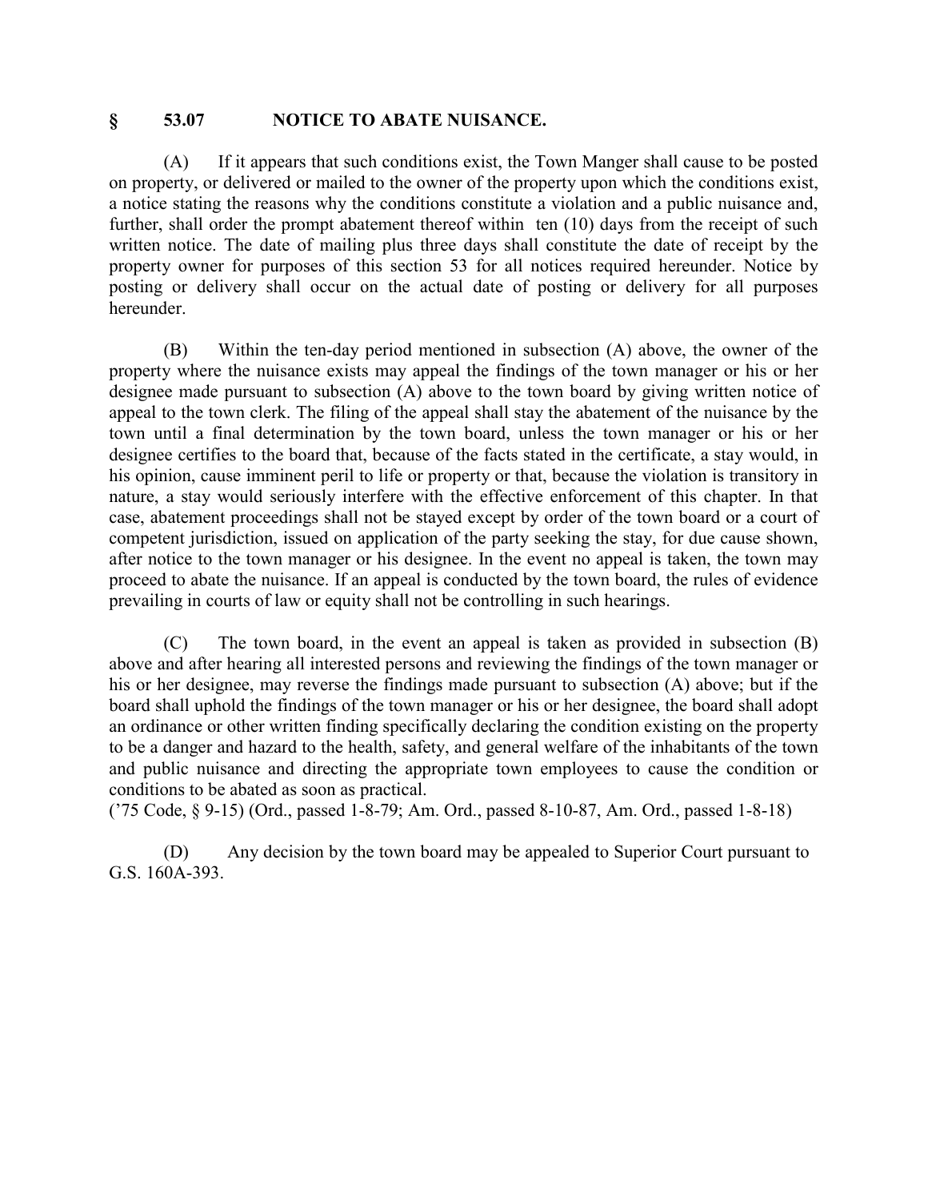## § 53.07 NOTICE TO ABATE NUISANCE.

(A) If it appears that such conditions exist, the Town Manger shall cause to be posted on property, or delivered or mailed to the owner of the property upon which the conditions exist, a notice stating the reasons why the conditions constitute a violation and a public nuisance and, further, shall order the prompt abatement thereof within ten (10) days from the receipt of such written notice. The date of mailing plus three days shall constitute the date of receipt by the property owner for purposes of this section 53 for all notices required hereunder. Notice by posting or delivery shall occur on the actual date of posting or delivery for all purposes hereunder.

(B) Within the ten-day period mentioned in subsection (A) above, the owner of the property where the nuisance exists may appeal the findings of the town manager or his or her designee made pursuant to subsection (A) above to the town board by giving written notice of appeal to the town clerk. The filing of the appeal shall stay the abatement of the nuisance by the town until a final determination by the town board, unless the town manager or his or her designee certifies to the board that, because of the facts stated in the certificate, a stay would, in his opinion, cause imminent peril to life or property or that, because the violation is transitory in nature, a stay would seriously interfere with the effective enforcement of this chapter. In that case, abatement proceedings shall not be stayed except by order of the town board or a court of competent jurisdiction, issued on application of the party seeking the stay, for due cause shown, after notice to the town manager or his designee. In the event no appeal is taken, the town may proceed to abate the nuisance. If an appeal is conducted by the town board, the rules of evidence prevailing in courts of law or equity shall not be controlling in such hearings.

(C) The town board, in the event an appeal is taken as provided in subsection (B) above and after hearing all interested persons and reviewing the findings of the town manager or his or her designee, may reverse the findings made pursuant to subsection (A) above; but if the board shall uphold the findings of the town manager or his or her designee, the board shall adopt an ordinance or other written finding specifically declaring the condition existing on the property to be a danger and hazard to the health, safety, and general welfare of the inhabitants of the town and public nuisance and directing the appropriate town employees to cause the condition or conditions to be abated as soon as practical.
('75 Code, § 9-15) (Ord., passed 1-8-79; Am. Ord., passed 8-10-87, Am. Ord., passed 1-8-18)

(D) Any decision by the town board may be appealed to Superior Court pursuant to G.S. 160A-393.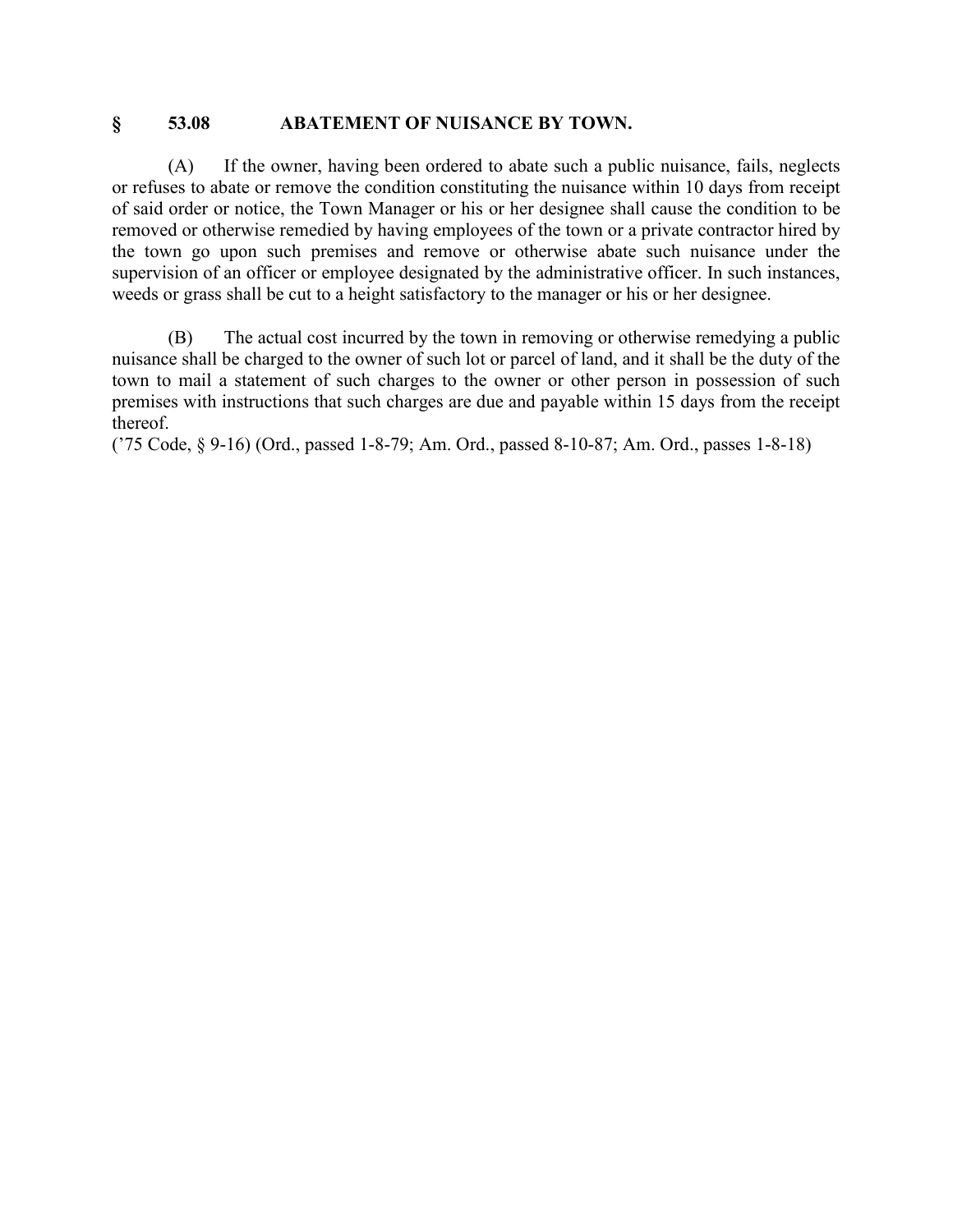## § 53.08 ABATEMENT OF NUISANCE BY TOWN.

(A) If the owner, having been ordered to abate such a public nuisance, fails, neglects or refuses to abate or remove the condition constituting the nuisance within 10 days from receipt of said order or notice, the Town Manager or his or her designee shall cause the condition to be removed or otherwise remedied by having employees of the town or a private contractor hired by the town go upon such premises and remove or otherwise abate such nuisance under the supervision of an officer or employee designated by the administrative officer. In such instances, weeds or grass shall be cut to a height satisfactory to the manager or his or her designee.

(B) The actual cost incurred by the town in removing or otherwise remedying a public nuisance shall be charged to the owner of such lot or parcel of land, and it shall be the duty of the town to mail a statement of such charges to the owner or other person in possession of such premises with instructions that such charges are due and payable within 15 days from the receipt thereof.

('75 Code, § 9-16) (Ord., passed 1-8-79; Am. Ord., passed 8-10-87; Am. Ord., passes 1-8-18)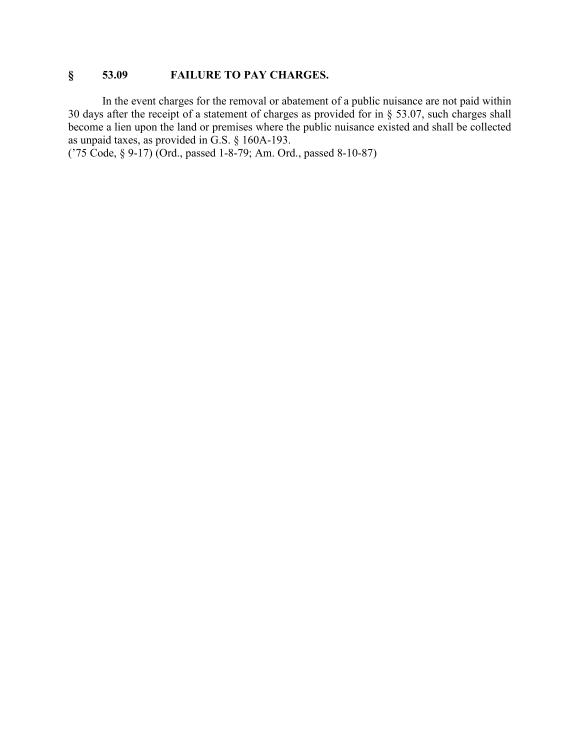## § 53.09 FAILURE TO PAY CHARGES.

In the event charges for the removal or abatement of a public nuisance are not paid within 30 days after the receipt of a statement of charges as provided for in § 53.07, such charges shall become a lien upon the land or premises where the public nuisance existed and shall be collected as unpaid taxes, as provided in G.S. § 160A-193.
('75 Code, § 9-17) (Ord., passed 1-8-79; Am. Ord., passed 8-10-87)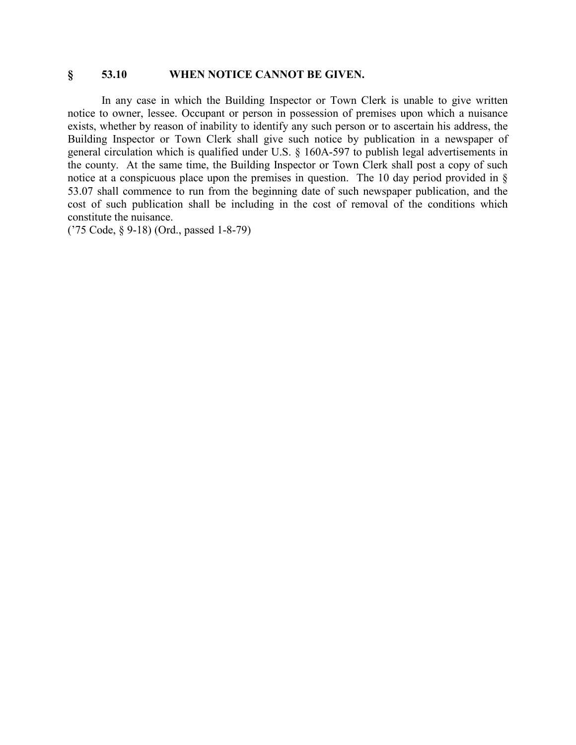## § 53.10 WHEN NOTICE CANNOT BE GIVEN.

In any case in which the Building Inspector or Town Clerk is unable to give written notice to owner, lessee. Occupant or person in possession of premises upon which a nuisance exists, whether by reason of inability to identify any such person or to ascertain his address, the Building Inspector or Town Clerk shall give such notice by publication in a newspaper of general circulation which is qualified under U.S. § 160A-597 to publish legal advertisements in the county. At the same time, the Building Inspector or Town Clerk shall post a copy of such notice at a conspicuous place upon the premises in question. The 10 day period provided in § 53.07 shall commence to run from the beginning date of such newspaper publication, and the cost of such publication shall be including in the cost of removal of the conditions which constitute the nuisance.
('75 Code, § 9-18) (Ord., passed 1-8-79)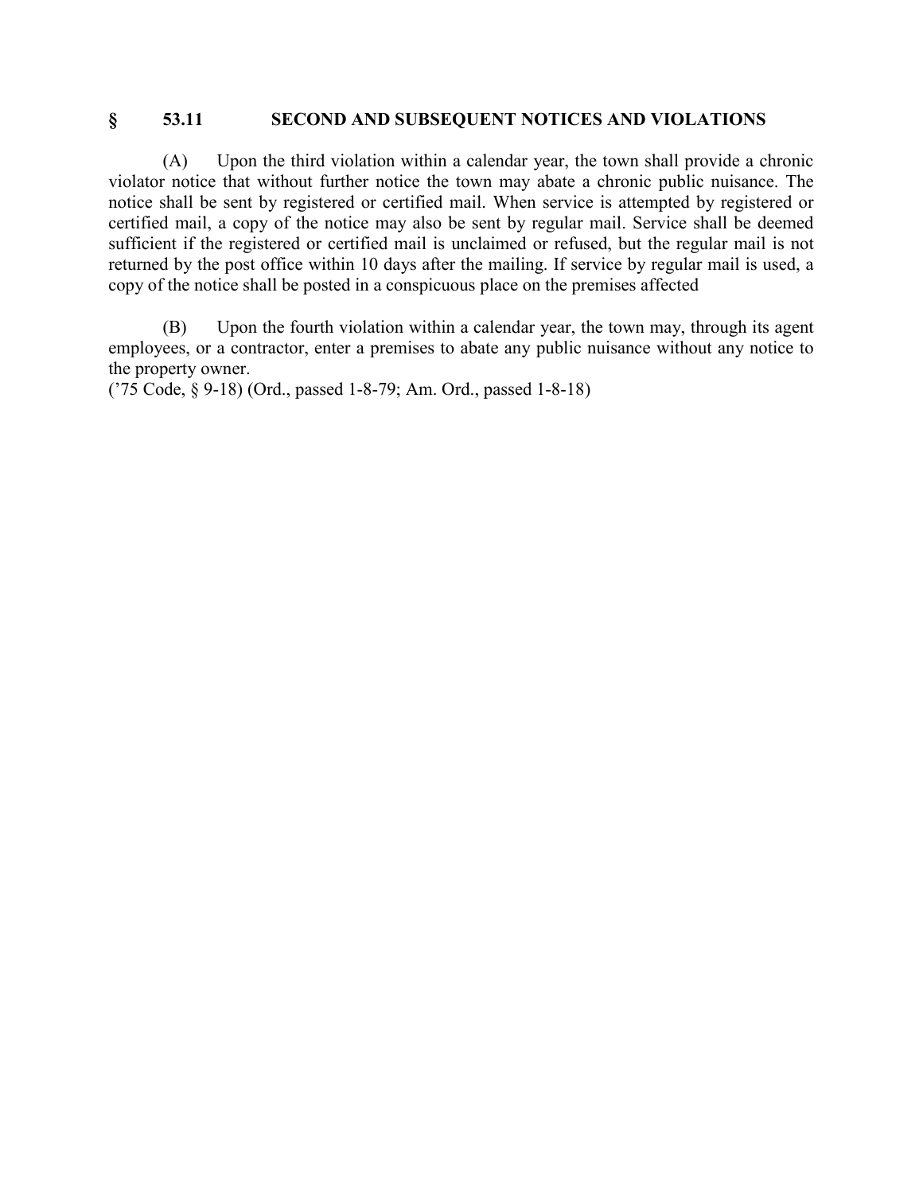## § 53.11 SECOND AND SUBSEQUENT NOTICES AND VIOLATIONS

(A) Upon the third violation within a calendar year, the town shall provide a chronic violator notice that without further notice the town may abate a chronic public nuisance. The notice shall be sent by registered or certified mail. When service is attempted by registered or certified mail, a copy of the notice may also be sent by regular mail. Service shall be deemed sufficient if the registered or certified mail is unclaimed or refused, but the regular mail is not returned by the post office within 10 days after the mailing. If service by regular mail is used, a copy of the notice shall be posted in a conspicuous place on the premises affected

(B) Upon the fourth violation within a calendar year, the town may, through its agent employees, or a contractor, enter a premises to abate any public nuisance without any notice to the property owner.
('75 Code, § 9-18) (Ord., passed 1-8-79; Am. Ord., passed 1-8-18)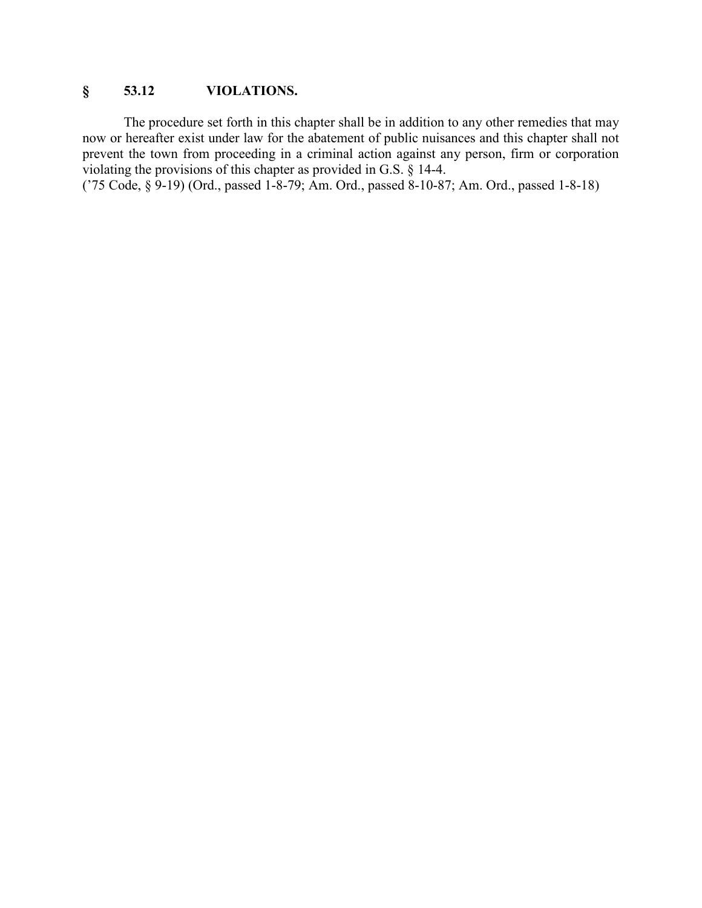## § 53.12 VIOLATIONS.

The procedure set forth in this chapter shall be in addition to any other remedies that may now or hereafter exist under law for the abatement of public nuisances and this chapter shall not prevent the town from proceeding in a criminal action against any person, firm or corporation violating the provisions of this chapter as provided in G.S. § 14-4.
('75 Code, § 9-19) (Ord., passed 1-8-79; Am. Ord., passed 8-10-87; Am. Ord., passed 1-8-18)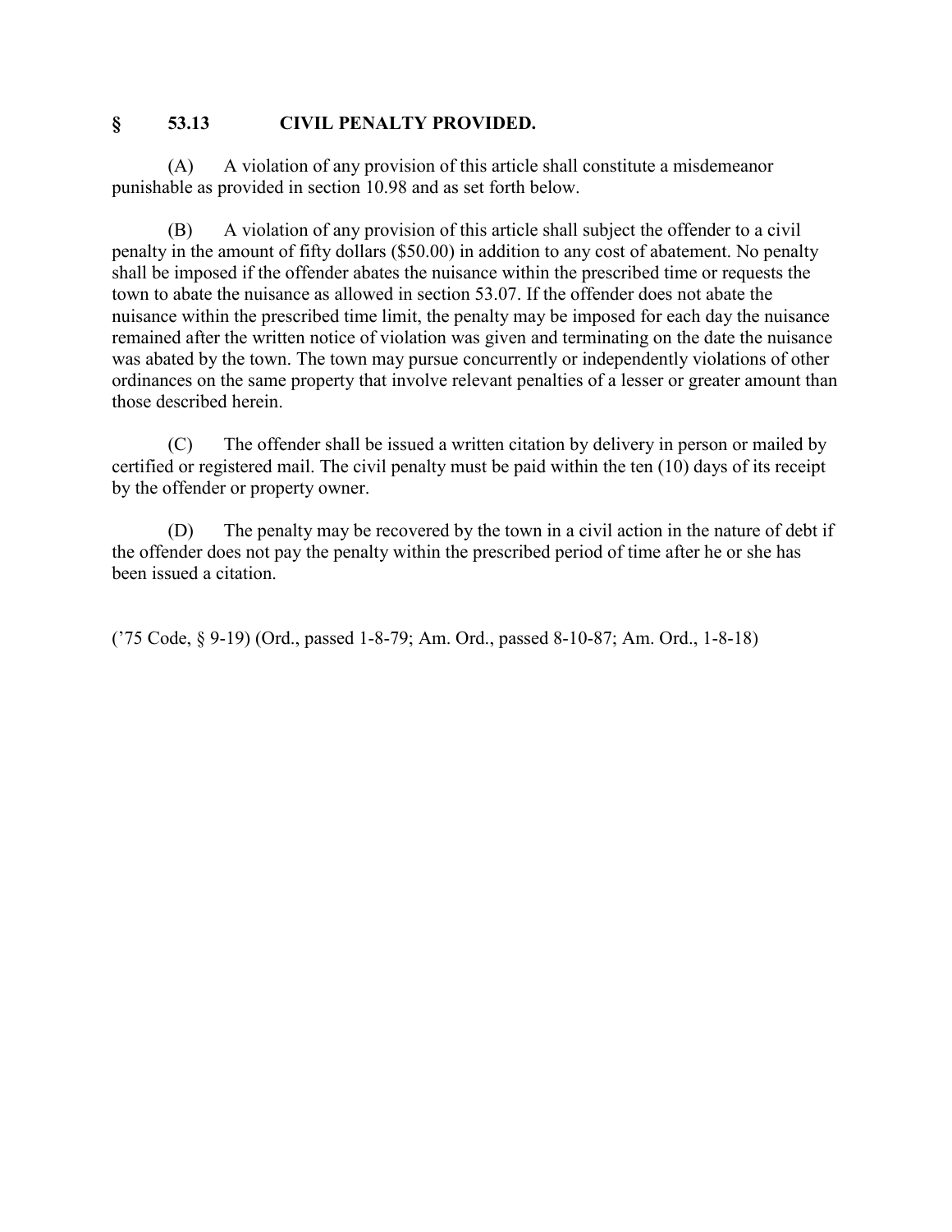## § 53.13 CIVIL PENALTY PROVIDED.

(A) A violation of any provision of this article shall constitute a misdemeanor punishable as provided in section 10.98 and as set forth below.

(B) A violation of any provision of this article shall subject the offender to a civil penalty in the amount of fifty dollars ($50.00) in addition to any cost of abatement. No penalty shall be imposed if the offender abates the nuisance within the prescribed time or requests the town to abate the nuisance as allowed in section 53.07. If the offender does not abate the nuisance within the prescribed time limit, the penalty may be imposed for each day the nuisance remained after the written notice of violation was given and terminating on the date the nuisance was abated by the town. The town may pursue concurrently or independently violations of other ordinances on the same property that involve relevant penalties of a lesser or greater amount than those described herein.

(C) The offender shall be issued a written citation by delivery in person or mailed by certified or registered mail. The civil penalty must be paid within the ten (10) days of its receipt by the offender or property owner.

(D) The penalty may be recovered by the town in a civil action in the nature of debt if the offender does not pay the penalty within the prescribed period of time after he or she has been issued a citation.

('75 Code, § 9-19) (Ord., passed 1-8-79; Am. Ord., passed 8-10-87; Am. Ord., 1-8-18)